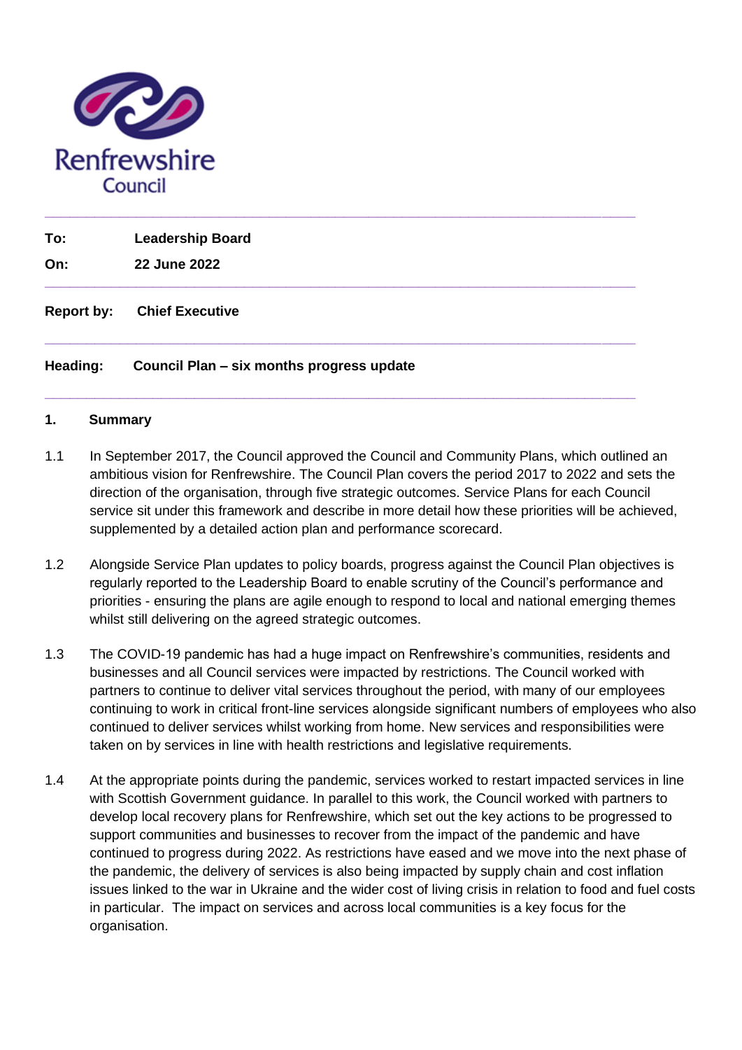Renfrewshire Council

---

| | |
|---|---|
| **To:** | **Leadership Board** |
| **On:** | **22 June 2022** |

---

**Report by:** **Chief Executive**

---

**Heading:** **Council Plan – six months progress update**

---

## 1. Summary

1.1 In September 2017, the Council approved the Council and Community Plans, which outlined an ambitious vision for Renfrewshire. The Council Plan covers the period 2017 to 2022 and sets the direction of the organisation, through five strategic outcomes. Service Plans for each Council service sit under this framework and describe in more detail how these priorities will be achieved, supplemented by a detailed action plan and performance scorecard.

1.2 Alongside Service Plan updates to policy boards, progress against the Council Plan objectives is regularly reported to the Leadership Board to enable scrutiny of the Council's performance and priorities - ensuring the plans are agile enough to respond to local and national emerging themes whilst still delivering on the agreed strategic outcomes.

1.3 The COVID-19 pandemic has had a huge impact on Renfrewshire's communities, residents and businesses and all Council services were impacted by restrictions. The Council worked with partners to continue to deliver vital services throughout the period, with many of our employees continuing to work in critical front-line services alongside significant numbers of employees who also continued to deliver services whilst working from home. New services and responsibilities were taken on by services in line with health restrictions and legislative requirements.

1.4 At the appropriate points during the pandemic, services worked to restart impacted services in line with Scottish Government guidance. In parallel to this work, the Council worked with partners to develop local recovery plans for Renfrewshire, which set out the key actions to be progressed to support communities and businesses to recover from the impact of the pandemic and have continued to progress during 2022. As restrictions have eased and we move into the next phase of the pandemic, the delivery of services is also being impacted by supply chain and cost inflation issues linked to the war in Ukraine and the wider cost of living crisis in relation to food and fuel costs in particular. The impact on services and across local communities is a key focus for the organisation.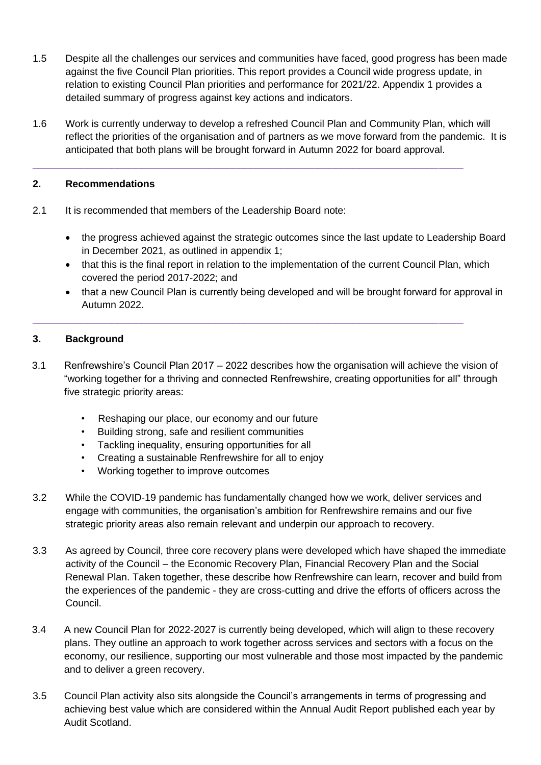1.5 Despite all the challenges our services and communities have faced, good progress has been made against the five Council Plan priorities. This report provides a Council wide progress update, in relation to existing Council Plan priorities and performance for 2021/22. Appendix 1 provides a detailed summary of progress against key actions and indicators.

1.6 Work is currently underway to develop a refreshed Council Plan and Community Plan, which will reflect the priorities of the organisation and of partners as we move forward from the pandemic. It is anticipated that both plans will be brought forward in Autumn 2022 for board approval.

---

## 2. Recommendations

2.1 It is recommended that members of the Leadership Board note:

- the progress achieved against the strategic outcomes since the last update to Leadership Board in December 2021, as outlined in appendix 1;
- that this is the final report in relation to the implementation of the current Council Plan, which covered the period 2017-2022; and
- that a new Council Plan is currently being developed and will be brought forward for approval in Autumn 2022.

---

## 3. Background

3.1 Renfrewshire's Council Plan 2017 – 2022 describes how the organisation will achieve the vision of "working together for a thriving and connected Renfrewshire, creating opportunities for all" through five strategic priority areas:

- Reshaping our place, our economy and our future
- Building strong, safe and resilient communities
- Tackling inequality, ensuring opportunities for all
- Creating a sustainable Renfrewshire for all to enjoy
- Working together to improve outcomes

3.2 While the COVID-19 pandemic has fundamentally changed how we work, deliver services and engage with communities, the organisation's ambition for Renfrewshire remains and our five strategic priority areas also remain relevant and underpin our approach to recovery.

3.3 As agreed by Council, three core recovery plans were developed which have shaped the immediate activity of the Council – the Economic Recovery Plan, Financial Recovery Plan and the Social Renewal Plan. Taken together, these describe how Renfrewshire can learn, recover and build from the experiences of the pandemic - they are cross-cutting and drive the efforts of officers across the Council.

3.4 A new Council Plan for 2022-2027 is currently being developed, which will align to these recovery plans. They outline an approach to work together across services and sectors with a focus on the economy, our resilience, supporting our most vulnerable and those most impacted by the pandemic and to deliver a green recovery.

3.5 Council Plan activity also sits alongside the Council's arrangements in terms of progressing and achieving best value which are considered within the Annual Audit Report published each year by Audit Scotland.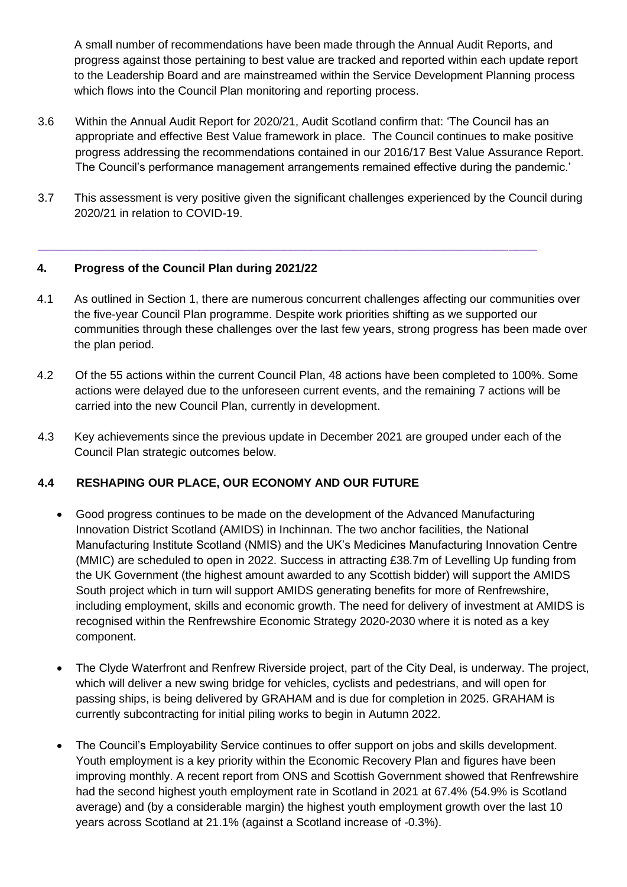A small number of recommendations have been made through the Annual Audit Reports, and progress against those pertaining to best value are tracked and reported within each update report to the Leadership Board and are mainstreamed within the Service Development Planning process which flows into the Council Plan monitoring and reporting process.

3.6 Within the Annual Audit Report for 2020/21, Audit Scotland confirm that: 'The Council has an appropriate and effective Best Value framework in place. The Council continues to make positive progress addressing the recommendations contained in our 2016/17 Best Value Assurance Report. The Council's performance management arrangements remained effective during the pandemic.'

3.7 This assessment is very positive given the significant challenges experienced by the Council during 2020/21 in relation to COVID-19.

---

## 4. Progress of the Council Plan during 2021/22

4.1 As outlined in Section 1, there are numerous concurrent challenges affecting our communities over the five-year Council Plan programme. Despite work priorities shifting as we supported our communities through these challenges over the last few years, strong progress has been made over the plan period.

4.2 Of the 55 actions within the current Council Plan, 48 actions have been completed to 100%. Some actions were delayed due to the unforeseen current events, and the remaining 7 actions will be carried into the new Council Plan, currently in development.

4.3 Key achievements since the previous update in December 2021 are grouped under each of the Council Plan strategic outcomes below.

### 4.4 RESHAPING OUR PLACE, OUR ECONOMY AND OUR FUTURE

- Good progress continues to be made on the development of the Advanced Manufacturing Innovation District Scotland (AMIDS) in Inchinnan. The two anchor facilities, the National Manufacturing Institute Scotland (NMIS) and the UK's Medicines Manufacturing Innovation Centre (MMIC) are scheduled to open in 2022. Success in attracting £38.7m of Levelling Up funding from the UK Government (the highest amount awarded to any Scottish bidder) will support the AMIDS South project which in turn will support AMIDS generating benefits for more of Renfrewshire, including employment, skills and economic growth. The need for delivery of investment at AMIDS is recognised within the Renfrewshire Economic Strategy 2020-2030 where it is noted as a key component.

- The Clyde Waterfront and Renfrew Riverside project, part of the City Deal, is underway. The project, which will deliver a new swing bridge for vehicles, cyclists and pedestrians, and will open for passing ships, is being delivered by GRAHAM and is due for completion in 2025. GRAHAM is currently subcontracting for initial piling works to begin in Autumn 2022.

- The Council's Employability Service continues to offer support on jobs and skills development. Youth employment is a key priority within the Economic Recovery Plan and figures have been improving monthly. A recent report from ONS and Scottish Government showed that Renfrewshire had the second highest youth employment rate in Scotland in 2021 at 67.4% (54.9% is Scotland average) and (by a considerable margin) the highest youth employment growth over the last 10 years across Scotland at 21.1% (against a Scotland increase of -0.3%).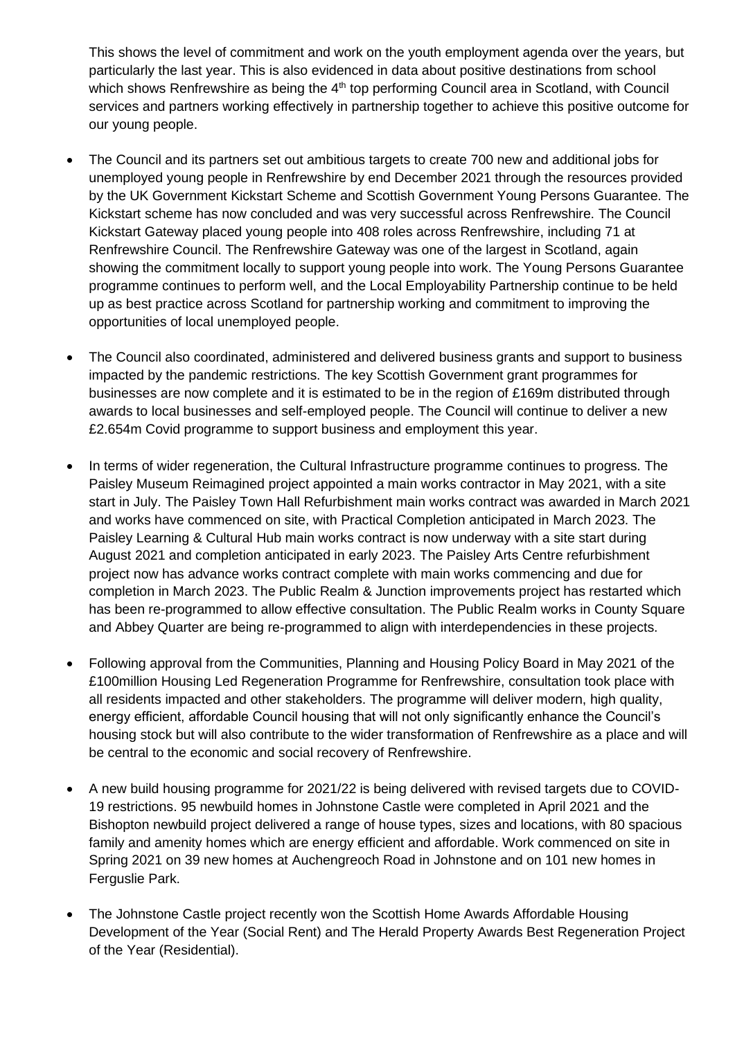This shows the level of commitment and work on the youth employment agenda over the years, but particularly the last year. This is also evidenced in data about positive destinations from school which shows Renfrewshire as being the 4th top performing Council area in Scotland, with Council services and partners working effectively in partnership together to achieve this positive outcome for our young people.

- The Council and its partners set out ambitious targets to create 700 new and additional jobs for unemployed young people in Renfrewshire by end December 2021 through the resources provided by the UK Government Kickstart Scheme and Scottish Government Young Persons Guarantee. The Kickstart scheme has now concluded and was very successful across Renfrewshire. The Council Kickstart Gateway placed young people into 408 roles across Renfrewshire, including 71 at Renfrewshire Council. The Renfrewshire Gateway was one of the largest in Scotland, again showing the commitment locally to support young people into work. The Young Persons Guarantee programme continues to perform well, and the Local Employability Partnership continue to be held up as best practice across Scotland for partnership working and commitment to improving the opportunities of local unemployed people.

- The Council also coordinated, administered and delivered business grants and support to business impacted by the pandemic restrictions. The key Scottish Government grant programmes for businesses are now complete and it is estimated to be in the region of £169m distributed through awards to local businesses and self-employed people. The Council will continue to deliver a new £2.654m Covid programme to support business and employment this year.

- In terms of wider regeneration, the Cultural Infrastructure programme continues to progress. The Paisley Museum Reimagined project appointed a main works contractor in May 2021, with a site start in July. The Paisley Town Hall Refurbishment main works contract was awarded in March 2021 and works have commenced on site, with Practical Completion anticipated in March 2023. The Paisley Learning & Cultural Hub main works contract is now underway with a site start during August 2021 and completion anticipated in early 2023. The Paisley Arts Centre refurbishment project now has advance works contract complete with main works commencing and due for completion in March 2023. The Public Realm & Junction improvements project has restarted which has been re-programmed to allow effective consultation. The Public Realm works in County Square and Abbey Quarter are being re-programmed to align with interdependencies in these projects.

- Following approval from the Communities, Planning and Housing Policy Board in May 2021 of the £100million Housing Led Regeneration Programme for Renfrewshire, consultation took place with all residents impacted and other stakeholders. The programme will deliver modern, high quality, energy efficient, affordable Council housing that will not only significantly enhance the Council's housing stock but will also contribute to the wider transformation of Renfrewshire as a place and will be central to the economic and social recovery of Renfrewshire.

- A new build housing programme for 2021/22 is being delivered with revised targets due to COVID-19 restrictions. 95 newbuild homes in Johnstone Castle were completed in April 2021 and the Bishopton newbuild project delivered a range of house types, sizes and locations, with 80 spacious family and amenity homes which are energy efficient and affordable. Work commenced on site in Spring 2021 on 39 new homes at Auchengreoch Road in Johnstone and on 101 new homes in Ferguslie Park.

- The Johnstone Castle project recently won the Scottish Home Awards Affordable Housing Development of the Year (Social Rent) and The Herald Property Awards Best Regeneration Project of the Year (Residential).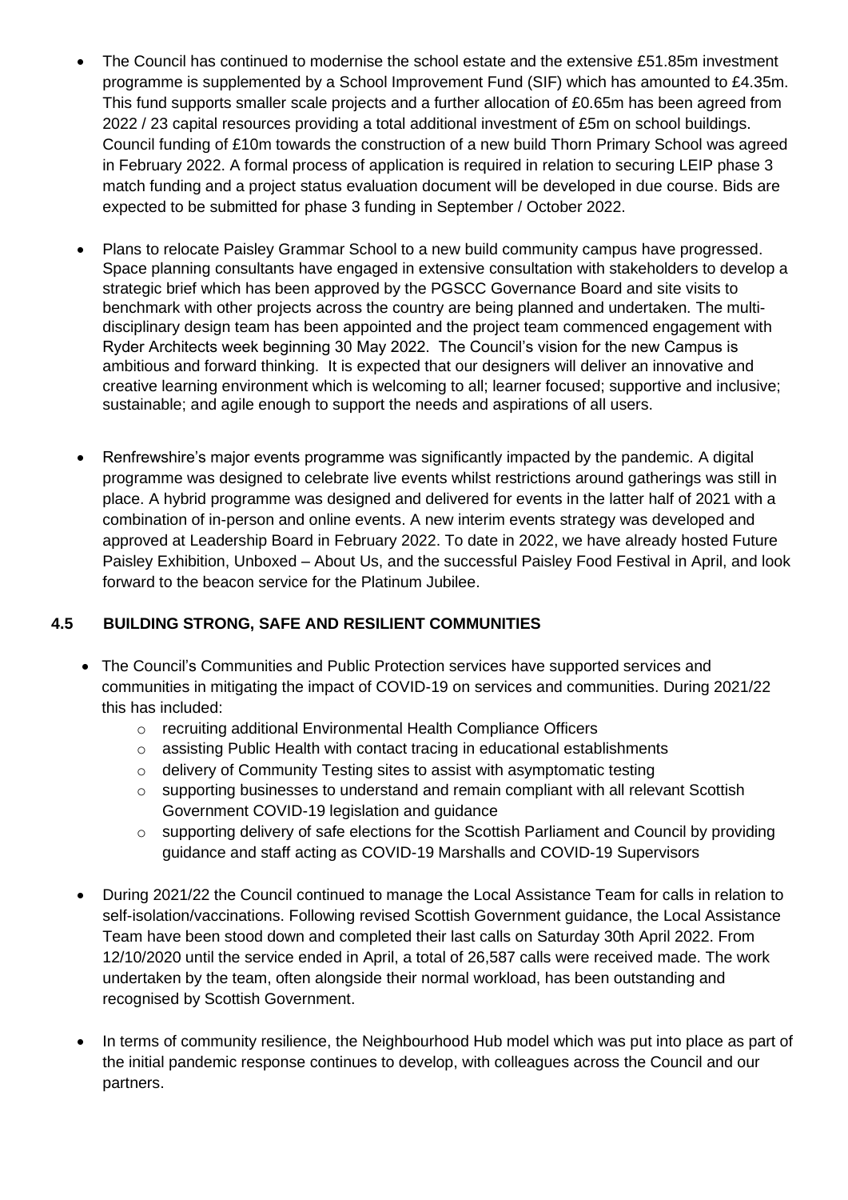- The Council has continued to modernise the school estate and the extensive £51.85m investment programme is supplemented by a School Improvement Fund (SIF) which has amounted to £4.35m. This fund supports smaller scale projects and a further allocation of £0.65m has been agreed from 2022 / 23 capital resources providing a total additional investment of £5m on school buildings. Council funding of £10m towards the construction of a new build Thorn Primary School was agreed in February 2022. A formal process of application is required in relation to securing LEIP phase 3 match funding and a project status evaluation document will be developed in due course. Bids are expected to be submitted for phase 3 funding in September / October 2022.

- Plans to relocate Paisley Grammar School to a new build community campus have progressed. Space planning consultants have engaged in extensive consultation with stakeholders to develop a strategic brief which has been approved by the PGSCC Governance Board and site visits to benchmark with other projects across the country are being planned and undertaken. The multi-disciplinary design team has been appointed and the project team commenced engagement with Ryder Architects week beginning 30 May 2022. The Council's vision for the new Campus is ambitious and forward thinking. It is expected that our designers will deliver an innovative and creative learning environment which is welcoming to all; learner focused; supportive and inclusive; sustainable; and agile enough to support the needs and aspirations of all users.

- Renfrewshire's major events programme was significantly impacted by the pandemic. A digital programme was designed to celebrate live events whilst restrictions around gatherings was still in place. A hybrid programme was designed and delivered for events in the latter half of 2021 with a combination of in-person and online events. A new interim events strategy was developed and approved at Leadership Board in February 2022. To date in 2022, we have already hosted Future Paisley Exhibition, Unboxed – About Us, and the successful Paisley Food Festival in April, and look forward to the beacon service for the Platinum Jubilee.

## 4.5 BUILDING STRONG, SAFE AND RESILIENT COMMUNITIES

- The Council's Communities and Public Protection services have supported services and communities in mitigating the impact of COVID-19 on services and communities. During 2021/22 this has included:
  - recruiting additional Environmental Health Compliance Officers
  - assisting Public Health with contact tracing in educational establishments
  - delivery of Community Testing sites to assist with asymptomatic testing
  - supporting businesses to understand and remain compliant with all relevant Scottish Government COVID-19 legislation and guidance
  - supporting delivery of safe elections for the Scottish Parliament and Council by providing guidance and staff acting as COVID-19 Marshalls and COVID-19 Supervisors

- During 2021/22 the Council continued to manage the Local Assistance Team for calls in relation to self-isolation/vaccinations. Following revised Scottish Government guidance, the Local Assistance Team have been stood down and completed their last calls on Saturday 30th April 2022. From 12/10/2020 until the service ended in April, a total of 26,587 calls were received made. The work undertaken by the team, often alongside their normal workload, has been outstanding and recognised by Scottish Government.

- In terms of community resilience, the Neighbourhood Hub model which was put into place as part of the initial pandemic response continues to develop, with colleagues across the Council and our partners.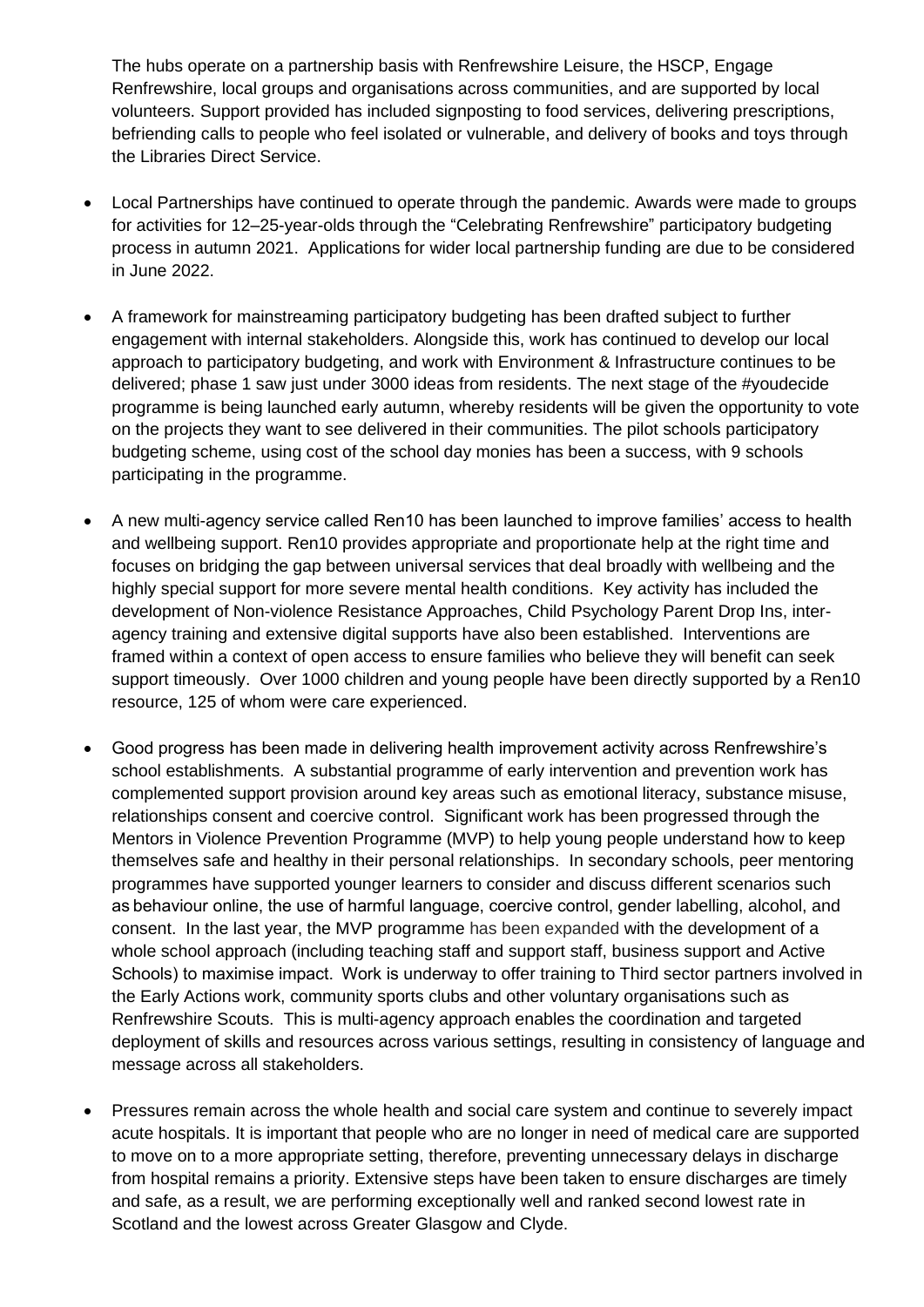The hubs operate on a partnership basis with Renfrewshire Leisure, the HSCP, Engage Renfrewshire, local groups and organisations across communities, and are supported by local volunteers. Support provided has included signposting to food services, delivering prescriptions, befriending calls to people who feel isolated or vulnerable, and delivery of books and toys through the Libraries Direct Service.

- Local Partnerships have continued to operate through the pandemic. Awards were made to groups for activities for 12–25-year-olds through the "Celebrating Renfrewshire" participatory budgeting process in autumn 2021. Applications for wider local partnership funding are due to be considered in June 2022.

- A framework for mainstreaming participatory budgeting has been drafted subject to further engagement with internal stakeholders. Alongside this, work has continued to develop our local approach to participatory budgeting, and work with Environment & Infrastructure continues to be delivered; phase 1 saw just under 3000 ideas from residents. The next stage of the #youdecide programme is being launched early autumn, whereby residents will be given the opportunity to vote on the projects they want to see delivered in their communities. The pilot schools participatory budgeting scheme, using cost of the school day monies has been a success, with 9 schools participating in the programme.

- A new multi-agency service called Ren10 has been launched to improve families' access to health and wellbeing support. Ren10 provides appropriate and proportionate help at the right time and focuses on bridging the gap between universal services that deal broadly with wellbeing and the highly special support for more severe mental health conditions. Key activity has included the development of Non-violence Resistance Approaches, Child Psychology Parent Drop Ins, inter-agency training and extensive digital supports have also been established. Interventions are framed within a context of open access to ensure families who believe they will benefit can seek support timeously. Over 1000 children and young people have been directly supported by a Ren10 resource, 125 of whom were care experienced.

- Good progress has been made in delivering health improvement activity across Renfrewshire's school establishments. A substantial programme of early intervention and prevention work has complemented support provision around key areas such as emotional literacy, substance misuse, relationships consent and coercive control. Significant work has been progressed through the Mentors in Violence Prevention Programme (MVP) to help young people understand how to keep themselves safe and healthy in their personal relationships. In secondary schools, peer mentoring programmes have supported younger learners to consider and discuss different scenarios such as behaviour online, the use of harmful language, coercive control, gender labelling, alcohol, and consent. In the last year, the MVP programme has been expanded with the development of a whole school approach (including teaching staff and support staff, business support and Active Schools) to maximise impact. Work is underway to offer training to Third sector partners involved in the Early Actions work, community sports clubs and other voluntary organisations such as Renfrewshire Scouts. This is multi-agency approach enables the coordination and targeted deployment of skills and resources across various settings, resulting in consistency of language and message across all stakeholders.

- Pressures remain across the whole health and social care system and continue to severely impact acute hospitals. It is important that people who are no longer in need of medical care are supported to move on to a more appropriate setting, therefore, preventing unnecessary delays in discharge from hospital remains a priority. Extensive steps have been taken to ensure discharges are timely and safe, as a result, we are performing exceptionally well and ranked second lowest rate in Scotland and the lowest across Greater Glasgow and Clyde.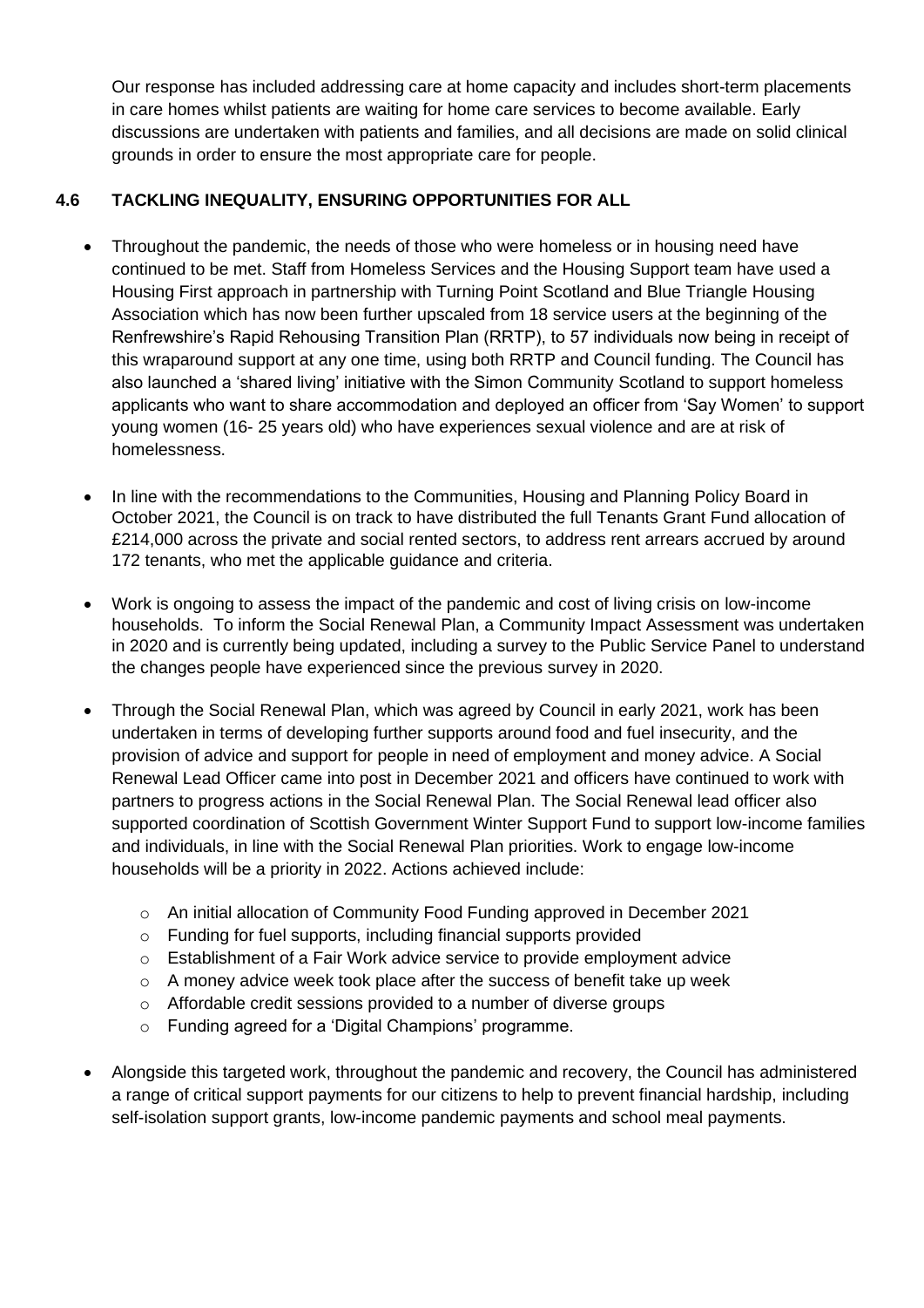Our response has included addressing care at home capacity and includes short-term placements in care homes whilst patients are waiting for home care services to become available. Early discussions are undertaken with patients and families, and all decisions are made on solid clinical grounds in order to ensure the most appropriate care for people.

### 4.6 TACKLING INEQUALITY, ENSURING OPPORTUNITIES FOR ALL

- Throughout the pandemic, the needs of those who were homeless or in housing need have continued to be met. Staff from Homeless Services and the Housing Support team have used a Housing First approach in partnership with Turning Point Scotland and Blue Triangle Housing Association which has now been further upscaled from 18 service users at the beginning of the Renfrewshire's Rapid Rehousing Transition Plan (RRTP), to 57 individuals now being in receipt of this wraparound support at any one time, using both RRTP and Council funding. The Council has also launched a 'shared living' initiative with the Simon Community Scotland to support homeless applicants who want to share accommodation and deployed an officer from 'Say Women' to support young women (16- 25 years old) who have experiences sexual violence and are at risk of homelessness.

- In line with the recommendations to the Communities, Housing and Planning Policy Board in October 2021, the Council is on track to have distributed the full Tenants Grant Fund allocation of £214,000 across the private and social rented sectors, to address rent arrears accrued by around 172 tenants, who met the applicable guidance and criteria.

- Work is ongoing to assess the impact of the pandemic and cost of living crisis on low-income households. To inform the Social Renewal Plan, a Community Impact Assessment was undertaken in 2020 and is currently being updated, including a survey to the Public Service Panel to understand the changes people have experienced since the previous survey in 2020.

- Through the Social Renewal Plan, which was agreed by Council in early 2021, work has been undertaken in terms of developing further supports around food and fuel insecurity, and the provision of advice and support for people in need of employment and money advice. A Social Renewal Lead Officer came into post in December 2021 and officers have continued to work with partners to progress actions in the Social Renewal Plan. The Social Renewal lead officer also supported coordination of Scottish Government Winter Support Fund to support low-income families and individuals, in line with the Social Renewal Plan priorities. Work to engage low-income households will be a priority in 2022. Actions achieved include:
  - An initial allocation of Community Food Funding approved in December 2021
  - Funding for fuel supports, including financial supports provided
  - Establishment of a Fair Work advice service to provide employment advice
  - A money advice week took place after the success of benefit take up week
  - Affordable credit sessions provided to a number of diverse groups
  - Funding agreed for a 'Digital Champions' programme.

- Alongside this targeted work, throughout the pandemic and recovery, the Council has administered a range of critical support payments for our citizens to help to prevent financial hardship, including self-isolation support grants, low-income pandemic payments and school meal payments.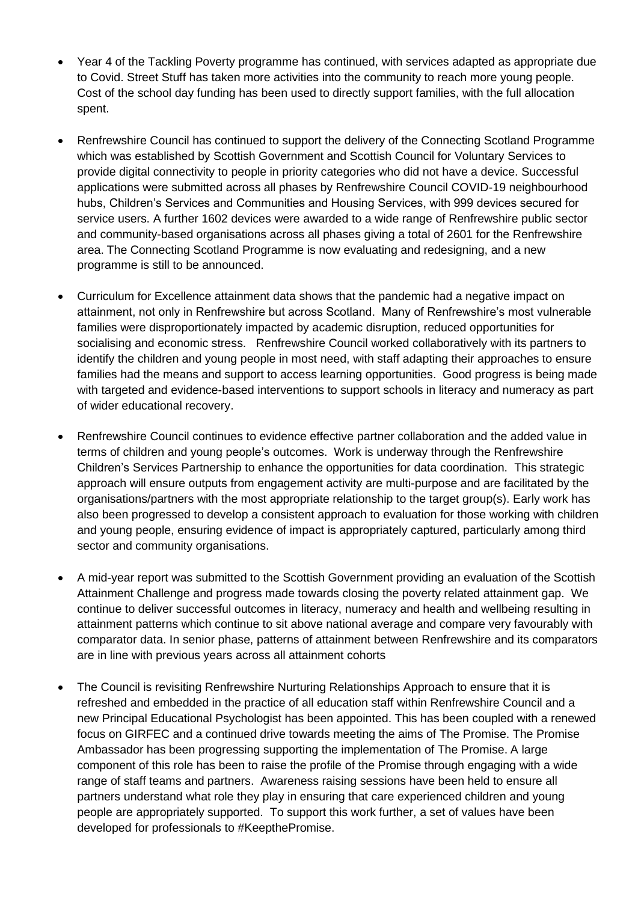- Year 4 of the Tackling Poverty programme has continued, with services adapted as appropriate due to Covid. Street Stuff has taken more activities into the community to reach more young people. Cost of the school day funding has been used to directly support families, with the full allocation spent.

- Renfrewshire Council has continued to support the delivery of the Connecting Scotland Programme which was established by Scottish Government and Scottish Council for Voluntary Services to provide digital connectivity to people in priority categories who did not have a device. Successful applications were submitted across all phases by Renfrewshire Council COVID-19 neighbourhood hubs, Children's Services and Communities and Housing Services, with 999 devices secured for service users. A further 1602 devices were awarded to a wide range of Renfrewshire public sector and community-based organisations across all phases giving a total of 2601 for the Renfrewshire area. The Connecting Scotland Programme is now evaluating and redesigning, and a new programme is still to be announced.

- Curriculum for Excellence attainment data shows that the pandemic had a negative impact on attainment, not only in Renfrewshire but across Scotland. Many of Renfrewshire's most vulnerable families were disproportionately impacted by academic disruption, reduced opportunities for socialising and economic stress. Renfrewshire Council worked collaboratively with its partners to identify the children and young people in most need, with staff adapting their approaches to ensure families had the means and support to access learning opportunities. Good progress is being made with targeted and evidence-based interventions to support schools in literacy and numeracy as part of wider educational recovery.

- Renfrewshire Council continues to evidence effective partner collaboration and the added value in terms of children and young people's outcomes. Work is underway through the Renfrewshire Children's Services Partnership to enhance the opportunities for data coordination. This strategic approach will ensure outputs from engagement activity are multi-purpose and are facilitated by the organisations/partners with the most appropriate relationship to the target group(s). Early work has also been progressed to develop a consistent approach to evaluation for those working with children and young people, ensuring evidence of impact is appropriately captured, particularly among third sector and community organisations.

- A mid-year report was submitted to the Scottish Government providing an evaluation of the Scottish Attainment Challenge and progress made towards closing the poverty related attainment gap. We continue to deliver successful outcomes in literacy, numeracy and health and wellbeing resulting in attainment patterns which continue to sit above national average and compare very favourably with comparator data. In senior phase, patterns of attainment between Renfrewshire and its comparators are in line with previous years across all attainment cohorts

- The Council is revisiting Renfrewshire Nurturing Relationships Approach to ensure that it is refreshed and embedded in the practice of all education staff within Renfrewshire Council and a new Principal Educational Psychologist has been appointed. This has been coupled with a renewed focus on GIRFEC and a continued drive towards meeting the aims of The Promise. The Promise Ambassador has been progressing supporting the implementation of The Promise. A large component of this role has been to raise the profile of the Promise through engaging with a wide range of staff teams and partners. Awareness raising sessions have been held to ensure all partners understand what role they play in ensuring that care experienced children and young people are appropriately supported. To support this work further, a set of values have been developed for professionals to #KeepthePromise.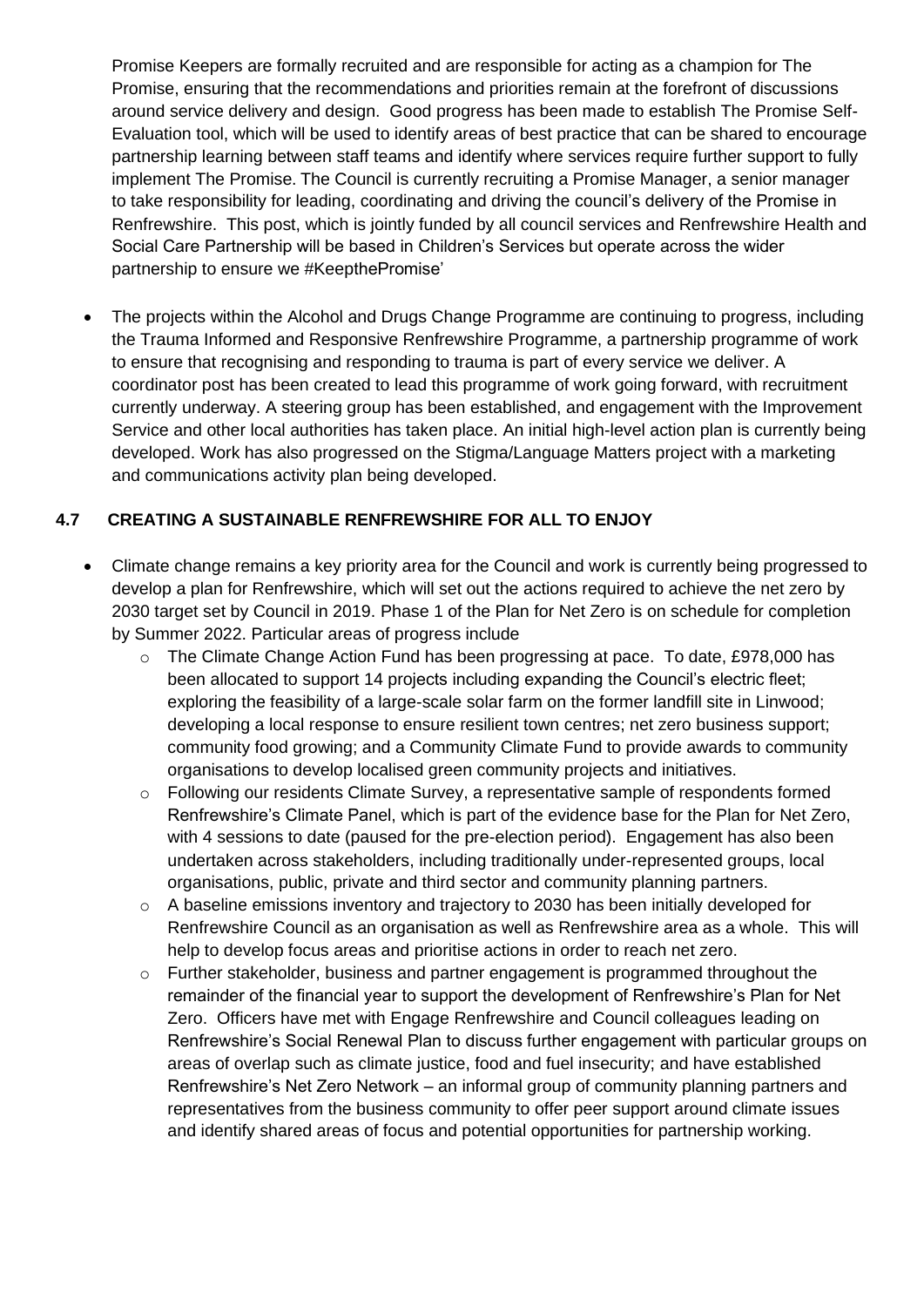Promise Keepers are formally recruited and are responsible for acting as a champion for The Promise, ensuring that the recommendations and priorities remain at the forefront of discussions around service delivery and design. Good progress has been made to establish The Promise Self-Evaluation tool, which will be used to identify areas of best practice that can be shared to encourage partnership learning between staff teams and identify where services require further support to fully implement The Promise. The Council is currently recruiting a Promise Manager, a senior manager to take responsibility for leading, coordinating and driving the council's delivery of the Promise in Renfrewshire. This post, which is jointly funded by all council services and Renfrewshire Health and Social Care Partnership will be based in Children's Services but operate across the wider partnership to ensure we #KeepthePromise'

- The projects within the Alcohol and Drugs Change Programme are continuing to progress, including the Trauma Informed and Responsive Renfrewshire Programme, a partnership programme of work to ensure that recognising and responding to trauma is part of every service we deliver. A coordinator post has been created to lead this programme of work going forward, with recruitment currently underway. A steering group has been established, and engagement with the Improvement Service and other local authorities has taken place. An initial high-level action plan is currently being developed. Work has also progressed on the Stigma/Language Matters project with a marketing and communications activity plan being developed.

### 4.7 CREATING A SUSTAINABLE RENFREWSHIRE FOR ALL TO ENJOY

- Climate change remains a key priority area for the Council and work is currently being progressed to develop a plan for Renfrewshire, which will set out the actions required to achieve the net zero by 2030 target set by Council in 2019. Phase 1 of the Plan for Net Zero is on schedule for completion by Summer 2022. Particular areas of progress include
  - The Climate Change Action Fund has been progressing at pace. To date, £978,000 has been allocated to support 14 projects including expanding the Council's electric fleet; exploring the feasibility of a large-scale solar farm on the former landfill site in Linwood; developing a local response to ensure resilient town centres; net zero business support; community food growing; and a Community Climate Fund to provide awards to community organisations to develop localised green community projects and initiatives.
  - Following our residents Climate Survey, a representative sample of respondents formed Renfrewshire's Climate Panel, which is part of the evidence base for the Plan for Net Zero, with 4 sessions to date (paused for the pre-election period). Engagement has also been undertaken across stakeholders, including traditionally under-represented groups, local organisations, public, private and third sector and community planning partners.
  - A baseline emissions inventory and trajectory to 2030 has been initially developed for Renfrewshire Council as an organisation as well as Renfrewshire area as a whole. This will help to develop focus areas and prioritise actions in order to reach net zero.
  - Further stakeholder, business and partner engagement is programmed throughout the remainder of the financial year to support the development of Renfrewshire's Plan for Net Zero. Officers have met with Engage Renfrewshire and Council colleagues leading on Renfrewshire's Social Renewal Plan to discuss further engagement with particular groups on areas of overlap such as climate justice, food and fuel insecurity; and have established Renfrewshire's Net Zero Network – an informal group of community planning partners and representatives from the business community to offer peer support around climate issues and identify shared areas of focus and potential opportunities for partnership working.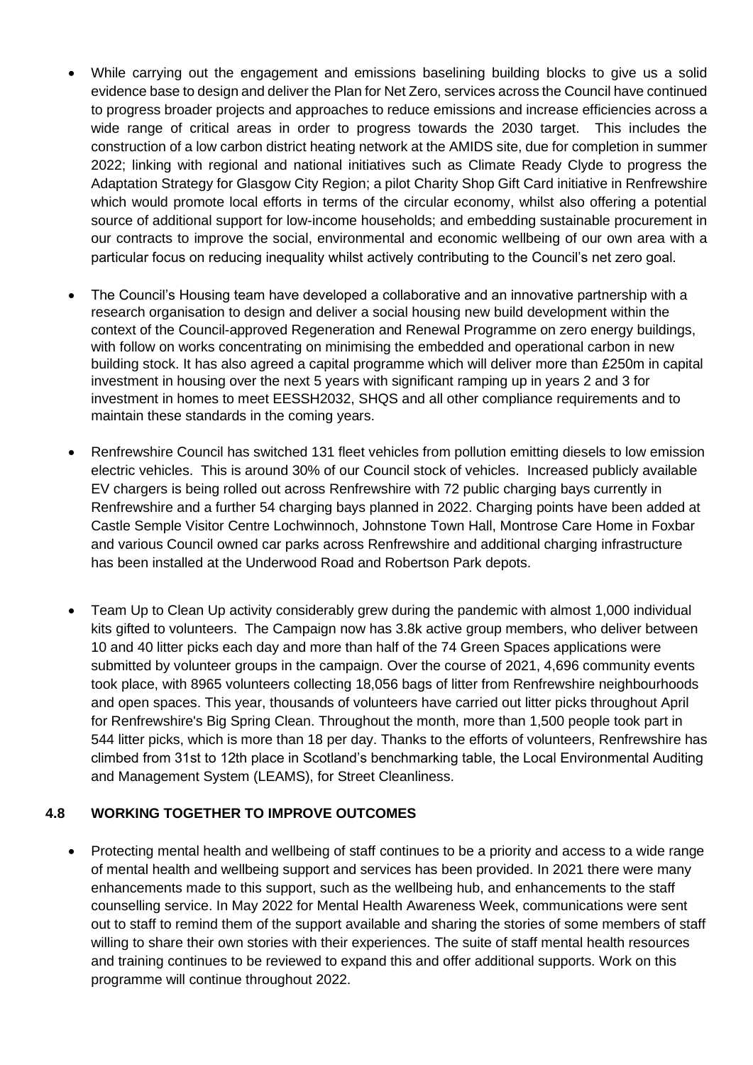- While carrying out the engagement and emissions baselining building blocks to give us a solid evidence base to design and deliver the Plan for Net Zero, services across the Council have continued to progress broader projects and approaches to reduce emissions and increase efficiencies across a wide range of critical areas in order to progress towards the 2030 target. This includes the construction of a low carbon district heating network at the AMIDS site, due for completion in summer 2022; linking with regional and national initiatives such as Climate Ready Clyde to progress the Adaptation Strategy for Glasgow City Region; a pilot Charity Shop Gift Card initiative in Renfrewshire which would promote local efforts in terms of the circular economy, whilst also offering a potential source of additional support for low-income households; and embedding sustainable procurement in our contracts to improve the social, environmental and economic wellbeing of our own area with a particular focus on reducing inequality whilst actively contributing to the Council's net zero goal.

- The Council's Housing team have developed a collaborative and an innovative partnership with a research organisation to design and deliver a social housing new build development within the context of the Council-approved Regeneration and Renewal Programme on zero energy buildings, with follow on works concentrating on minimising the embedded and operational carbon in new building stock. It has also agreed a capital programme which will deliver more than £250m in capital investment in housing over the next 5 years with significant ramping up in years 2 and 3 for investment in homes to meet EESSH2032, SHQS and all other compliance requirements and to maintain these standards in the coming years.

- Renfrewshire Council has switched 131 fleet vehicles from pollution emitting diesels to low emission electric vehicles. This is around 30% of our Council stock of vehicles. Increased publicly available EV chargers is being rolled out across Renfrewshire with 72 public charging bays currently in Renfrewshire and a further 54 charging bays planned in 2022. Charging points have been added at Castle Semple Visitor Centre Lochwinnoch, Johnstone Town Hall, Montrose Care Home in Foxbar and various Council owned car parks across Renfrewshire and additional charging infrastructure has been installed at the Underwood Road and Robertson Park depots.

- Team Up to Clean Up activity considerably grew during the pandemic with almost 1,000 individual kits gifted to volunteers. The Campaign now has 3.8k active group members, who deliver between 10 and 40 litter picks each day and more than half of the 74 Green Spaces applications were submitted by volunteer groups in the campaign. Over the course of 2021, 4,696 community events took place, with 8965 volunteers collecting 18,056 bags of litter from Renfrewshire neighbourhoods and open spaces. This year, thousands of volunteers have carried out litter picks throughout April for Renfrewshire's Big Spring Clean. Throughout the month, more than 1,500 people took part in 544 litter picks, which is more than 18 per day. Thanks to the efforts of volunteers, Renfrewshire has climbed from 31st to 12th place in Scotland's benchmarking table, the Local Environmental Auditing and Management System (LEAMS), for Street Cleanliness.

### 4.8 WORKING TOGETHER TO IMPROVE OUTCOMES

- Protecting mental health and wellbeing of staff continues to be a priority and access to a wide range of mental health and wellbeing support and services has been provided. In 2021 there were many enhancements made to this support, such as the wellbeing hub, and enhancements to the staff counselling service. In May 2022 for Mental Health Awareness Week, communications were sent out to staff to remind them of the support available and sharing the stories of some members of staff willing to share their own stories with their experiences. The suite of staff mental health resources and training continues to be reviewed to expand this and offer additional supports. Work on this programme will continue throughout 2022.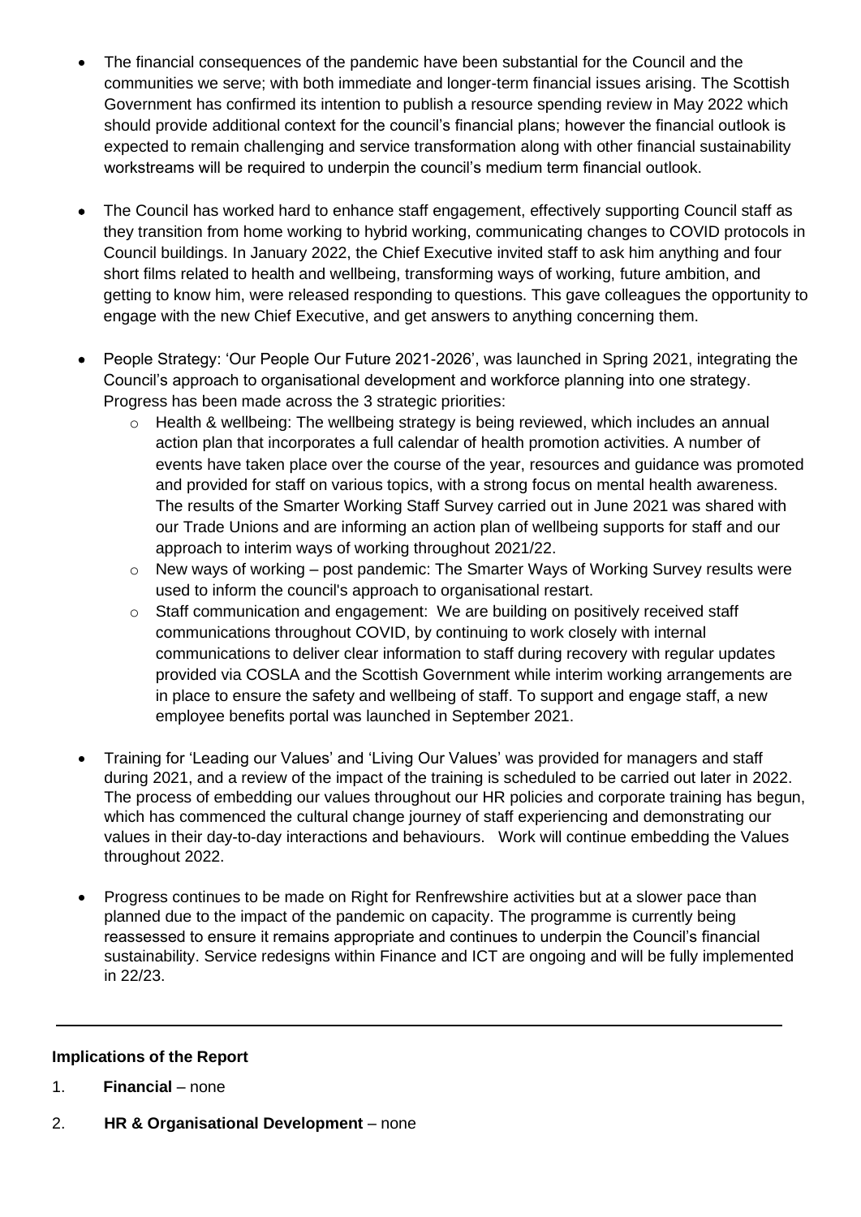- The financial consequences of the pandemic have been substantial for the Council and the communities we serve; with both immediate and longer-term financial issues arising. The Scottish Government has confirmed its intention to publish a resource spending review in May 2022 which should provide additional context for the council's financial plans; however the financial outlook is expected to remain challenging and service transformation along with other financial sustainability workstreams will be required to underpin the council's medium term financial outlook.

- The Council has worked hard to enhance staff engagement, effectively supporting Council staff as they transition from home working to hybrid working, communicating changes to COVID protocols in Council buildings. In January 2022, the Chief Executive invited staff to ask him anything and four short films related to health and wellbeing, transforming ways of working, future ambition, and getting to know him, were released responding to questions. This gave colleagues the opportunity to engage with the new Chief Executive, and get answers to anything concerning them.

- People Strategy: 'Our People Our Future 2021-2026', was launched in Spring 2021, integrating the Council's approach to organisational development and workforce planning into one strategy. Progress has been made across the 3 strategic priorities:
  - Health & wellbeing: The wellbeing strategy is being reviewed, which includes an annual action plan that incorporates a full calendar of health promotion activities. A number of events have taken place over the course of the year, resources and guidance was promoted and provided for staff on various topics, with a strong focus on mental health awareness. The results of the Smarter Working Staff Survey carried out in June 2021 was shared with our Trade Unions and are informing an action plan of wellbeing supports for staff and our approach to interim ways of working throughout 2021/22.
  - New ways of working – post pandemic: The Smarter Ways of Working Survey results were used to inform the council's approach to organisational restart.
  - Staff communication and engagement: We are building on positively received staff communications throughout COVID, by continuing to work closely with internal communications to deliver clear information to staff during recovery with regular updates provided via COSLA and the Scottish Government while interim working arrangements are in place to ensure the safety and wellbeing of staff. To support and engage staff, a new employee benefits portal was launched in September 2021.

- Training for 'Leading our Values' and 'Living Our Values' was provided for managers and staff during 2021, and a review of the impact of the training is scheduled to be carried out later in 2022. The process of embedding our values throughout our HR policies and corporate training has begun, which has commenced the cultural change journey of staff experiencing and demonstrating our values in their day-to-day interactions and behaviours. Work will continue embedding the Values throughout 2022.

- Progress continues to be made on Right for Renfrewshire activities but at a slower pace than planned due to the impact of the pandemic on capacity. The programme is currently being reassessed to ensure it remains appropriate and continues to underpin the Council's financial sustainability. Service redesigns within Finance and ICT are ongoing and will be fully implemented in 22/23.

---

**Implications of the Report**

1. **Financial** – none

2. **HR & Organisational Development** – none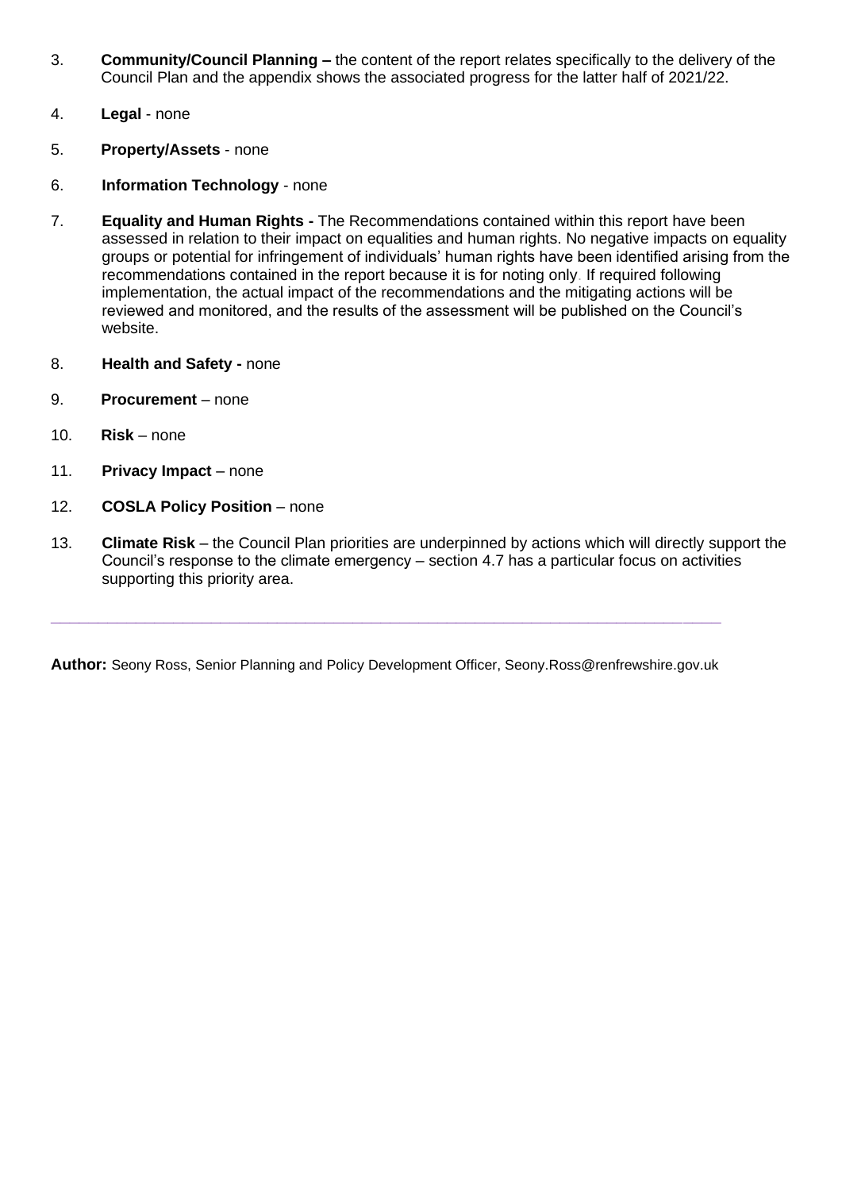3. **Community/Council Planning –** the content of the report relates specifically to the delivery of the Council Plan and the appendix shows the associated progress for the latter half of 2021/22.

4. **Legal** - none

5. **Property/Assets** - none

6. **Information Technology** - none

7. **Equality and Human Rights -** The Recommendations contained within this report have been assessed in relation to their impact on equalities and human rights. No negative impacts on equality groups or potential for infringement of individuals' human rights have been identified arising from the recommendations contained in the report because it is for noting only. If required following implementation, the actual impact of the recommendations and the mitigating actions will be reviewed and monitored, and the results of the assessment will be published on the Council's website.

8. **Health and Safety -** none

9. **Procurement** – none

10. **Risk** – none

11. **Privacy Impact** – none

12. **COSLA Policy Position** – none

13. **Climate Risk** – the Council Plan priorities are underpinned by actions which will directly support the Council's response to the climate emergency – section 4.7 has a particular focus on activities supporting this priority area.

---

**Author:** Seony Ross, Senior Planning and Policy Development Officer, Seony.Ross@renfrewshire.gov.uk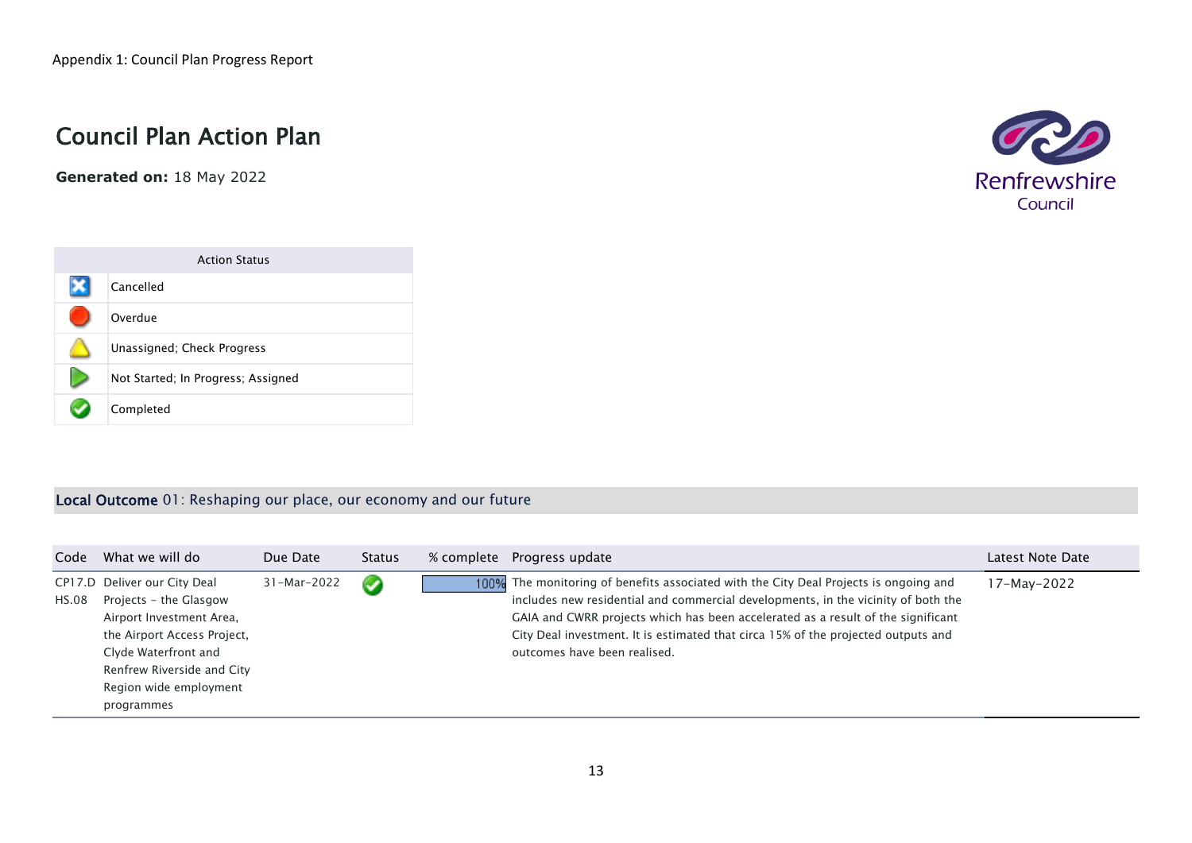Appendix 1: Council Plan Progress Report

# Council Plan Action Plan

**Generated on:** 18 May 2022

| | Action Status |
|---|---|
| | Cancelled |
| | Overdue |
| | Unassigned; Check Progress |
| | Not Started; In Progress; Assigned |
| | Completed |

## Local Outcome 01: Reshaping our place, our economy and our future

| Code | What we will do | Due Date | Status | % complete | Progress update | Latest Note Date |
|---|---|---|---|---|---|---|
| CP17.DHS.08 | Deliver our City Deal Projects – the Glasgow Airport Investment Area, the Airport Access Project, Clyde Waterfront and Renfrew Riverside and City Region wide employment programmes | 31-Mar-2022 | Completed | 100% | The monitoring of benefits associated with the City Deal Projects is ongoing and includes new residential and commercial developments, in the vicinity of both the GAIA and CWRR projects which has been accelerated as a result of the significant City Deal investment. It is estimated that circa 15% of the projected outputs and outcomes have been realised. | 17-May-2022 |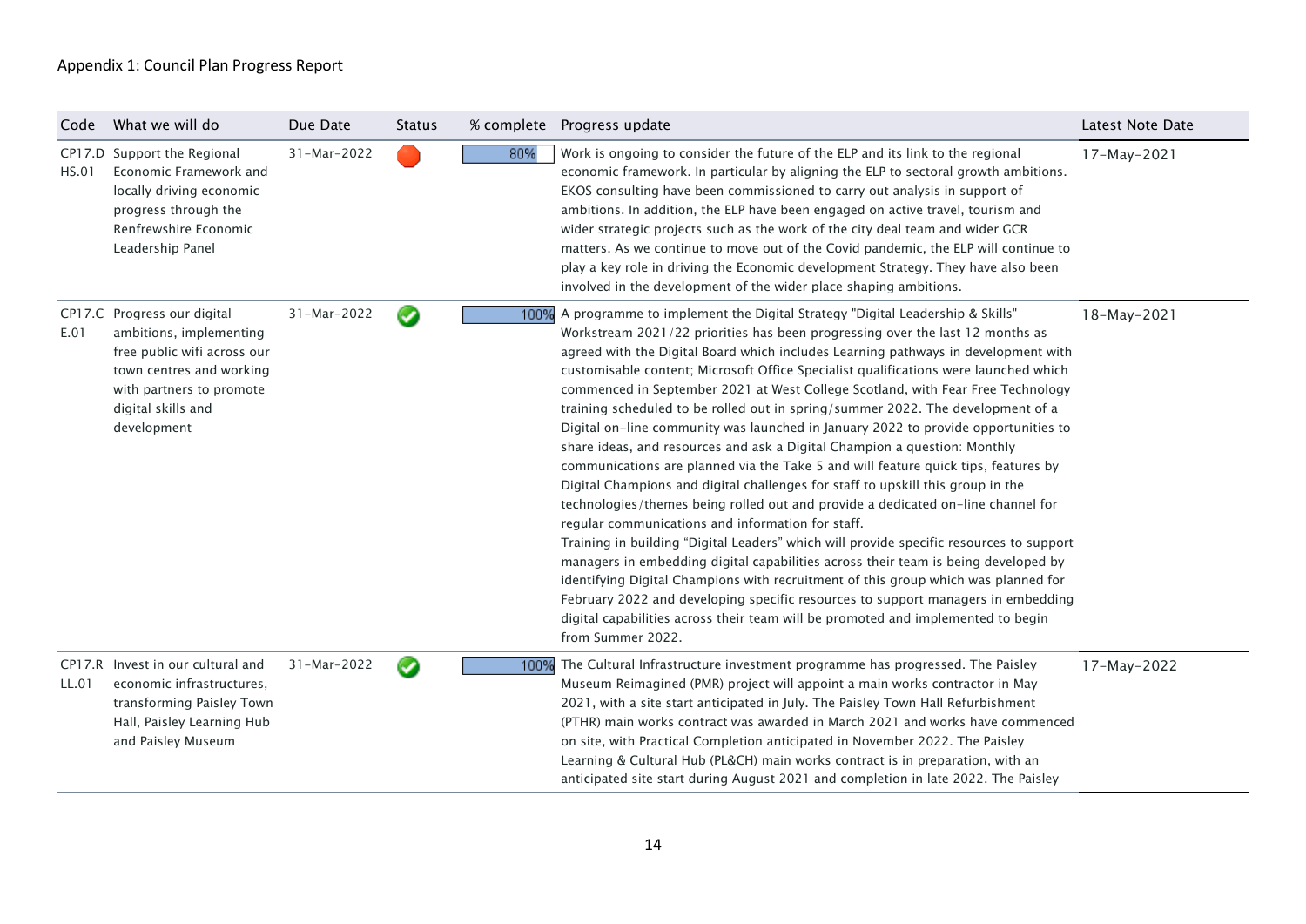Appendix 1: Council Plan Progress Report

| Code | What we will do | Due Date | Status | % complete | Progress update | Latest Note Date |
|---|---|---|---|---|---|---|
| CP17.DHS.01 | Support the Regional Economic Framework and locally driving economic progress through the Renfrewshire Economic Leadership Panel | 31-Mar-2022 | | 80% | Work is ongoing to consider the future of the ELP and its link to the regional economic framework. In particular by aligning the ELP to sectoral growth ambitions. EKOS consulting have been commissioned to carry out analysis in support of ambitions. In addition, the ELP have been engaged on active travel, tourism and wider strategic projects such as the work of the city deal team and wider GCR matters. As we continue to move out of the Covid pandemic, the ELP will continue to play a key role in driving the Economic development Strategy. They have also been involved in the development of the wider place shaping ambitions. | 17-May-2021 |
| CP17.CE.01 | Progress our digital ambitions, implementing free public wifi across our town centres and working with partners to promote digital skills and development | 31-Mar-2022 | | 100% | A programme to implement the Digital Strategy "Digital Leadership & Skills" Workstream 2021/22 priorities has been progressing over the last 12 months as agreed with the Digital Board which includes Learning pathways in development with customisable content; Microsoft Office Specialist qualifications were launched which commenced in September 2021 at West College Scotland, with Fear Free Technology training scheduled to be rolled out in spring/summer 2022. The development of a Digital on-line community was launched in January 2022 to provide opportunities to share ideas, and resources and ask a Digital Champion a question: Monthly communications are planned via the Take 5 and will feature quick tips, features by Digital Champions and digital challenges for staff to upskill this group in the technologies/themes being rolled out and provide a dedicated on-line channel for regular communications and information for staff.<br>Training in building "Digital Leaders" which will provide specific resources to support managers in embedding digital capabilities across their team is being developed by identifying Digital Champions with recruitment of this group which was planned for February 2022 and developing specific resources to support managers in embedding digital capabilities across their team will be promoted and implemented to begin from Summer 2022. | 18-May-2021 |
| CP17.RLL.01 | Invest in our cultural and economic infrastructures, transforming Paisley Town Hall, Paisley Learning Hub and Paisley Museum | 31-Mar-2022 | | 100% | The Cultural Infrastructure investment programme has progressed. The Paisley Museum Reimagined (PMR) project will appoint a main works contractor in May 2021, with a site start anticipated in July. The Paisley Town Hall Refurbishment (PTHR) main works contract was awarded in March 2021 and works have commenced on site, with Practical Completion anticipated in November 2022. The Paisley Learning & Cultural Hub (PL&CH) main works contract is in preparation, with an anticipated site start during August 2021 and completion in late 2022. The Paisley | 17-May-2022 |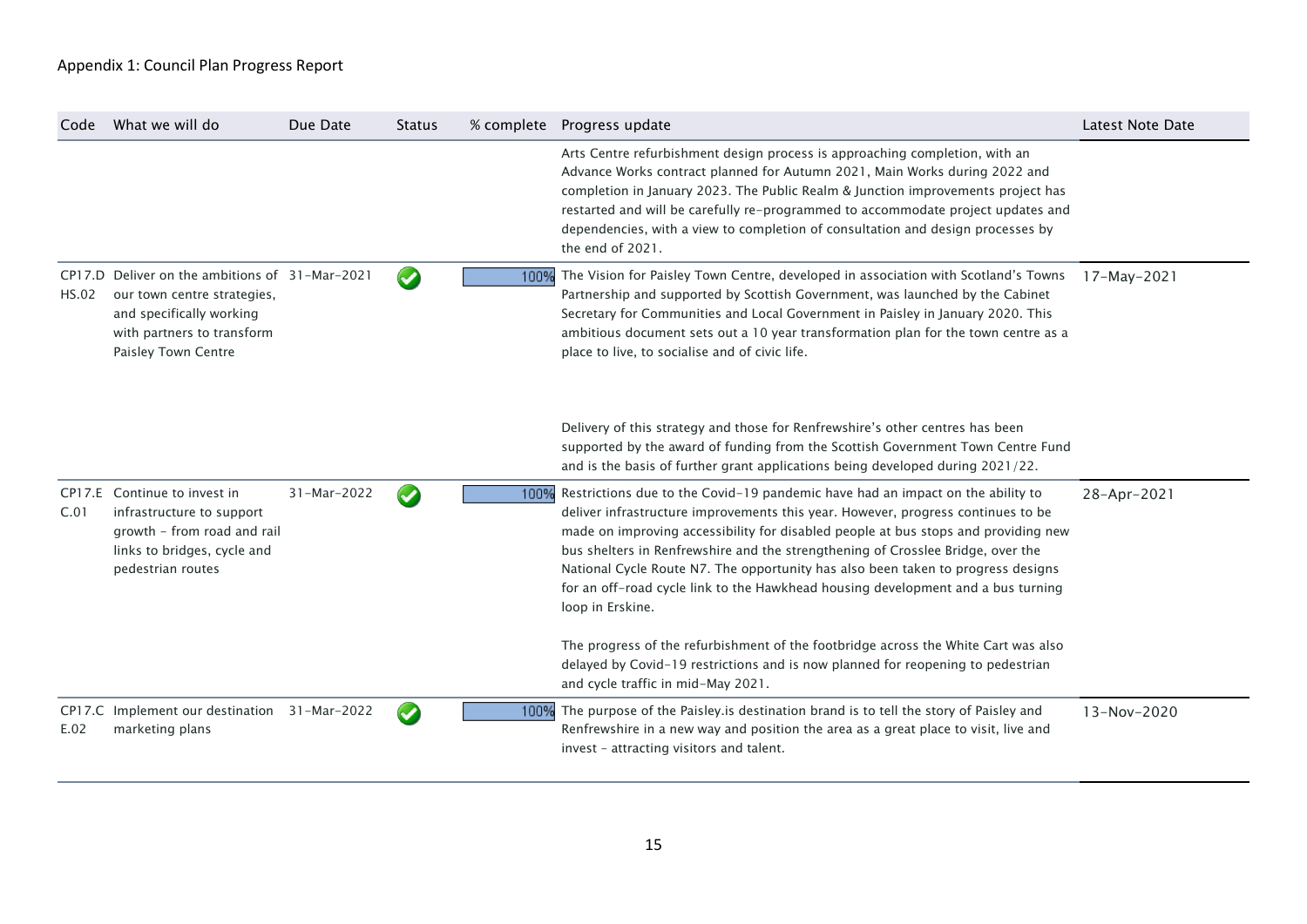Appendix 1: Council Plan Progress Report

| Code | What we will do | Due Date | Status | % complete | Progress update | Latest Note Date |
|---|---|---|---|---|---|---|
| | | | | | Arts Centre refurbishment design process is approaching completion, with an Advance Works contract planned for Autumn 2021, Main Works during 2022 and completion in January 2023. The Public Realm & Junction improvements project has restarted and will be carefully re-programmed to accommodate project updates and dependencies, with a view to completion of consultation and design processes by the end of 2021. | |
| CP17.DHS.02 | Deliver on the ambitions of our town centre strategies, and specifically working with partners to transform Paisley Town Centre | 31-Mar-2021 | ✔ | 100% | The Vision for Paisley Town Centre, developed in association with Scotland's Towns Partnership and supported by Scottish Government, was launched by the Cabinet Secretary for Communities and Local Government in Paisley in January 2020. This ambitious document sets out a 10 year transformation plan for the town centre as a place to live, to socialise and of civic life.<br><br>Delivery of this strategy and those for Renfrewshire's other centres has been supported by the award of funding from the Scottish Government Town Centre Fund and is the basis of further grant applications being developed during 2021/22. | 17-May-2021 |
| CP17.EC.01 | Continue to invest in infrastructure to support growth - from road and rail links to bridges, cycle and pedestrian routes | 31-Mar-2022 | ✔ | 100% | Restrictions due to the Covid-19 pandemic have had an impact on the ability to deliver infrastructure improvements this year. However, progress continues to be made on improving accessibility for disabled people at bus stops and providing new bus shelters in Renfrewshire and the strengthening of Crosslee Bridge, over the National Cycle Route N7. The opportunity has also been taken to progress designs for an off-road cycle link to the Hawkhead housing development and a bus turning loop in Erskine.<br><br>The progress of the refurbishment of the footbridge across the White Cart was also delayed by Covid-19 restrictions and is now planned for reopening to pedestrian and cycle traffic in mid-May 2021. | 28-Apr-2021 |
| CP17.CE.02 | Implement our destination marketing plans | 31-Mar-2022 | ✔ | 100% | The purpose of the Paisley.is destination brand is to tell the story of Paisley and Renfrewshire in a new way and position the area as a great place to visit, live and invest - attracting visitors and talent. | 13-Nov-2020 |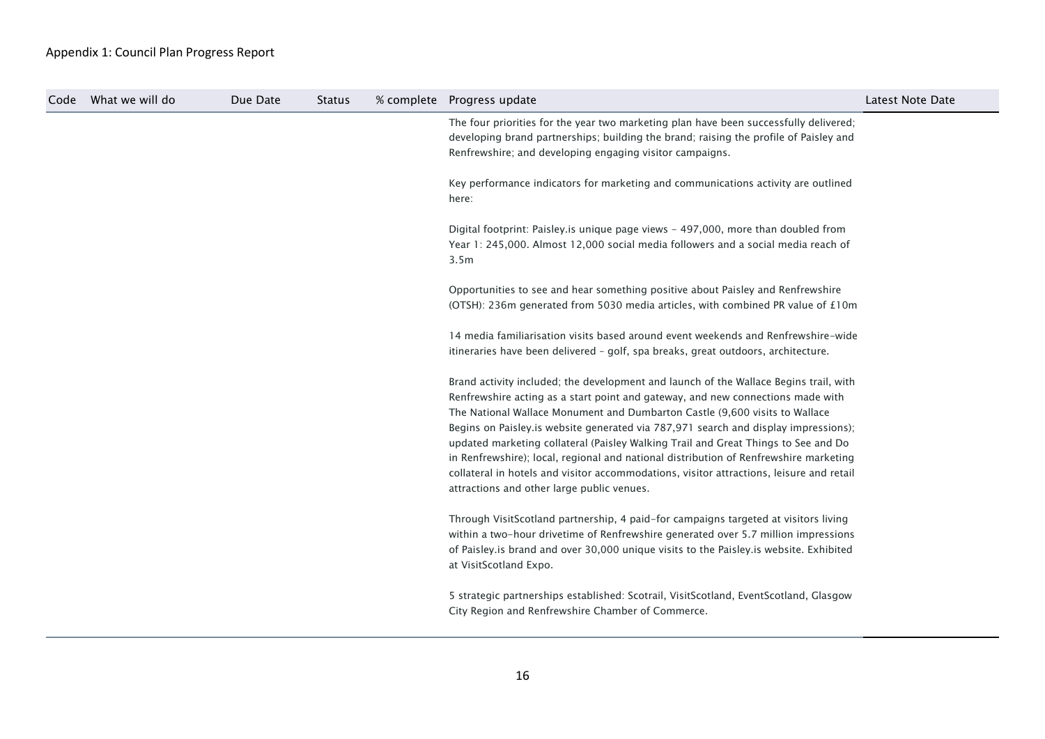Appendix 1: Council Plan Progress Report

| Code | What we will do | Due Date | Status | % complete | Progress update | Latest Note Date |
|---|---|---|---|---|---|---|
| | | | | | The four priorities for the year two marketing plan have been successfully delivered; developing brand partnerships; building the brand; raising the profile of Paisley and Renfrewshire; and developing engaging visitor campaigns.<br><br>Key performance indicators for marketing and communications activity are outlined here:<br><br>Digital footprint: Paisley.is unique page views - 497,000, more than doubled from Year 1: 245,000. Almost 12,000 social media followers and a social media reach of 3.5m<br><br>Opportunities to see and hear something positive about Paisley and Renfrewshire (OTSH): 236m generated from 5030 media articles, with combined PR value of £10m<br><br>14 media familiarisation visits based around event weekends and Renfrewshire-wide itineraries have been delivered – golf, spa breaks, great outdoors, architecture.<br><br>Brand activity included; the development and launch of the Wallace Begins trail, with Renfrewshire acting as a start point and gateway, and new connections made with The National Wallace Monument and Dumbarton Castle (9,600 visits to Wallace Begins on Paisley.is website generated via 787,971 search and display impressions); updated marketing collateral (Paisley Walking Trail and Great Things to See and Do in Renfrewshire); local, regional and national distribution of Renfrewshire marketing collateral in hotels and visitor accommodations, visitor attractions, leisure and retail attractions and other large public venues.<br><br>Through VisitScotland partnership, 4 paid-for campaigns targeted at visitors living within a two-hour drivetime of Renfrewshire generated over 5.7 million impressions of Paisley.is brand and over 30,000 unique visits to the Paisley.is website. Exhibited at VisitScotland Expo.<br><br>5 strategic partnerships established: Scotrail, VisitScotland, EventScotland, Glasgow City Region and Renfrewshire Chamber of Commerce. | |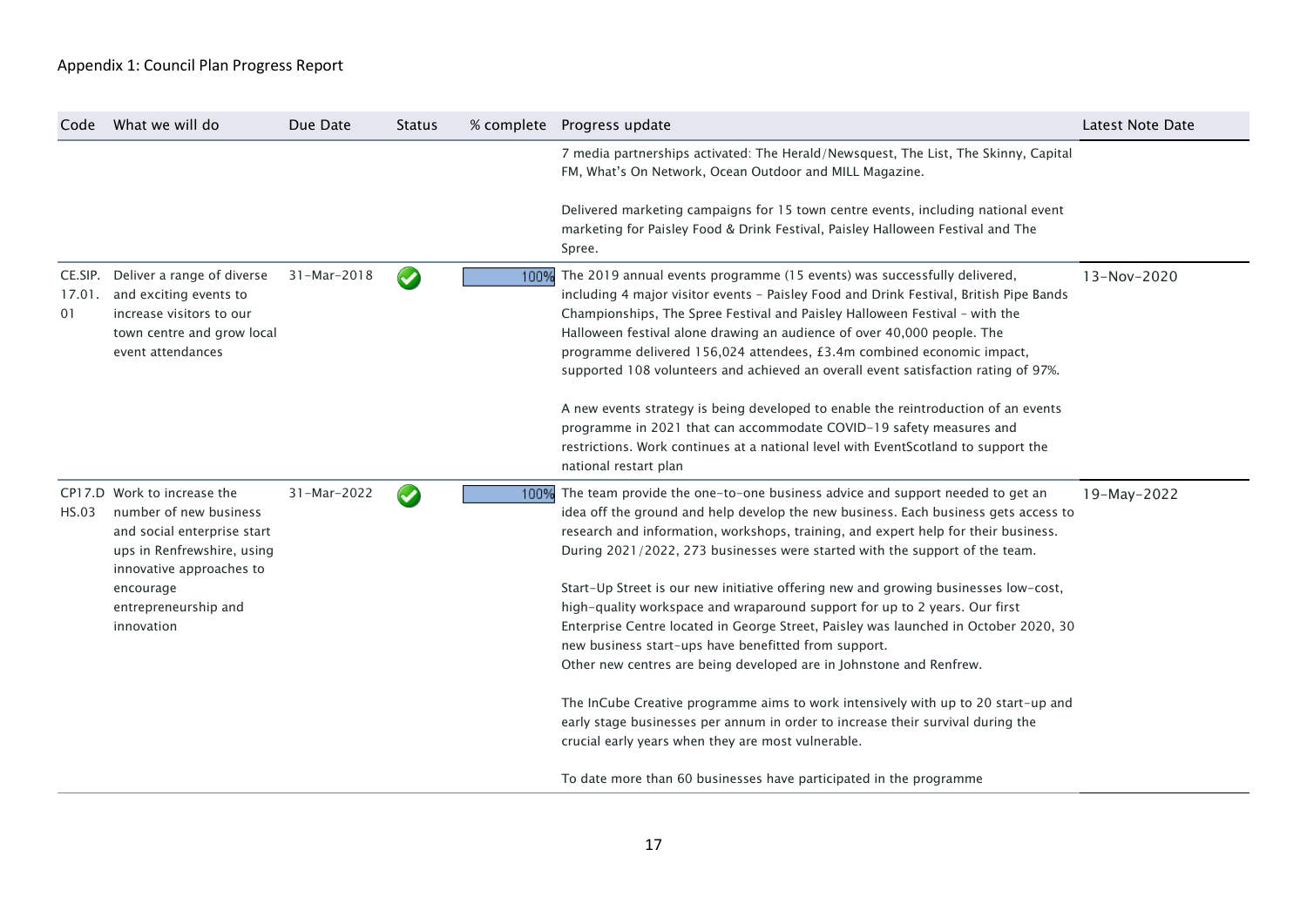Appendix 1: Council Plan Progress Report

| Code | What we will do | Due Date | Status | % complete | Progress update | Latest Note Date |
|---|---|---|---|---|---|---|
| | | | | | 7 media partnerships activated: The Herald/Newsquest, The List, The Skinny, Capital FM, What's On Network, Ocean Outdoor and MILL Magazine.<br><br>Delivered marketing campaigns for 15 town centre events, including national event marketing for Paisley Food & Drink Festival, Paisley Halloween Festival and The Spree. | |
| CE.SIP.17.01.01 | Deliver a range of diverse and exciting events to increase visitors to our town centre and grow local event attendances | 31-Mar-2018 | ✔ | 100% | The 2019 annual events programme (15 events) was successfully delivered, including 4 major visitor events - Paisley Food and Drink Festival, British Pipe Bands Championships, The Spree Festival and Paisley Halloween Festival - with the Halloween festival alone drawing an audience of over 40,000 people. The programme delivered 156,024 attendees, £3.4m combined economic impact, supported 108 volunteers and achieved an overall event satisfaction rating of 97%.<br><br>A new events strategy is being developed to enable the reintroduction of an events programme in 2021 that can accommodate COVID-19 safety measures and restrictions. Work continues at a national level with EventScotland to support the national restart plan | 13-Nov-2020 |
| CP17.DHS.03 | Work to increase the number of new business and social enterprise start ups in Renfrewshire, using innovative approaches to encourage entrepreneurship and innovation | 31-Mar-2022 | ✔ | 100% | The team provide the one-to-one business advice and support needed to get an idea off the ground and help develop the new business. Each business gets access to research and information, workshops, training, and expert help for their business. During 2021/2022, 273 businesses were started with the support of the team.<br><br>Start-Up Street is our new initiative offering new and growing businesses low-cost, high-quality workspace and wraparound support for up to 2 years. Our first Enterprise Centre located in George Street, Paisley was launched in October 2020, 30 new business start-ups have benefitted from support.<br>Other new centres are being developed are in Johnstone and Renfrew.<br><br>The InCube Creative programme aims to work intensively with up to 20 start-up and early stage businesses per annum in order to increase their survival during the crucial early years when they are most vulnerable.<br><br>To date more than 60 businesses have participated in the programme | 19-May-2022 |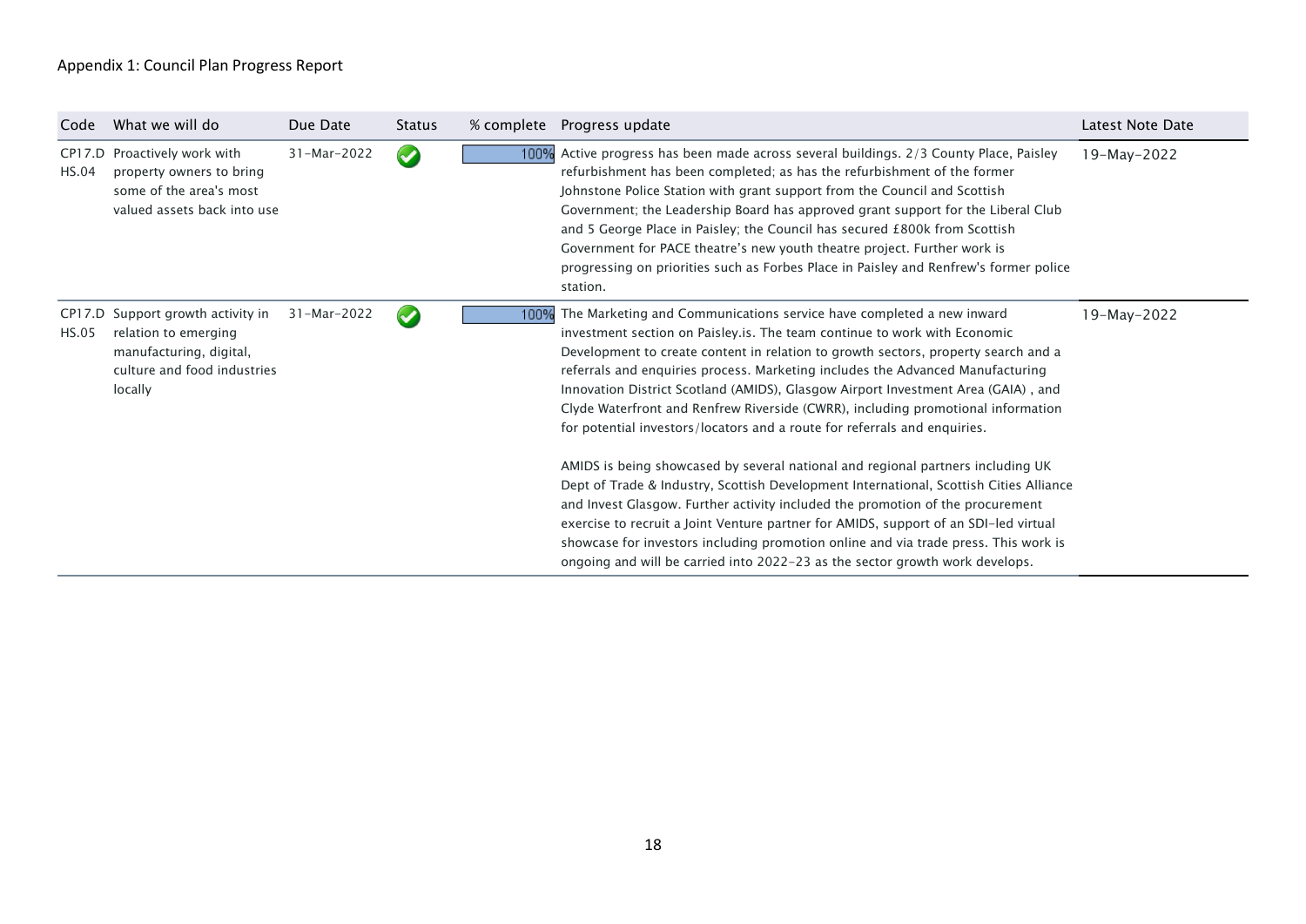Appendix 1: Council Plan Progress Report

| Code | What we will do | Due Date | Status | % complete | Progress update | Latest Note Date |
| --- | --- | --- | --- | --- | --- | --- |
| CP17.DHS.04 | Proactively work with property owners to bring some of the area's most valued assets back into use | 31-Mar-2022 | ✔ | 100% | Active progress has been made across several buildings. 2/3 County Place, Paisley refurbishment has been completed; as has the refurbishment of the former Johnstone Police Station with grant support from the Council and Scottish Government; the Leadership Board has approved grant support for the Liberal Club and 5 George Place in Paisley; the Council has secured £800k from Scottish Government for PACE theatre's new youth theatre project. Further work is progressing on priorities such as Forbes Place in Paisley and Renfrew's former police station. | 19-May-2022 |
| CP17.DHS.05 | Support growth activity in relation to emerging manufacturing, digital, culture and food industries locally | 31-Mar-2022 | ✔ | 100% | The Marketing and Communications service have completed a new inward investment section on Paisley.is. The team continue to work with Economic Development to create content in relation to growth sectors, property search and a referrals and enquiries process. Marketing includes the Advanced Manufacturing Innovation District Scotland (AMIDS), Glasgow Airport Investment Area (GAIA) , and Clyde Waterfront and Renfrew Riverside (CWRR), including promotional information for potential investors/locators and a route for referrals and enquiries.<br><br>AMIDS is being showcased by several national and regional partners including UK Dept of Trade & Industry, Scottish Development International, Scottish Cities Alliance and Invest Glasgow. Further activity included the promotion of the procurement exercise to recruit a Joint Venture partner for AMIDS, support of an SDI-led virtual showcase for investors including promotion online and via trade press. This work is ongoing and will be carried into 2022-23 as the sector growth work develops. | 19-May-2022 |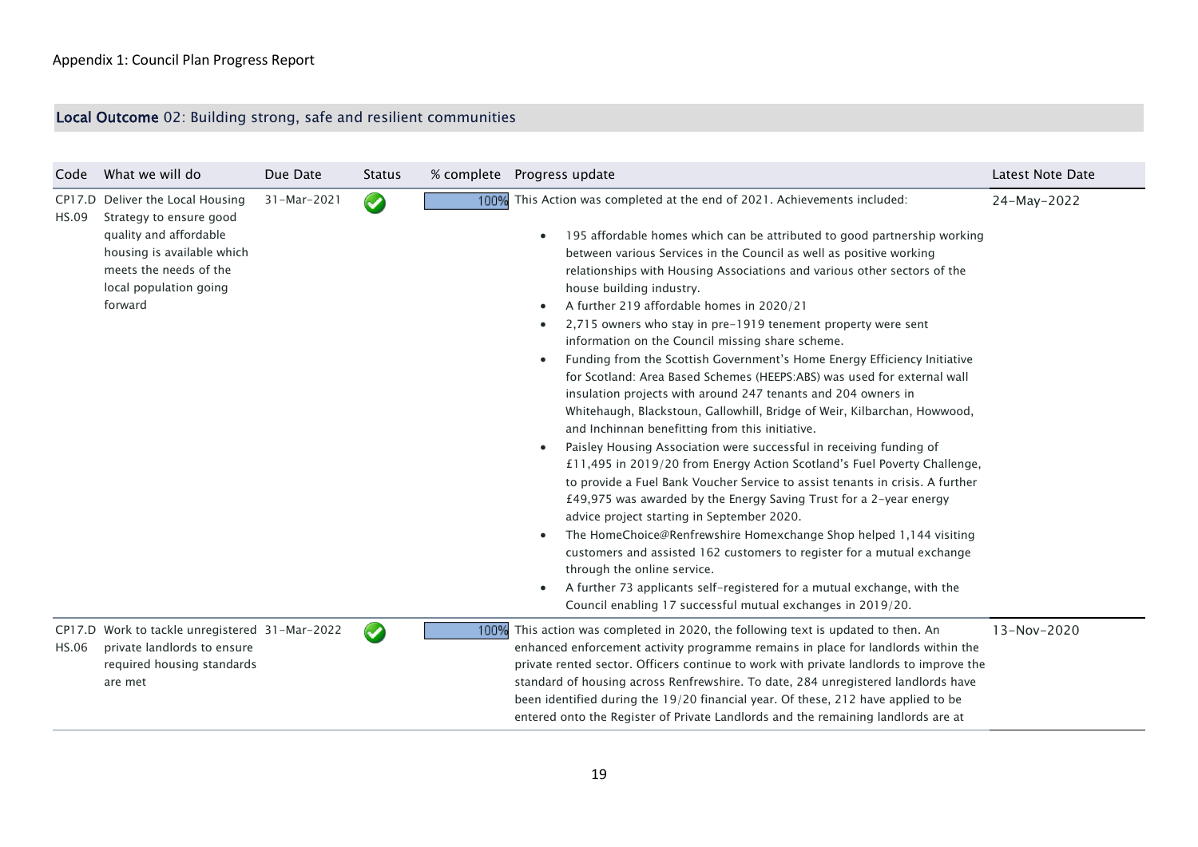Appendix 1: Council Plan Progress Report

## Local Outcome 02: Building strong, safe and resilient communities

| Code | What we will do | Due Date | Status | % complete | Progress update | Latest Note Date |
|---|---|---|---|---|---|---|
| CP17.D HS.09 | Deliver the Local Housing Strategy to ensure good quality and affordable housing is available which meets the needs of the local population going forward | 31-Mar-2021 | ✔ | 100% | This Action was completed at the end of 2021. Achievements included:<br>• 195 affordable homes which can be attributed to good partnership working between various Services in the Council as well as positive working relationships with Housing Associations and various other sectors of the house building industry.<br>• A further 219 affordable homes in 2020/21<br>• 2,715 owners who stay in pre-1919 tenement property were sent information on the Council missing share scheme.<br>• Funding from the Scottish Government's Home Energy Efficiency Initiative for Scotland: Area Based Schemes (HEEPS:ABS) was used for external wall insulation projects with around 247 tenants and 204 owners in Whitehaugh, Blackstoun, Gallowhill, Bridge of Weir, Kilbarchan, Howwood, and Inchinnan benefitting from this initiative.<br>• Paisley Housing Association were successful in receiving funding of £11,495 in 2019/20 from Energy Action Scotland's Fuel Poverty Challenge, to provide a Fuel Bank Voucher Service to assist tenants in crisis. A further £49,975 was awarded by the Energy Saving Trust for a 2-year energy advice project starting in September 2020.<br>• The HomeChoice@Renfrewshire Homexchange Shop helped 1,144 visiting customers and assisted 162 customers to register for a mutual exchange through the online service.<br>• A further 73 applicants self-registered for a mutual exchange, with the Council enabling 17 successful mutual exchanges in 2019/20. | 24-May-2022 |
| CP17.D HS.06 | Work to tackle unregistered private landlords to ensure required housing standards are met | 31-Mar-2022 | ✔ | 100% | This action was completed in 2020, the following text is updated to then. An enhanced enforcement activity programme remains in place for landlords within the private rented sector. Officers continue to work with private landlords to improve the standard of housing across Renfrewshire. To date, 284 unregistered landlords have been identified during the 19/20 financial year. Of these, 212 have applied to be entered onto the Register of Private Landlords and the remaining landlords are at | 13-Nov-2020 |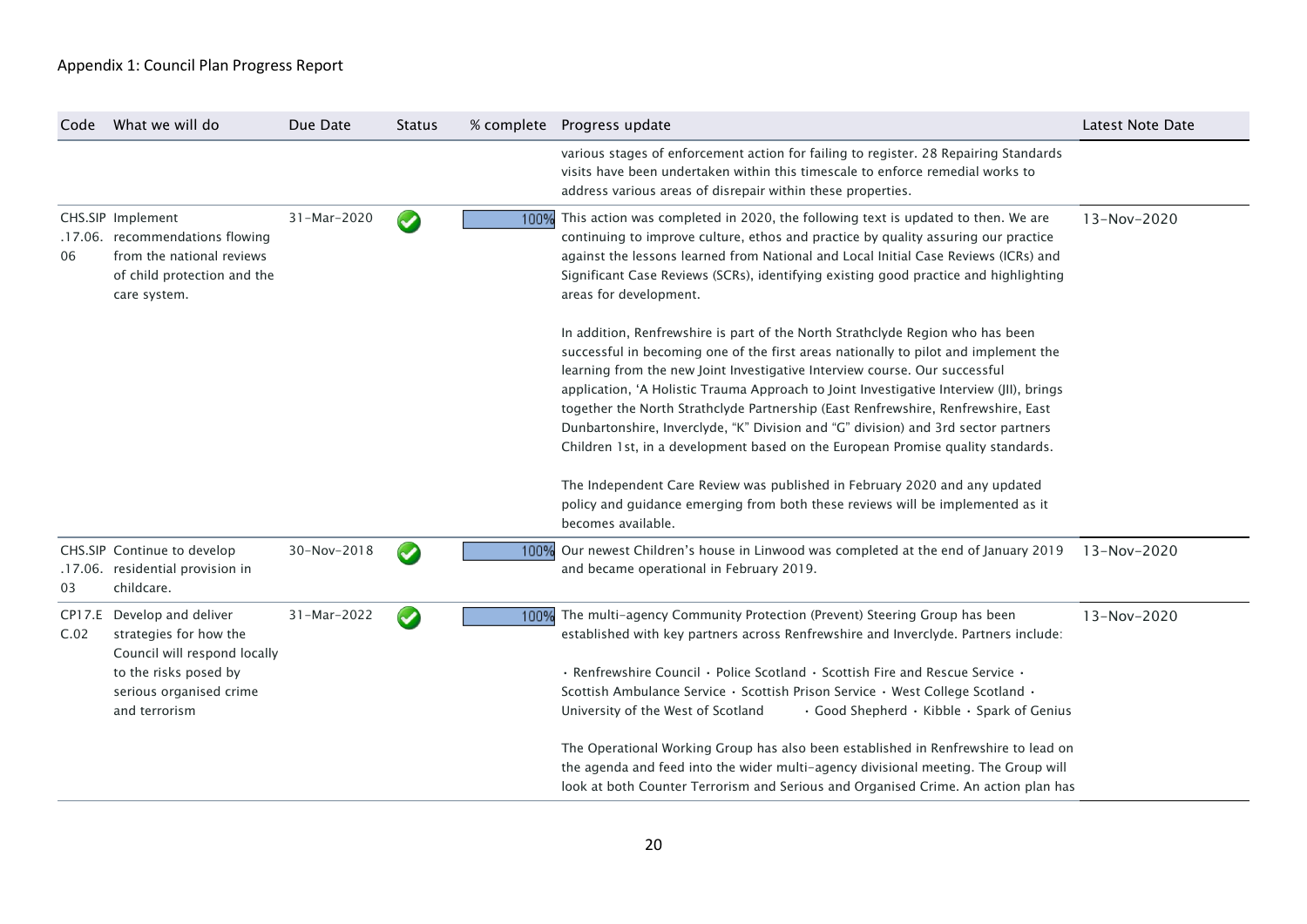Appendix 1: Council Plan Progress Report

| Code | What we will do | Due Date | Status | % complete | Progress update | Latest Note Date |
| --- | --- | --- | --- | --- | --- | --- |
| | | | | | various stages of enforcement action for failing to register. 28 Repairing Standards visits have been undertaken within this timescale to enforce remedial works to address various areas of disrepair within these properties. | |
| CHS.SIP.17.06.06 | Implement recommendations flowing from the national reviews of child protection and the care system. | 31-Mar-2020 | ✔ | 100% | This action was completed in 2020, the following text is updated to then. We are continuing to improve culture, ethos and practice by quality assuring our practice against the lessons learned from National and Local Initial Case Reviews (ICRs) and Significant Case Reviews (SCRs), identifying existing good practice and highlighting areas for development.<br><br>In addition, Renfrewshire is part of the North Strathclyde Region who has been successful in becoming one of the first areas nationally to pilot and implement the learning from the new Joint Investigative Interview course. Our successful application, 'A Holistic Trauma Approach to Joint Investigative Interview (JII), brings together the North Strathclyde Partnership (East Renfrewshire, Renfrewshire, East Dunbartonshire, Inverclyde, "K" Division and "G" division) and 3rd sector partners Children 1st, in a development based on the European Promise quality standards.<br><br>The Independent Care Review was published in February 2020 and any updated policy and guidance emerging from both these reviews will be implemented as it becomes available. | 13-Nov-2020 |
| CHS.SIP.17.06.03 | Continue to develop residential provision in childcare. | 30-Nov-2018 | ✔ | 100% | Our newest Children's house in Linwood was completed at the end of January 2019 and became operational in February 2019. | 13-Nov-2020 |
| CP17.EC.02 | Develop and deliver strategies for how the Council will respond locally to the risks posed by serious organised crime and terrorism | 31-Mar-2022 | ✔ | 100% | The multi-agency Community Protection (Prevent) Steering Group has been established with key partners across Renfrewshire and Inverclyde. Partners include:<br><br>• Renfrewshire Council • Police Scotland • Scottish Fire and Rescue Service • Scottish Ambulance Service • Scottish Prison Service • West College Scotland • University of the West of Scotland • Good Shepherd • Kibble • Spark of Genius<br><br>The Operational Working Group has also been established in Renfrewshire to lead on the agenda and feed into the wider multi-agency divisional meeting. The Group will look at both Counter Terrorism and Serious and Organised Crime. An action plan has | 13-Nov-2020 |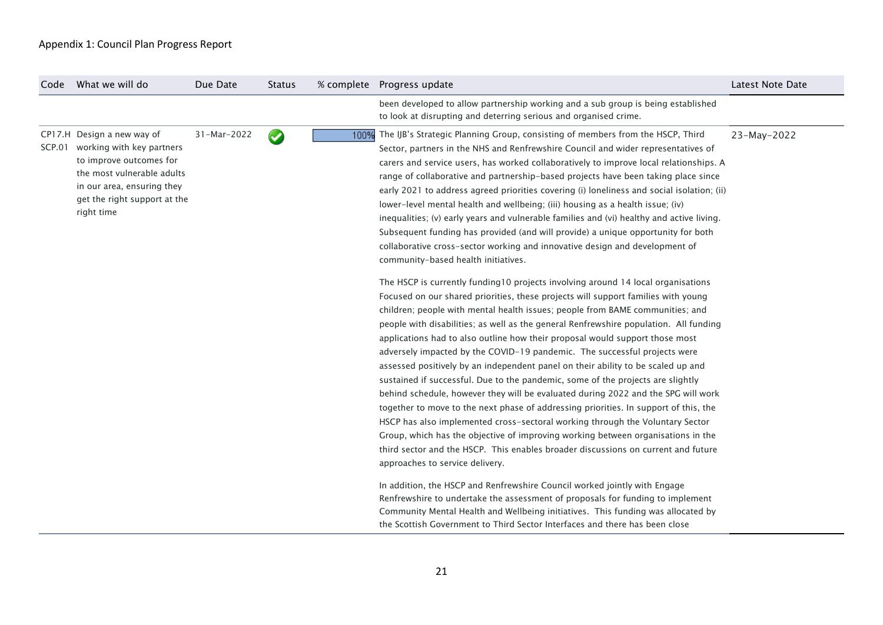Appendix 1: Council Plan Progress Report

| Code | What we will do | Due Date | Status | % complete | Progress update | Latest Note Date |
|---|---|---|---|---|---|---|
| | | | | | been developed to allow partnership working and a sub group is being established to look at disrupting and deterring serious and organised crime. | |
| CP17.HSCP.01 | Design a new way of working with key partners to improve outcomes for the most vulnerable adults in our area, ensuring they get the right support at the right time | 31-Mar-2022 | ✔ | 100% | The IJB's Strategic Planning Group, consisting of members from the HSCP, Third Sector, partners in the NHS and Renfrewshire Council and wider representatives of carers and service users, has worked collaboratively to improve local relationships. A range of collaborative and partnership-based projects have been taking place since early 2021 to address agreed priorities covering (i) loneliness and social isolation; (ii) lower-level mental health and wellbeing; (iii) housing as a health issue; (iv) inequalities; (v) early years and vulnerable families and (vi) healthy and active living. Subsequent funding has provided (and will provide) a unique opportunity for both collaborative cross-sector working and innovative design and development of community-based health initiatives.<br><br>The HSCP is currently funding10 projects involving around 14 local organisations Focused on our shared priorities, these projects will support families with young children; people with mental health issues; people from BAME communities; and people with disabilities; as well as the general Renfrewshire population. All funding applications had to also outline how their proposal would support those most adversely impacted by the COVID-19 pandemic. The successful projects were assessed positively by an independent panel on their ability to be scaled up and sustained if successful. Due to the pandemic, some of the projects are slightly behind schedule, however they will be evaluated during 2022 and the SPG will work together to move to the next phase of addressing priorities. In support of this, the HSCP has also implemented cross-sectoral working through the Voluntary Sector Group, which has the objective of improving working between organisations in the third sector and the HSCP. This enables broader discussions on current and future approaches to service delivery.<br><br>In addition, the HSCP and Renfrewshire Council worked jointly with Engage Renfrewshire to undertake the assessment of proposals for funding to implement Community Mental Health and Wellbeing initiatives. This funding was allocated by the Scottish Government to Third Sector Interfaces and there has been close | 23-May-2022 |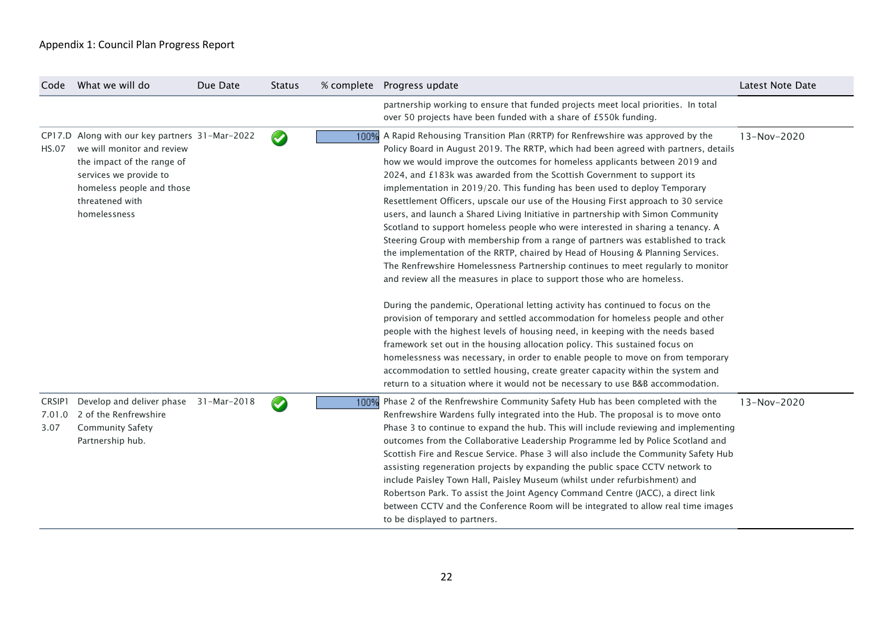Appendix 1: Council Plan Progress Report

| Code | What we will do | Due Date | Status | % complete | Progress update | Latest Note Date |
|---|---|---|---|---|---|---|
| | | | | | partnership working to ensure that funded projects meet local priorities. In total over 50 projects have been funded with a share of £550k funding. | |
| CP17.DHS.07 | Along with our key partners we will monitor and review the impact of the range of services we provide to homeless people and those threatened with homelessness | 31-Mar-2022 | ✔ | 100% | A Rapid Rehousing Transition Plan (RRTP) for Renfrewshire was approved by the Policy Board in August 2019. The RRTP, which had been agreed with partners, details how we would improve the outcomes for homeless applicants between 2019 and 2024, and £183k was awarded from the Scottish Government to support its implementation in 2019/20. This funding has been used to deploy Temporary Resettlement Officers, upscale our use of the Housing First approach to 30 service users, and launch a Shared Living Initiative in partnership with Simon Community Scotland to support homeless people who were interested in sharing a tenancy. A Steering Group with membership from a range of partners was established to track the implementation of the RRTP, chaired by Head of Housing & Planning Services. The Renfrewshire Homelessness Partnership continues to meet regularly to monitor and review all the measures in place to support those who are homeless.<br><br>During the pandemic, Operational letting activity has continued to focus on the provision of temporary and settled accommodation for homeless people and other people with the highest levels of housing need, in keeping with the needs based framework set out in the housing allocation policy. This sustained focus on homelessness was necessary, in order to enable people to move on from temporary accommodation to settled housing, create greater capacity within the system and return to a situation where it would not be necessary to use B&B accommodation. | 13-Nov-2020 |
| CRSIP17.01.03.07 | Develop and deliver phase 2 of the Renfrewshire Community Safety Partnership hub. | 31-Mar-2018 | ✔ | 100% | Phase 2 of the Renfrewshire Community Safety Hub has been completed with the Renfrewshire Wardens fully integrated into the Hub. The proposal is to move onto Phase 3 to continue to expand the hub. This will include reviewing and implementing outcomes from the Collaborative Leadership Programme led by Police Scotland and Scottish Fire and Rescue Service. Phase 3 will also include the Community Safety Hub assisting regeneration projects by expanding the public space CCTV network to include Paisley Town Hall, Paisley Museum (whilst under refurbishment) and Robertson Park. To assist the Joint Agency Command Centre (JACC), a direct link between CCTV and the Conference Room will be integrated to allow real time images to be displayed to partners. | 13-Nov-2020 |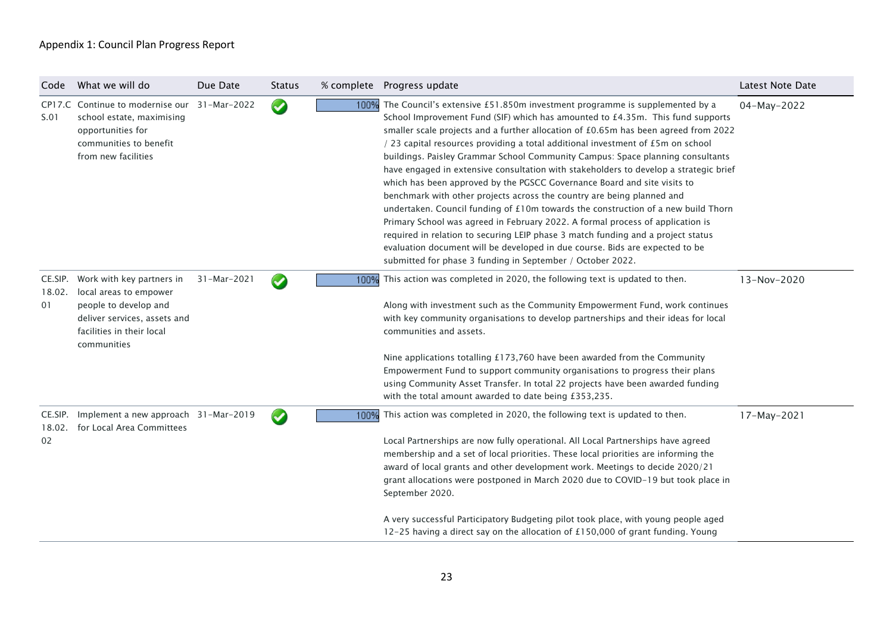Appendix 1: Council Plan Progress Report

| Code | What we will do | Due Date | Status | % complete | Progress update | Latest Note Date |
|---|---|---|---|---|---|---|
| CP17.CS.01 | Continue to modernise our school estate, maximising opportunities for communities to benefit from new facilities | 31-Mar-2022 | ✔ | 100% | The Council's extensive £51.850m investment programme is supplemented by a School Improvement Fund (SIF) which has amounted to £4.35m. This fund supports smaller scale projects and a further allocation of £0.65m has been agreed from 2022 / 23 capital resources providing a total additional investment of £5m on school buildings. Paisley Grammar School Community Campus: Space planning consultants have engaged in extensive consultation with stakeholders to develop a strategic brief which has been approved by the PGSCC Governance Board and site visits to benchmark with other projects across the country are being planned and undertaken. Council funding of £10m towards the construction of a new build Thorn Primary School was agreed in February 2022. A formal process of application is required in relation to securing LEIP phase 3 match funding and a project status evaluation document will be developed in due course. Bids are expected to be submitted for phase 3 funding in September / October 2022. | 04-May-2022 |
| CE.SIP.18.02.01 | Work with key partners in local areas to empower people to develop and deliver services, assets and facilities in their local communities | 31-Mar-2021 | ✔ | 100% | This action was completed in 2020, the following text is updated to then.<br><br>Along with investment such as the Community Empowerment Fund, work continues with key community organisations to develop partnerships and their ideas for local communities and assets.<br><br>Nine applications totalling £173,760 have been awarded from the Community Empowerment Fund to support community organisations to progress their plans using Community Asset Transfer. In total 22 projects have been awarded funding with the total amount awarded to date being £353,235. | 13-Nov-2020 |
| CE.SIP.18.02.02 | Implement a new approach for Local Area Committees | 31-Mar-2019 | ✔ | 100% | This action was completed in 2020, the following text is updated to then.<br><br>Local Partnerships are now fully operational. All Local Partnerships have agreed membership and a set of local priorities. These local priorities are informing the award of local grants and other development work. Meetings to decide 2020/21 grant allocations were postponed in March 2020 due to COVID-19 but took place in September 2020.<br><br>A very successful Participatory Budgeting pilot took place, with young people aged 12-25 having a direct say on the allocation of £150,000 of grant funding. Young | 17-May-2021 |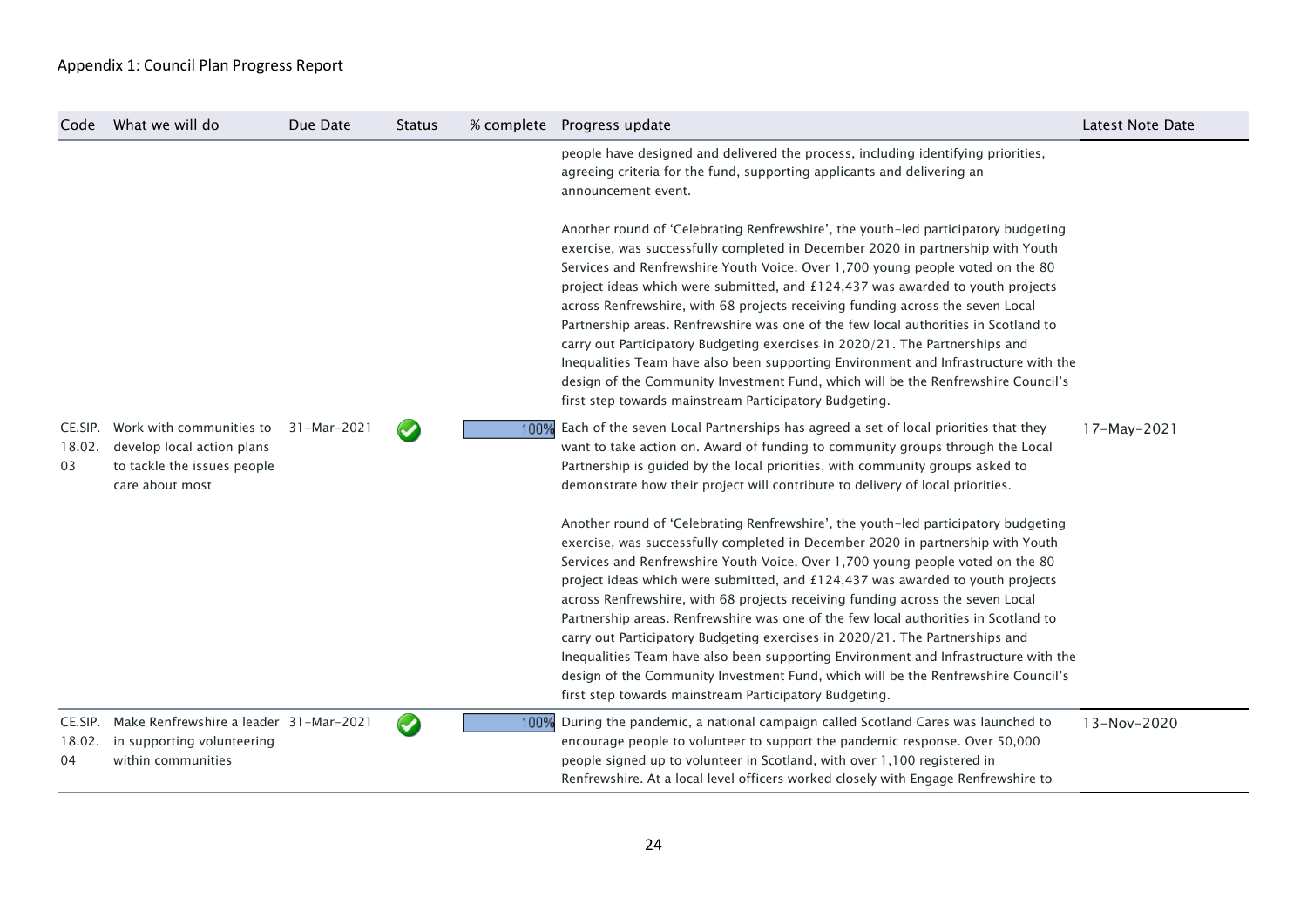Appendix 1: Council Plan Progress Report

| Code | What we will do | Due Date | Status | % complete | Progress update | Latest Note Date |
|---|---|---|---|---|---|---|
| | | | | | people have designed and delivered the process, including identifying priorities, agreeing criteria for the fund, supporting applicants and delivering an announcement event.<br><br>Another round of 'Celebrating Renfrewshire', the youth-led participatory budgeting exercise, was successfully completed in December 2020 in partnership with Youth Services and Renfrewshire Youth Voice. Over 1,700 young people voted on the 80 project ideas which were submitted, and £124,437 was awarded to youth projects across Renfrewshire, with 68 projects receiving funding across the seven Local Partnership areas. Renfrewshire was one of the few local authorities in Scotland to carry out Participatory Budgeting exercises in 2020/21. The Partnerships and Inequalities Team have also been supporting Environment and Infrastructure with the design of the Community Investment Fund, which will be the Renfrewshire Council's first step towards mainstream Participatory Budgeting. | |
| CE.SIP.18.02.03 | Work with communities to develop local action plans to tackle the issues people care about most | 31-Mar-2021 | ✔ | 100% | Each of the seven Local Partnerships has agreed a set of local priorities that they want to take action on. Award of funding to community groups through the Local Partnership is guided by the local priorities, with community groups asked to demonstrate how their project will contribute to delivery of local priorities.<br><br>Another round of 'Celebrating Renfrewshire', the youth-led participatory budgeting exercise, was successfully completed in December 2020 in partnership with Youth Services and Renfrewshire Youth Voice. Over 1,700 young people voted on the 80 project ideas which were submitted, and £124,437 was awarded to youth projects across Renfrewshire, with 68 projects receiving funding across the seven Local Partnership areas. Renfrewshire was one of the few local authorities in Scotland to carry out Participatory Budgeting exercises in 2020/21. The Partnerships and Inequalities Team have also been supporting Environment and Infrastructure with the design of the Community Investment Fund, which will be the Renfrewshire Council's first step towards mainstream Participatory Budgeting. | 17-May-2021 |
| CE.SIP.18.02.04 | Make Renfrewshire a leader in supporting volunteering within communities | 31-Mar-2021 | ✔ | 100% | During the pandemic, a national campaign called Scotland Cares was launched to encourage people to volunteer to support the pandemic response. Over 50,000 people signed up to volunteer in Scotland, with over 1,100 registered in Renfrewshire. At a local level officers worked closely with Engage Renfrewshire to | 13-Nov-2020 |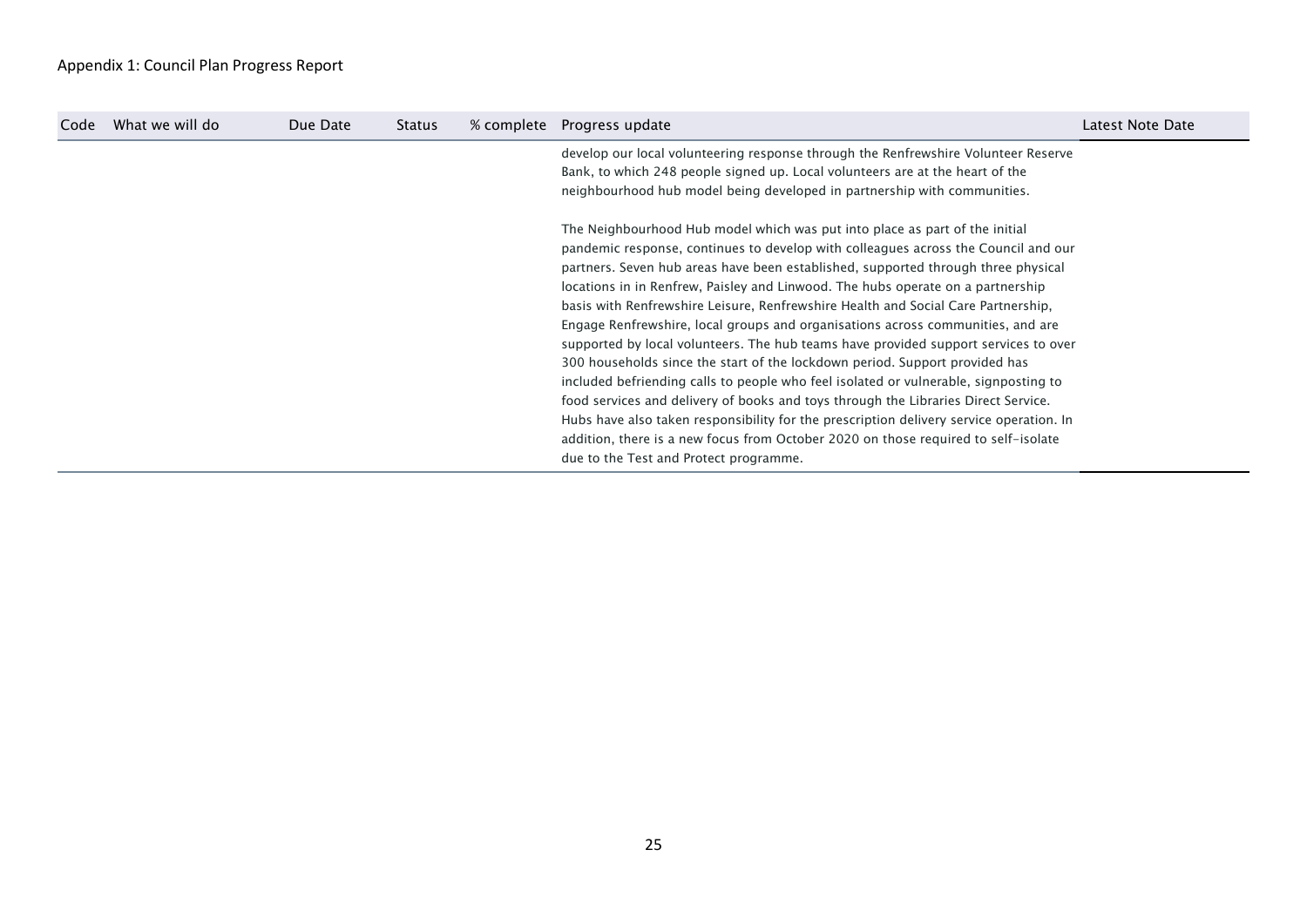Appendix 1: Council Plan Progress Report

| Code | What we will do | Due Date | Status | % complete | Progress update | Latest Note Date |
|---|---|---|---|---|---|---|
| | | | | | develop our local volunteering response through the Renfrewshire Volunteer Reserve Bank, to which 248 people signed up. Local volunteers are at the heart of the neighbourhood hub model being developed in partnership with communities.<br><br>The Neighbourhood Hub model which was put into place as part of the initial pandemic response, continues to develop with colleagues across the Council and our partners. Seven hub areas have been established, supported through three physical locations in in Renfrew, Paisley and Linwood. The hubs operate on a partnership basis with Renfrewshire Leisure, Renfrewshire Health and Social Care Partnership, Engage Renfrewshire, local groups and organisations across communities, and are supported by local volunteers. The hub teams have provided support services to over 300 households since the start of the lockdown period. Support provided has included befriending calls to people who feel isolated or vulnerable, signposting to food services and delivery of books and toys through the Libraries Direct Service. Hubs have also taken responsibility for the prescription delivery service operation. In addition, there is a new focus from October 2020 on those required to self-isolate due to the Test and Protect programme. | |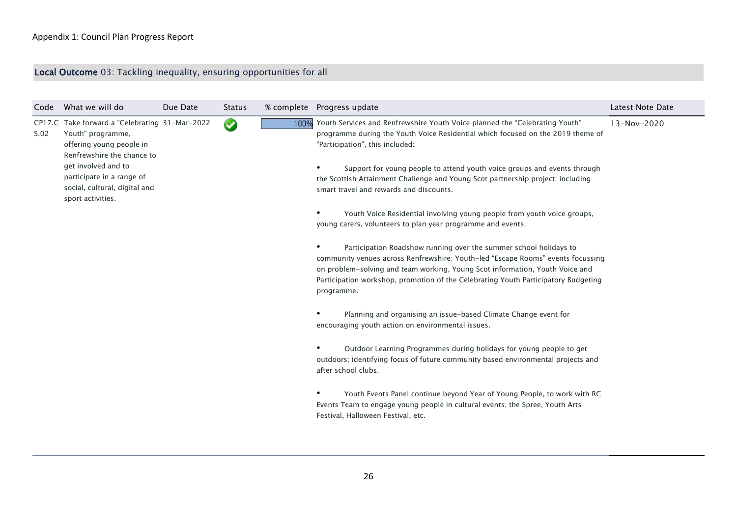Appendix 1: Council Plan Progress Report

## Local Outcome 03: Tackling inequality, ensuring opportunities for all

| Code | What we will do | Due Date | Status | % complete | Progress update | Latest Note Date |
|---|---|---|---|---|---|---|
| CP17.CS.02 | Take forward a "Celebrating Youth" programme, offering young people in Renfrewshire the chance to get involved and to participate in a range of social, cultural, digital and sport activities. | 31-Mar-2022 | ✔ | 100% | Youth Services and Renfrewshire Youth Voice planned the "Celebrating Youth" programme during the Youth Voice Residential which focused on the 2019 theme of "Participation", this included:<br><br>• Support for young people to attend youth voice groups and events through the Scottish Attainment Challenge and Young Scot partnership project; including smart travel and rewards and discounts.<br><br>• Youth Voice Residential involving young people from youth voice groups, young carers, volunteers to plan year programme and events.<br><br>• Participation Roadshow running over the summer school holidays to community venues across Renfrewshire: Youth-led "Escape Rooms" events focussing on problem-solving and team working, Young Scot information, Youth Voice and Participation workshop, promotion of the Celebrating Youth Participatory Budgeting programme.<br><br>• Planning and organising an issue-based Climate Change event for encouraging youth action on environmental issues.<br><br>• Outdoor Learning Programmes during holidays for young people to get outdoors; identifying focus of future community based environmental projects and after school clubs.<br><br>• Youth Events Panel continue beyond Year of Young People, to work with RC Events Team to engage young people in cultural events; the Spree, Youth Arts Festival, Halloween Festival, etc. | 13-Nov-2020 |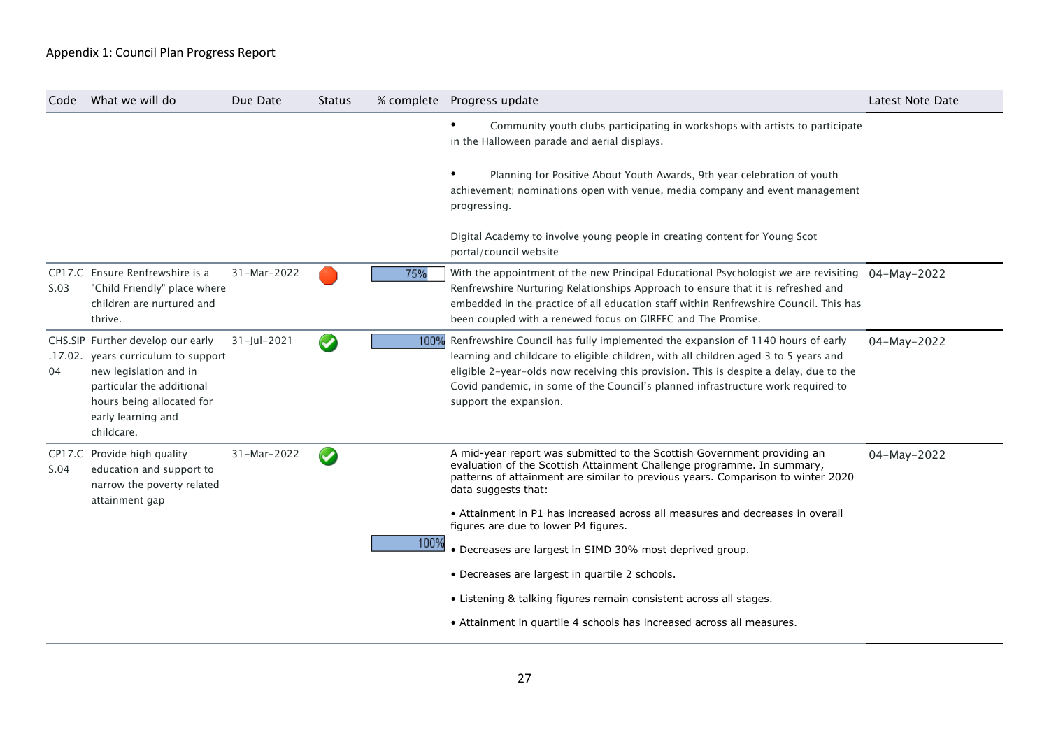Appendix 1: Council Plan Progress Report

| Code | What we will do | Due Date | Status | % complete | Progress update | Latest Note Date |
|---|---|---|---|---|---|---|
| | | | | | • Community youth clubs participating in workshops with artists to participate in the Halloween parade and aerial displays.<br><br>• Planning for Positive About Youth Awards, 9th year celebration of youth achievement; nominations open with venue, media company and event management progressing.<br><br>Digital Academy to involve young people in creating content for Young Scot portal/council website | |
| CP17.CS.03 | Ensure Renfrewshire is a "Child Friendly" place where children are nurtured and thrive. | 31-Mar-2022 | | 75% | With the appointment of the new Principal Educational Psychologist we are revisiting Renfrewshire Nurturing Relationships Approach to ensure that it is refreshed and embedded in the practice of all education staff within Renfrewshire Council. This has been coupled with a renewed focus on GIRFEC and The Promise. | 04-May-2022 |
| CHS.SIP.17.02.04 | Further develop our early years curriculum to support new legislation and in particular the additional hours being allocated for early learning and childcare. | 31-Jul-2021 | | 100% | Renfrewshire Council has fully implemented the expansion of 1140 hours of early learning and childcare to eligible children, with all children aged 3 to 5 years and eligible 2-year-olds now receiving this provision. This is despite a delay, due to the Covid pandemic, in some of the Council's planned infrastructure work required to support the expansion. | 04-May-2022 |
| CP17.CS.04 | Provide high quality education and support to narrow the poverty related attainment gap | 31-Mar-2022 | | 100% | A mid-year report was submitted to the Scottish Government providing an evaluation of the Scottish Attainment Challenge programme. In summary, patterns of attainment are similar to previous years. Comparison to winter 2020 data suggests that:<br><br>• Attainment in P1 has increased across all measures and decreases in overall figures are due to lower P4 figures.<br><br>• Decreases are largest in SIMD 30% most deprived group.<br><br>• Decreases are largest in quartile 2 schools.<br><br>• Listening & talking figures remain consistent across all stages.<br><br>• Attainment in quartile 4 schools has increased across all measures. | 04-May-2022 |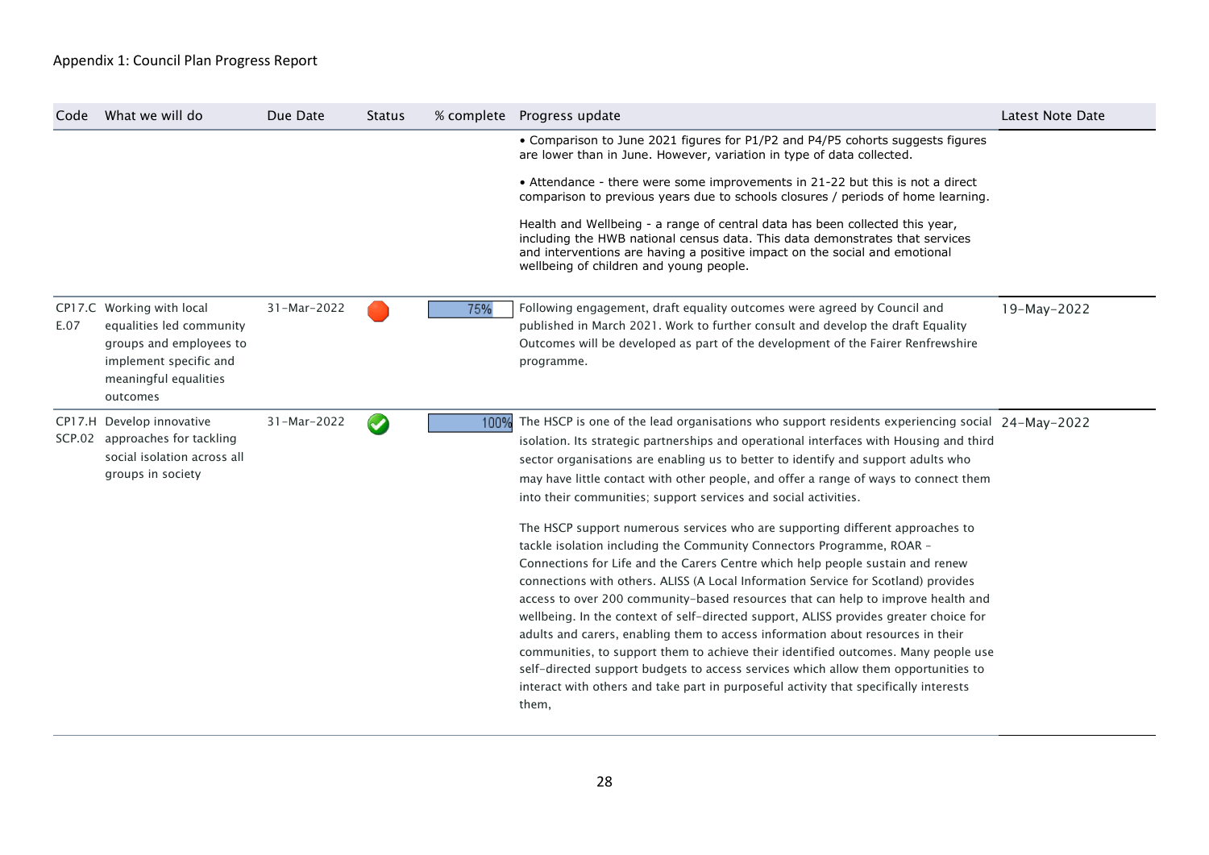Appendix 1: Council Plan Progress Report

| Code | What we will do | Due Date | Status | % complete | Progress update | Latest Note Date |
|---|---|---|---|---|---|---|
| | | | | | • Comparison to June 2021 figures for P1/P2 and P4/P5 cohorts suggests figures are lower than in June. However, variation in type of data collected.<br><br>• Attendance - there were some improvements in 21-22 but this is not a direct comparison to previous years due to schools closures / periods of home learning.<br><br>Health and Wellbeing - a range of central data has been collected this year, including the HWB national census data. This data demonstrates that services and interventions are having a positive impact on the social and emotional wellbeing of children and young people. | |
| CP17.CE.07 | Working with local equalities led community groups and employees to implement specific and meaningful equalities outcomes | 31-Mar-2022 | Red | 75% | Following engagement, draft equality outcomes were agreed by Council and published in March 2021. Work to further consult and develop the draft Equality Outcomes will be developed as part of the development of the Fairer Renfrewshire programme. | 19-May-2022 |
| CP17.HSCP.02 | Develop innovative approaches for tackling social isolation across all groups in society | 31-Mar-2022 | Complete | 100% | The HSCP is one of the lead organisations who support residents experiencing social isolation. Its strategic partnerships and operational interfaces with Housing and third sector organisations are enabling us to better to identify and support adults who may have little contact with other people, and offer a range of ways to connect them into their communities; support services and social activities.<br><br>The HSCP support numerous services who are supporting different approaches to tackle isolation including the Community Connectors Programme, ROAR – Connections for Life and the Carers Centre which help people sustain and renew connections with others. ALISS (A Local Information Service for Scotland) provides access to over 200 community-based resources that can help to improve health and wellbeing. In the context of self-directed support, ALISS provides greater choice for adults and carers, enabling them to access information about resources in their communities, to support them to achieve their identified outcomes. Many people use self-directed support budgets to access services which allow them opportunities to interact with others and take part in purposeful activity that specifically interests them, | 24-May-2022 |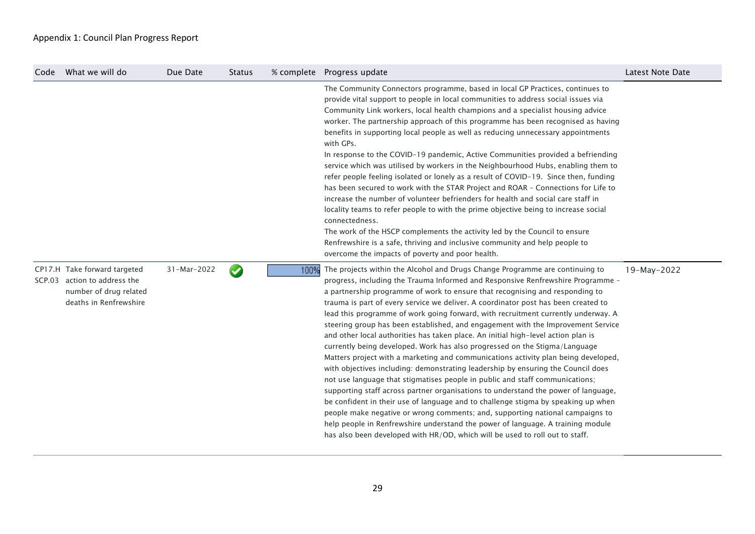Appendix 1: Council Plan Progress Report

| Code | What we will do | Due Date | Status | % complete | Progress update | Latest Note Date |
|---|---|---|---|---|---|---|
| | | | | | The Community Connectors programme, based in local GP Practices, continues to provide vital support to people in local communities to address social issues via Community Link workers, local health champions and a specialist housing advice worker. The partnership approach of this programme has been recognised as having benefits in supporting local people as well as reducing unnecessary appointments with GPs.<br>In response to the COVID-19 pandemic, Active Communities provided a befriending service which was utilised by workers in the Neighbourhood Hubs, enabling them to refer people feeling isolated or lonely as a result of COVID-19. Since then, funding has been secured to work with the STAR Project and ROAR – Connections for Life to increase the number of volunteer befrienders for health and social care staff in locality teams to refer people to with the prime objective being to increase social connectedness.<br>The work of the HSCP complements the activity led by the Council to ensure Renfrewshire is a safe, thriving and inclusive community and help people to overcome the impacts of poverty and poor health. | |
| CP17.H SCP.03 | Take forward targeted action to address the number of drug related deaths in Renfrewshire | 31-Mar-2022 | ✔ | 100% | The projects within the Alcohol and Drugs Change Programme are continuing to progress, including the Trauma Informed and Responsive Renfrewshire Programme – a partnership programme of work to ensure that recognising and responding to trauma is part of every service we deliver. A coordinator post has been created to lead this programme of work going forward, with recruitment currently underway. A steering group has been established, and engagement with the Improvement Service and other local authorities has taken place. An initial high-level action plan is currently being developed. Work has also progressed on the Stigma/Language Matters project with a marketing and communications activity plan being developed, with objectives including: demonstrating leadership by ensuring the Council does not use language that stigmatises people in public and staff communications; supporting staff across partner organisations to understand the power of language, be confident in their use of language and to challenge stigma by speaking up when people make negative or wrong comments; and, supporting national campaigns to help people in Renfrewshire understand the power of language. A training module has also been developed with HR/OD, which will be used to roll out to staff. | 19-May-2022 |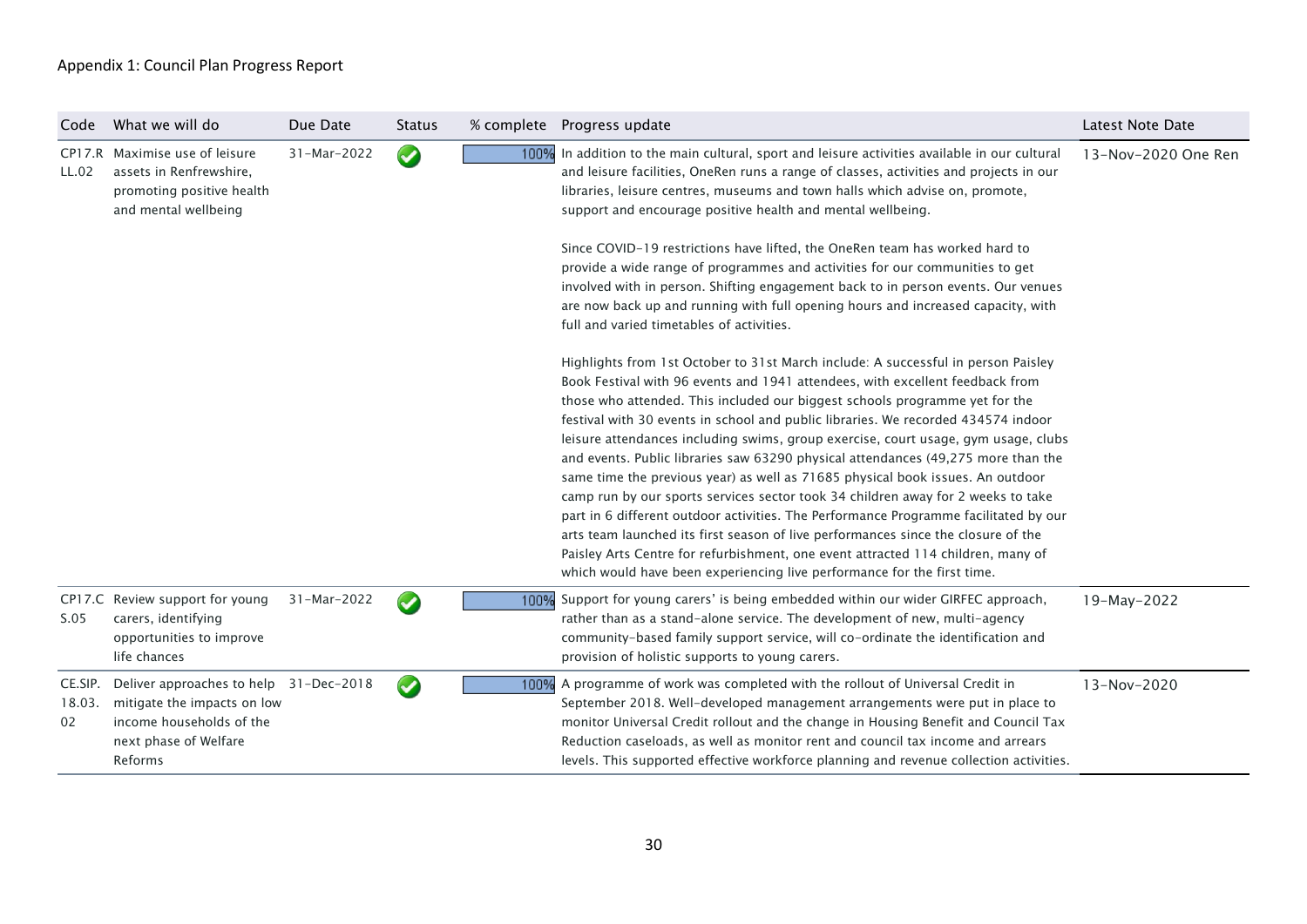Appendix 1: Council Plan Progress Report

| Code | What we will do | Due Date | Status | % complete | Progress update | Latest Note Date |
|---|---|---|---|---|---|---|
| CP17.RLL.02 | Maximise use of leisure assets in Renfrewshire, promoting positive health and mental wellbeing | 31-Mar-2022 | ✔ | 100% | In addition to the main cultural, sport and leisure activities available in our cultural and leisure facilities, OneRen runs a range of classes, activities and projects in our libraries, leisure centres, museums and town halls which advise on, promote, support and encourage positive health and mental wellbeing.<br><br>Since COVID-19 restrictions have lifted, the OneRen team has worked hard to provide a wide range of programmes and activities for our communities to get involved with in person. Shifting engagement back to in person events. Our venues are now back up and running with full opening hours and increased capacity, with full and varied timetables of activities.<br><br>Highlights from 1st October to 31st March include: A successful in person Paisley Book Festival with 96 events and 1941 attendees, with excellent feedback from those who attended. This included our biggest schools programme yet for the festival with 30 events in school and public libraries. We recorded 434574 indoor leisure attendances including swims, group exercise, court usage, gym usage, clubs and events. Public libraries saw 63290 physical attendances (49,275 more than the same time the previous year) as well as 71685 physical book issues. An outdoor camp run by our sports services sector took 34 children away for 2 weeks to take part in 6 different outdoor activities. The Performance Programme facilitated by our arts team launched its first season of live performances since the closure of the Paisley Arts Centre for refurbishment, one event attracted 114 children, many of which would have been experiencing live performance for the first time. | 13-Nov-2020 One Ren |
| CP17.CS.05 | Review support for young carers, identifying opportunities to improve life chances | 31-Mar-2022 | ✔ | 100% | Support for young carers' is being embedded within our wider GIRFEC approach, rather than as a stand-alone service. The development of new, multi-agency community-based family support service, will co-ordinate the identification and provision of holistic supports to young carers. | 19-May-2022 |
| CE.SIP.18.03.02 | Deliver approaches to help mitigate the impacts on low income households of the next phase of Welfare Reforms | 31-Dec-2018 | ✔ | 100% | A programme of work was completed with the rollout of Universal Credit in September 2018. Well-developed management arrangements were put in place to monitor Universal Credit rollout and the change in Housing Benefit and Council Tax Reduction caseloads, as well as monitor rent and council tax income and arrears levels. This supported effective workforce planning and revenue collection activities. | 13-Nov-2020 |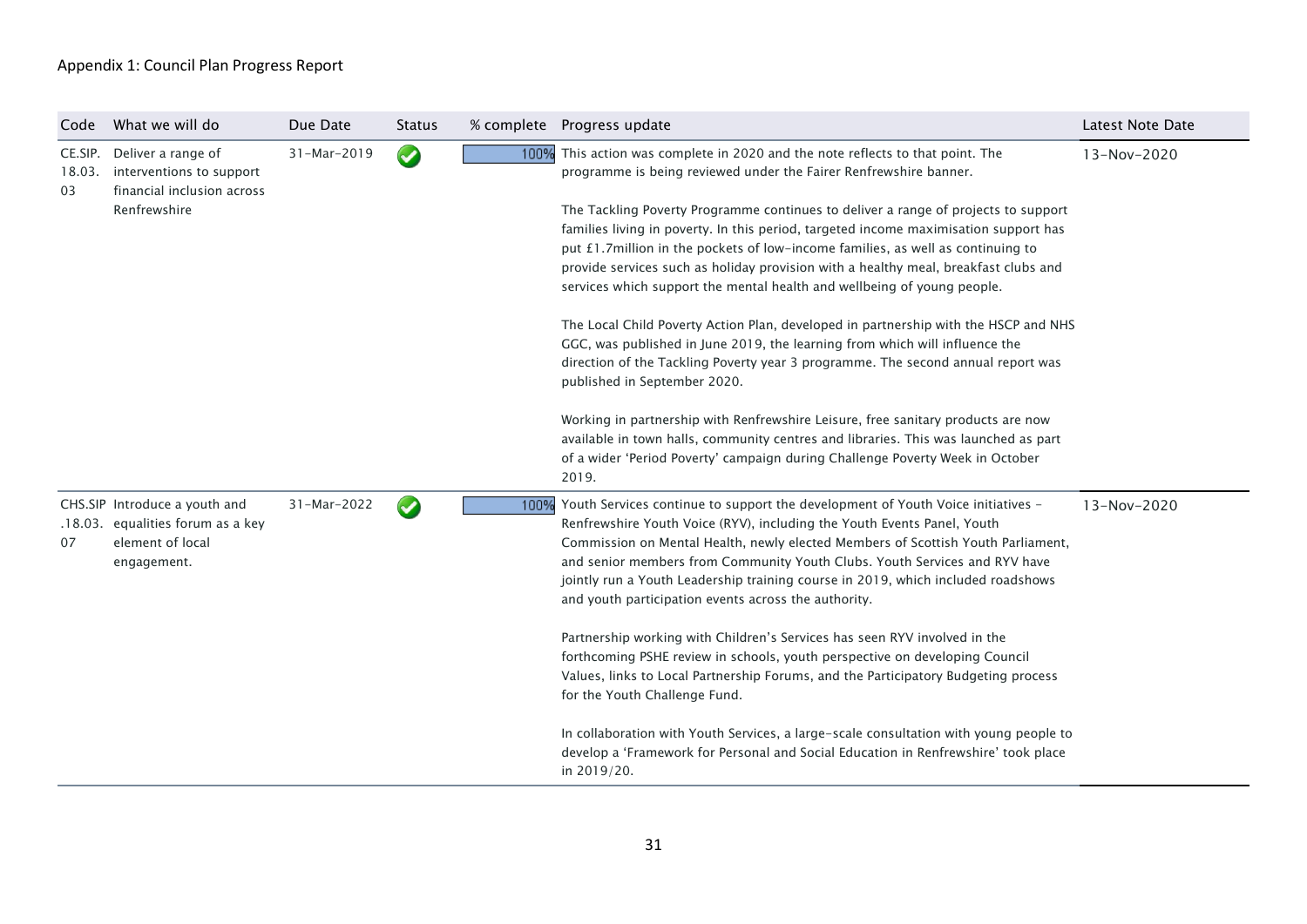Appendix 1: Council Plan Progress Report

| Code | What we will do | Due Date | Status | % complete | Progress update | Latest Note Date |
|---|---|---|---|---|---|---|
| CE.SIP.18.03.03 | Deliver a range of interventions to support financial inclusion across Renfrewshire | 31-Mar-2019 | ✓ | 100% | This action was complete in 2020 and the note reflects to that point. The programme is being reviewed under the Fairer Renfrewshire banner.<br><br>The Tackling Poverty Programme continues to deliver a range of projects to support families living in poverty. In this period, targeted income maximisation support has put £1.7million in the pockets of low-income families, as well as continuing to provide services such as holiday provision with a healthy meal, breakfast clubs and services which support the mental health and wellbeing of young people.<br><br>The Local Child Poverty Action Plan, developed in partnership with the HSCP and NHS GGC, was published in June 2019, the learning from which will influence the direction of the Tackling Poverty year 3 programme. The second annual report was published in September 2020.<br><br>Working in partnership with Renfrewshire Leisure, free sanitary products are now available in town halls, community centres and libraries. This was launched as part of a wider 'Period Poverty' campaign during Challenge Poverty Week in October 2019. | 13-Nov-2020 |
| CHS.SIP.18.03.07 | Introduce a youth and equalities forum as a key element of local engagement. | 31-Mar-2022 | ✓ | 100% | Youth Services continue to support the development of Youth Voice initiatives – Renfrewshire Youth Voice (RYV), including the Youth Events Panel, Youth Commission on Mental Health, newly elected Members of Scottish Youth Parliament, and senior members from Community Youth Clubs. Youth Services and RYV have jointly run a Youth Leadership training course in 2019, which included roadshows and youth participation events across the authority.<br><br>Partnership working with Children's Services has seen RYV involved in the forthcoming PSHE review in schools, youth perspective on developing Council Values, links to Local Partnership Forums, and the Participatory Budgeting process for the Youth Challenge Fund.<br><br>In collaboration with Youth Services, a large-scale consultation with young people to develop a 'Framework for Personal and Social Education in Renfrewshire' took place in 2019/20. | 13-Nov-2020 |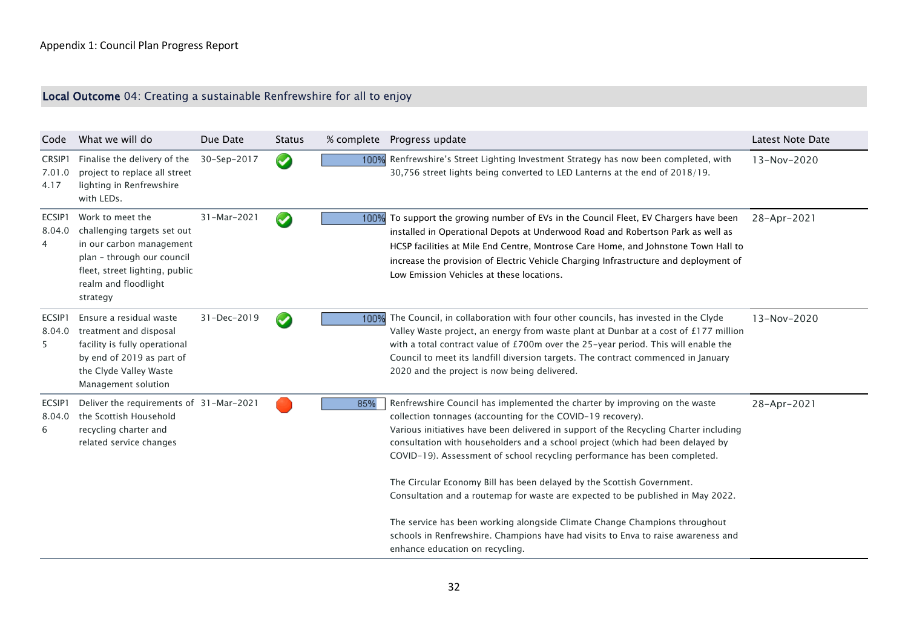Appendix 1: Council Plan Progress Report

## Local Outcome 04: Creating a sustainable Renfrewshire for all to enjoy

| Code | What we will do | Due Date | Status | % complete | Progress update | Latest Note Date |
|---|---|---|---|---|---|---|
| CRSIP17.01.04.17 | Finalise the delivery of the project to replace all street lighting in Renfrewshire with LEDs. | 30-Sep-2017 | Completed | 100% | Renfrewshire's Street Lighting Investment Strategy has now been completed, with 30,756 street lights being converted to LED Lanterns at the end of 2018/19. | 13-Nov-2020 |
| ECSIP18.04.04 | Work to meet the challenging targets set out in our carbon management plan – through our council fleet, street lighting, public realm and floodlight strategy | 31-Mar-2021 | Completed | 100% | To support the growing number of EVs in the Council Fleet, EV Chargers have been installed in Operational Depots at Underwood Road and Robertson Park as well as HCSP facilities at Mile End Centre, Montrose Care Home, and Johnstone Town Hall to increase the provision of Electric Vehicle Charging Infrastructure and deployment of Low Emission Vehicles at these locations. | 28-Apr-2021 |
| ECSIP18.04.05 | Ensure a residual waste treatment and disposal facility is fully operational by end of 2019 as part of the Clyde Valley Waste Management solution | 31-Dec-2019 | Completed | 100% | The Council, in collaboration with four other councils, has invested in the Clyde Valley Waste project, an energy from waste plant at Dunbar at a cost of £177 million with a total contract value of £700m over the 25-year period. This will enable the Council to meet its landfill diversion targets. The contract commenced in January 2020 and the project is now being delivered. | 13-Nov-2020 |
| ECSIP18.04.06 | Deliver the requirements of the Scottish Household recycling charter and related service changes | 31-Mar-2021 | Overdue | 85% | Renfrewshire Council has implemented the charter by improving on the waste collection tonnages (accounting for the COVID-19 recovery).<br>Various initiatives have been delivered in support of the Recycling Charter including consultation with householders and a school project (which had been delayed by COVID-19). Assessment of school recycling performance has been completed.<br><br>The Circular Economy Bill has been delayed by the Scottish Government. Consultation and a routemap for waste are expected to be published in May 2022.<br><br>The service has been working alongside Climate Change Champions throughout schools in Renfrewshire. Champions have had visits to Enva to raise awareness and enhance education on recycling. | 28-Apr-2021 |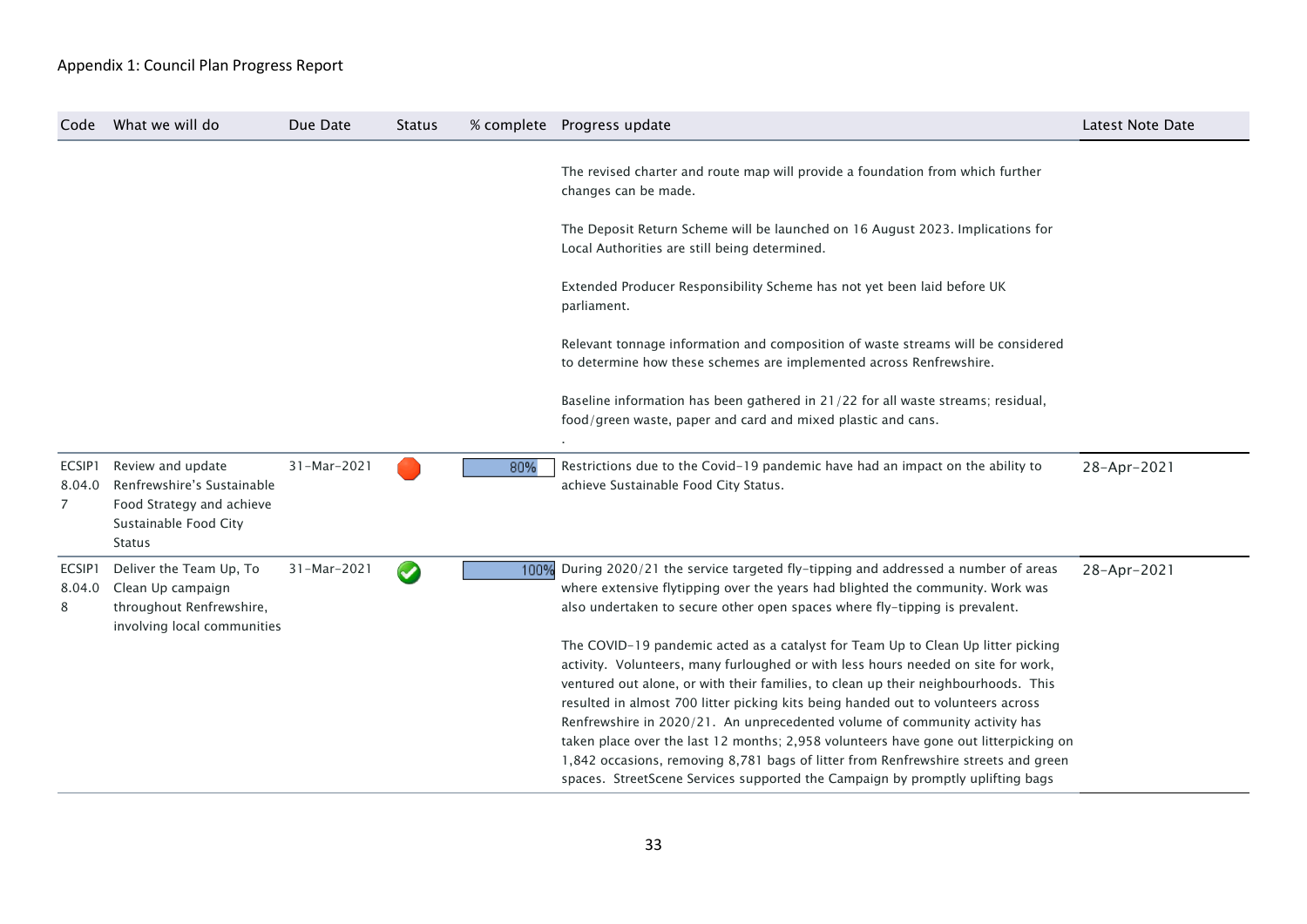Appendix 1: Council Plan Progress Report

| Code | What we will do | Due Date | Status | % complete | Progress update | Latest Note Date |
|---|---|---|---|---|---|---|
| | | | | | The revised charter and route map will provide a foundation from which further changes can be made.<br><br>The Deposit Return Scheme will be launched on 16 August 2023. Implications for Local Authorities are still being determined.<br><br>Extended Producer Responsibility Scheme has not yet been laid before UK parliament.<br><br>Relevant tonnage information and composition of waste streams will be considered to determine how these schemes are implemented across Renfrewshire.<br><br>Baseline information has been gathered in 21/22 for all waste streams; residual, food/green waste, paper and card and mixed plastic and cans.<br><br>. | |
| ECSIP18.04.07 | Review and update Renfrewshire's Sustainable Food Strategy and achieve Sustainable Food City Status | 31-Mar-2021 | Red | 80% | Restrictions due to the Covid-19 pandemic have had an impact on the ability to achieve Sustainable Food City Status. | 28-Apr-2021 |
| ECSIP18.04.08 | Deliver the Team Up, To Clean Up campaign throughout Renfrewshire, involving local communities | 31-Mar-2021 | Complete | 100% | During 2020/21 the service targeted fly-tipping and addressed a number of areas where extensive flytipping over the years had blighted the community. Work was also undertaken to secure other open spaces where fly-tipping is prevalent.<br><br>The COVID-19 pandemic acted as a catalyst for Team Up to Clean Up litter picking activity. Volunteers, many furloughed or with less hours needed on site for work, ventured out alone, or with their families, to clean up their neighbourhoods. This resulted in almost 700 litter picking kits being handed out to volunteers across Renfrewshire in 2020/21. An unprecedented volume of community activity has taken place over the last 12 months; 2,958 volunteers have gone out litterpicking on 1,842 occasions, removing 8,781 bags of litter from Renfrewshire streets and green spaces. StreetScene Services supported the Campaign by promptly uplifting bags | 28-Apr-2021 |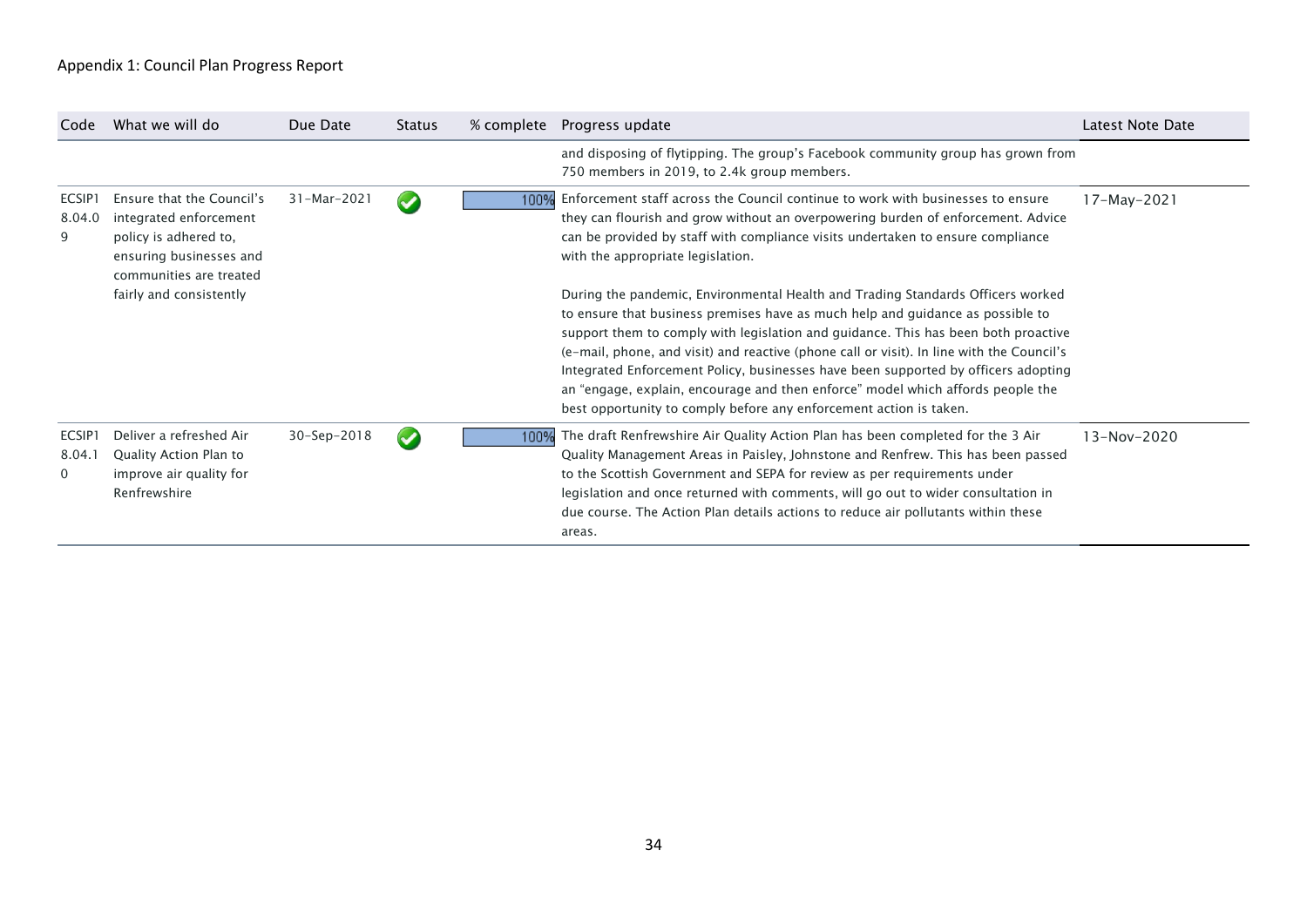Appendix 1: Council Plan Progress Report

| Code | What we will do | Due Date | Status | % complete | Progress update | Latest Note Date |
|---|---|---|---|---|---|---|
| | | | | | and disposing of flytipping. The group's Facebook community group has grown from 750 members in 2019, to 2.4k group members. | |
| ECSIP18.04.09 | Ensure that the Council's integrated enforcement policy is adhered to, ensuring businesses and communities are treated fairly and consistently | 31-Mar-2021 | ✔ | 100% | Enforcement staff across the Council continue to work with businesses to ensure they can flourish and grow without an overpowering burden of enforcement. Advice can be provided by staff with compliance visits undertaken to ensure compliance with the appropriate legislation.<br><br>During the pandemic, Environmental Health and Trading Standards Officers worked to ensure that business premises have as much help and guidance as possible to support them to comply with legislation and guidance. This has been both proactive (e-mail, phone, and visit) and reactive (phone call or visit). In line with the Council's Integrated Enforcement Policy, businesses have been supported by officers adopting an "engage, explain, encourage and then enforce" model which affords people the best opportunity to comply before any enforcement action is taken. | 17-May-2021 |
| ECSIP18.04.10 | Deliver a refreshed Air Quality Action Plan to improve air quality for Renfrewshire | 30-Sep-2018 | ✔ | 100% | The draft Renfrewshire Air Quality Action Plan has been completed for the 3 Air Quality Management Areas in Paisley, Johnstone and Renfrew. This has been passed to the Scottish Government and SEPA for review as per requirements under legislation and once returned with comments, will go out to wider consultation in due course. The Action Plan details actions to reduce air pollutants within these areas. | 13-Nov-2020 |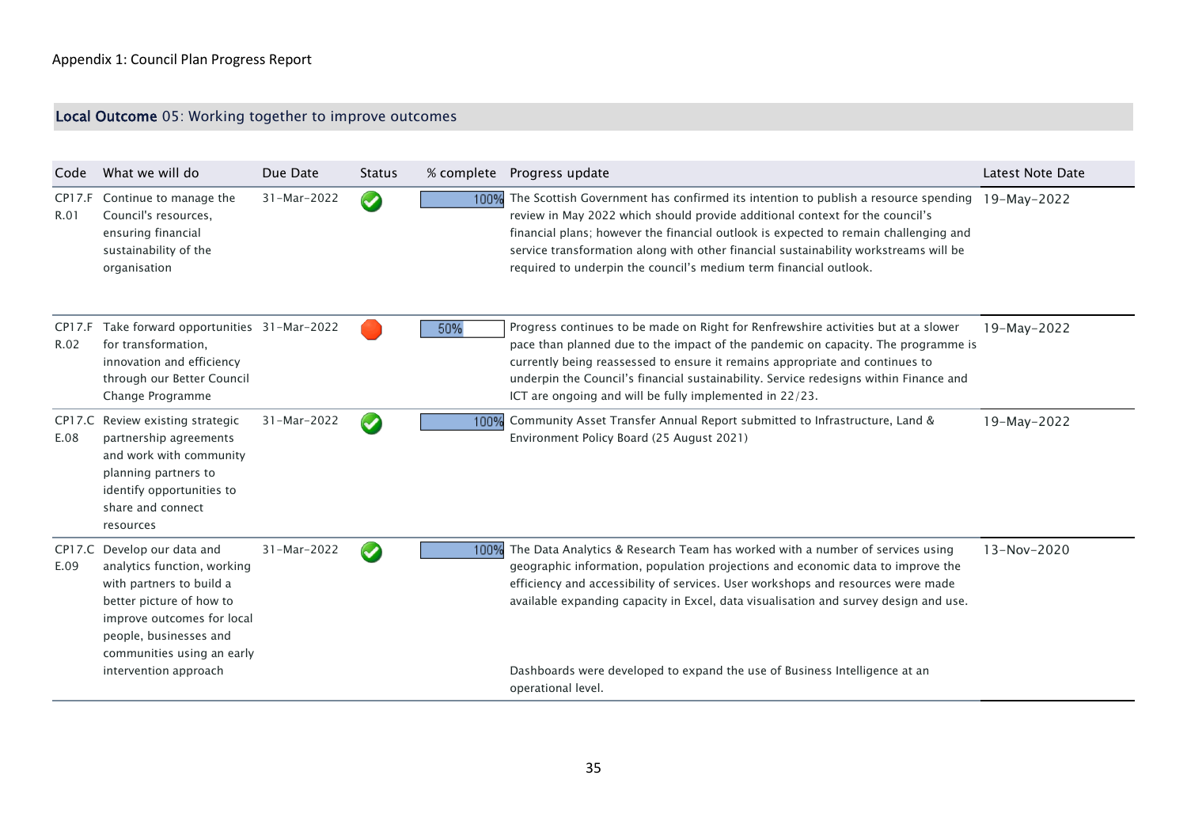Appendix 1: Council Plan Progress Report

## Local Outcome 05: Working together to improve outcomes

| Code | What we will do | Due Date | Status | % complete | Progress update | Latest Note Date |
|---|---|---|---|---|---|---|
| CP17.FR.01 | Continue to manage the Council's resources, ensuring financial sustainability of the organisation | 31-Mar-2022 | ✓ | 100% | The Scottish Government has confirmed its intention to publish a resource spending review in May 2022 which should provide additional context for the council's financial plans; however the financial outlook is expected to remain challenging and service transformation along with other financial sustainability workstreams will be required to underpin the council's medium term financial outlook. | 19-May-2022 |
| CP17.FR.02 | Take forward opportunities for transformation, innovation and efficiency through our Better Council Change Programme | 31-Mar-2022 | ● | 50% | Progress continues to be made on Right for Renfrewshire activities but at a slower pace than planned due to the impact of the pandemic on capacity. The programme is currently being reassessed to ensure it remains appropriate and continues to underpin the Council's financial sustainability. Service redesigns within Finance and ICT are ongoing and will be fully implemented in 22/23. | 19-May-2022 |
| CP17.CE.08 | Review existing strategic partnership agreements and work with community planning partners to identify opportunities to share and connect resources | 31-Mar-2022 | ✓ | 100% | Community Asset Transfer Annual Report submitted to Infrastructure, Land & Environment Policy Board (25 August 2021) | 19-May-2022 |
| CP17.CE.09 | Develop our data and analytics function, working with partners to build a better picture of how to improve outcomes for local people, businesses and communities using an early intervention approach | 31-Mar-2022 | ✓ | 100% | The Data Analytics & Research Team has worked with a number of services using geographic information, population projections and economic data to improve the efficiency and accessibility of services. User workshops and resources were made available expanding capacity in Excel, data visualisation and survey design and use.<br><br>Dashboards were developed to expand the use of Business Intelligence at an operational level. | 13-Nov-2020 |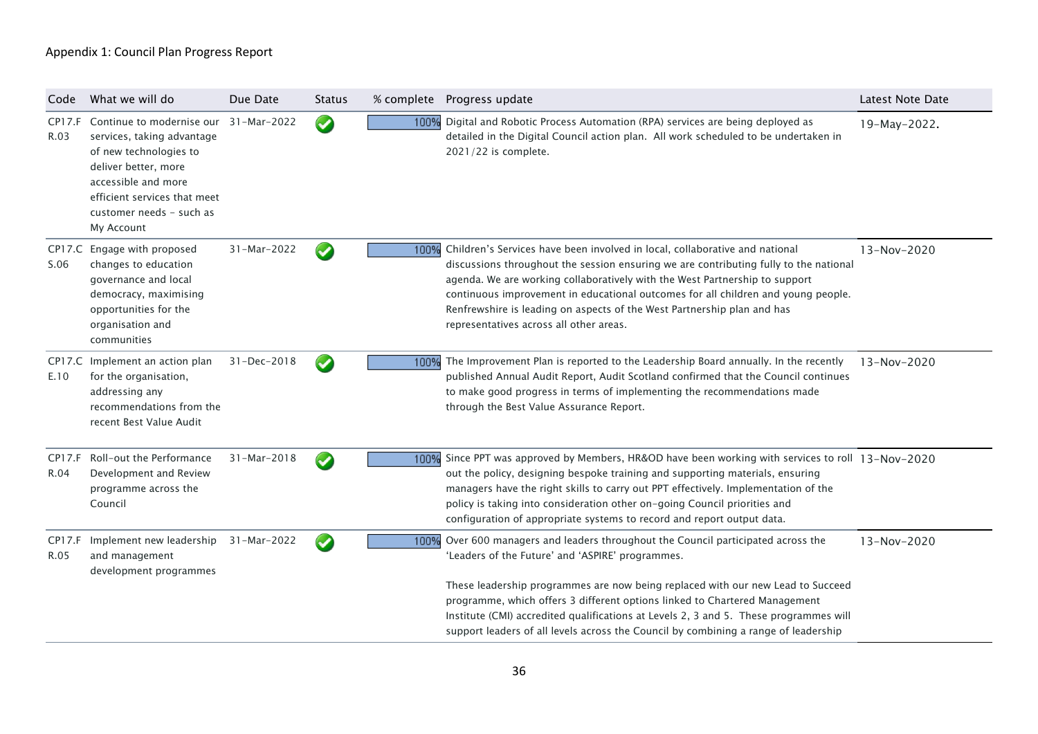Appendix 1: Council Plan Progress Report

| Code | What we will do | Due Date | Status | % complete | Progress update | Latest Note Date |
|---|---|---|---|---|---|---|
| CP17.FR.03 | Continue to modernise our services, taking advantage of new technologies to deliver better, more accessible and more efficient services that meet customer needs – such as My Account | 31-Mar-2022 | ✔ | 100% | Digital and Robotic Process Automation (RPA) services are being deployed as detailed in the Digital Council action plan. All work scheduled to be undertaken in 2021/22 is complete. | 19-May-2022. |
| CP17.CS.06 | Engage with proposed changes to education governance and local democracy, maximising opportunities for the organisation and communities | 31-Mar-2022 | ✔ | 100% | Children's Services have been involved in local, collaborative and national discussions throughout the session ensuring we are contributing fully to the national agenda. We are working collaboratively with the West Partnership to support continuous improvement in educational outcomes for all children and young people. Renfrewshire is leading on aspects of the West Partnership plan and has representatives across all other areas. | 13-Nov-2020 |
| CP17.CE.10 | Implement an action plan for the organisation, addressing any recommendations from the recent Best Value Audit | 31-Dec-2018 | ✔ | 100% | The Improvement Plan is reported to the Leadership Board annually. In the recently published Annual Audit Report, Audit Scotland confirmed that the Council continues to make good progress in terms of implementing the recommendations made through the Best Value Assurance Report. | 13-Nov-2020 |
| CP17.FR.04 | Roll-out the Performance Development and Review programme across the Council | 31-Mar-2018 | ✔ | 100% | Since PPT was approved by Members, HR&OD have been working with services to roll out the policy, designing bespoke training and supporting materials, ensuring managers have the right skills to carry out PPT effectively. Implementation of the policy is taking into consideration other on-going Council priorities and configuration of appropriate systems to record and report output data. | 13-Nov-2020 |
| CP17.FR.05 | Implement new leadership and management development programmes | 31-Mar-2022 | ✔ | 100% | Over 600 managers and leaders throughout the Council participated across the 'Leaders of the Future' and 'ASPIRE' programmes.<br><br>These leadership programmes are now being replaced with our new Lead to Succeed programme, which offers 3 different options linked to Chartered Management Institute (CMI) accredited qualifications at Levels 2, 3 and 5. These programmes will support leaders of all levels across the Council by combining a range of leadership | 13-Nov-2020 |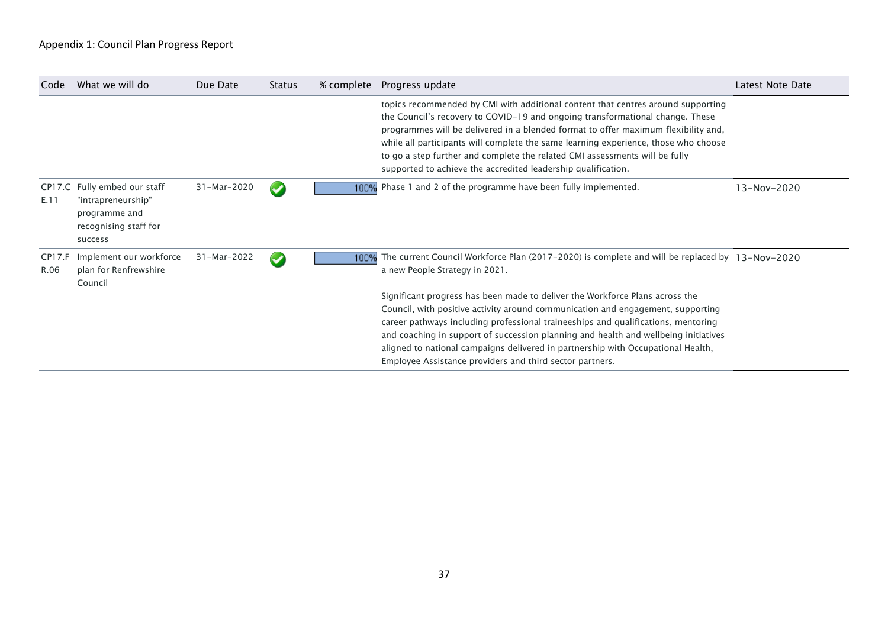Appendix 1: Council Plan Progress Report

| Code | What we will do | Due Date | Status | % complete | Progress update | Latest Note Date |
|---|---|---|---|---|---|---|
| | | | | | topics recommended by CMI with additional content that centres around supporting the Council's recovery to COVID-19 and ongoing transformational change. These programmes will be delivered in a blended format to offer maximum flexibility and, while all participants will complete the same learning experience, those who choose to go a step further and complete the related CMI assessments will be fully supported to achieve the accredited leadership qualification. | |
| CP17.CE.11 | Fully embed our staff "intrapreneurship" programme and recognising staff for success | 31-Mar-2020 | ✔ | 100% | Phase 1 and 2 of the programme have been fully implemented. | 13-Nov-2020 |
| CP17.FR.06 | Implement our workforce plan for Renfrewshire Council | 31-Mar-2022 | ✔ | 100% | The current Council Workforce Plan (2017-2020) is complete and will be replaced by a new People Strategy in 2021.<br><br>Significant progress has been made to deliver the Workforce Plans across the Council, with positive activity around communication and engagement, supporting career pathways including professional traineeships and qualifications, mentoring and coaching in support of succession planning and health and wellbeing initiatives aligned to national campaigns delivered in partnership with Occupational Health, Employee Assistance providers and third sector partners. | 13-Nov-2020 |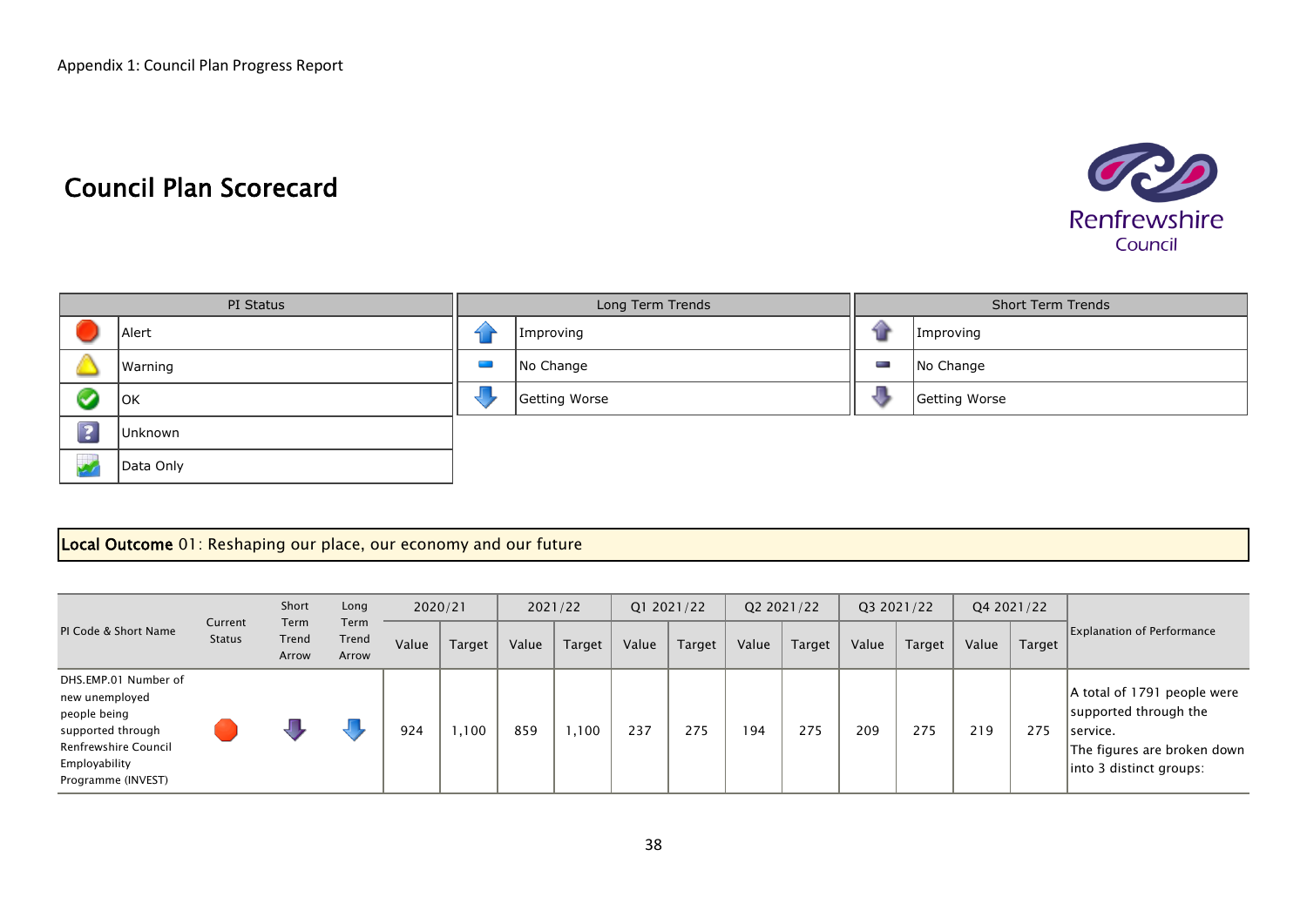Appendix 1: Council Plan Progress Report

# Council Plan Scorecard

Renfrewshire Council

| PI Status | |
|---|---|
| Alert | Alert |
| Warning | Warning |
| OK | OK |
| Unknown | Unknown |
| Data Only | Data Only |

| Long Term Trends | |
|---|---|
| ⇧ | Improving |
| ▬ | No Change |
| ⇩ | Getting Worse |

| Short Term Trends | |
|---|---|
| ⇧ | Improving |
| ▬ | No Change |
| ⇩ | Getting Worse |

**Local Outcome** 01: Reshaping our place, our economy and our future

| PI Code & Short Name | Current Status | Short Term Trend Arrow | Long Term Trend Arrow | 2020/21 | | 2021/22 | | Q1 2021/22 | | Q2 2021/22 | | Q3 2021/22 | | Q4 2021/22 | | Explanation of Performance |
|---|---|---|---|---|---|---|---|---|---|---|---|---|---|---|---|---|
| | | | | Value | Target | Value | Target | Value | Target | Value | Target | Value | Target | Value | Target | |
| DHS.EMP.01 Number of new unemployed people being supported through Renfrewshire Council Employability Programme (INVEST) | Alert | Getting Worse | Getting Worse | 924 | 1,100 | 859 | 1,100 | 237 | 275 | 194 | 275 | 209 | 275 | 219 | 275 | A total of 1791 people were supported through the service.<br>The figures are broken down into 3 distinct groups: |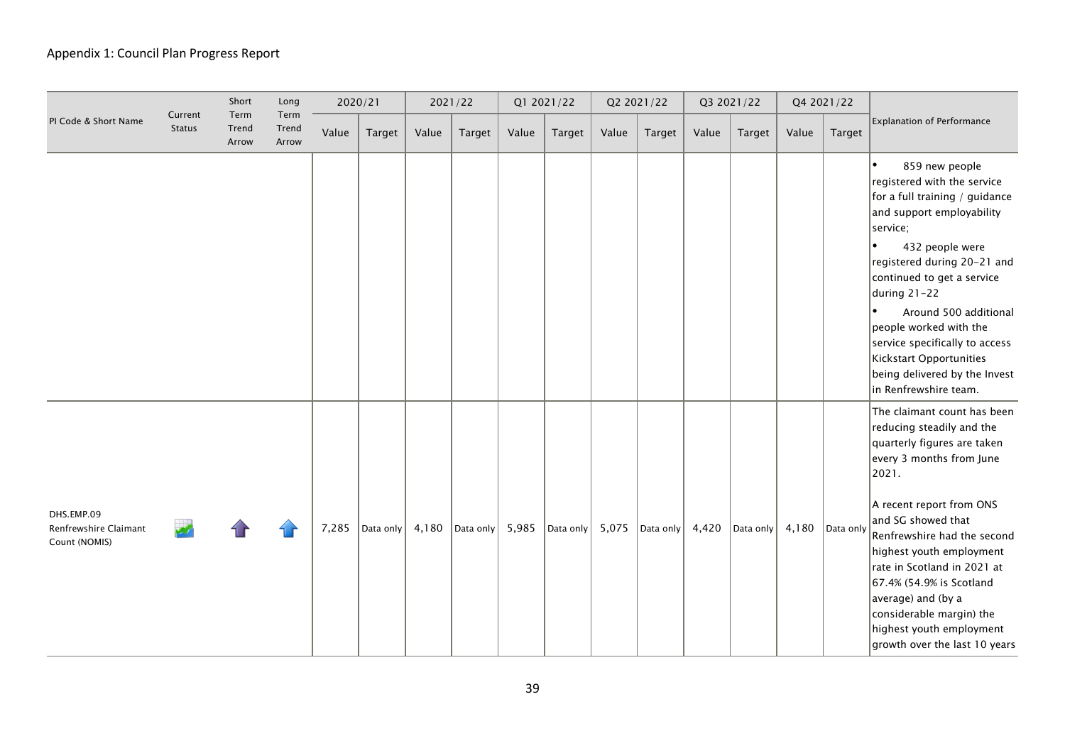Appendix 1: Council Plan Progress Report

| PI Code & Short Name | Current Status | Short Term Trend Arrow | Long Term Trend Arrow | 2020/21 | | 2021/22 | | Q1 2021/22 | | Q2 2021/22 | | Q3 2021/22 | | Q4 2021/22 | | Explanation of Performance |
|---|---|---|---|---|---|---|---|---|---|---|---|---|---|---|---|---|
| | | | | Value | Target | Value | Target | Value | Target | Value | Target | Value | Target | Value | Target | |
| | | | | | | | | | | | | | | | | • 859 new people registered with the service for a full training / guidance and support employability service; • 432 people were registered during 20-21 and continued to get a service during 21-22 • Around 500 additional people worked with the service specifically to access Kickstart Opportunities being delivered by the Invest in Renfrewshire team. |
| DHS.EMP.09 Renfrewshire Claimant Count (NOMIS) | | | | 7,285 | Data only | 4,180 | Data only | 5,985 | Data only | 5,075 | Data only | 4,420 | Data only | 4,180 | Data only | The claimant count has been reducing steadily and the quarterly figures are taken every 3 months from June 2021. A recent report from ONS and SG showed that Renfrewshire had the second highest youth employment rate in Scotland in 2021 at 67.4% (54.9% is Scotland average) and (by a considerable margin) the highest youth employment growth over the last 10 years |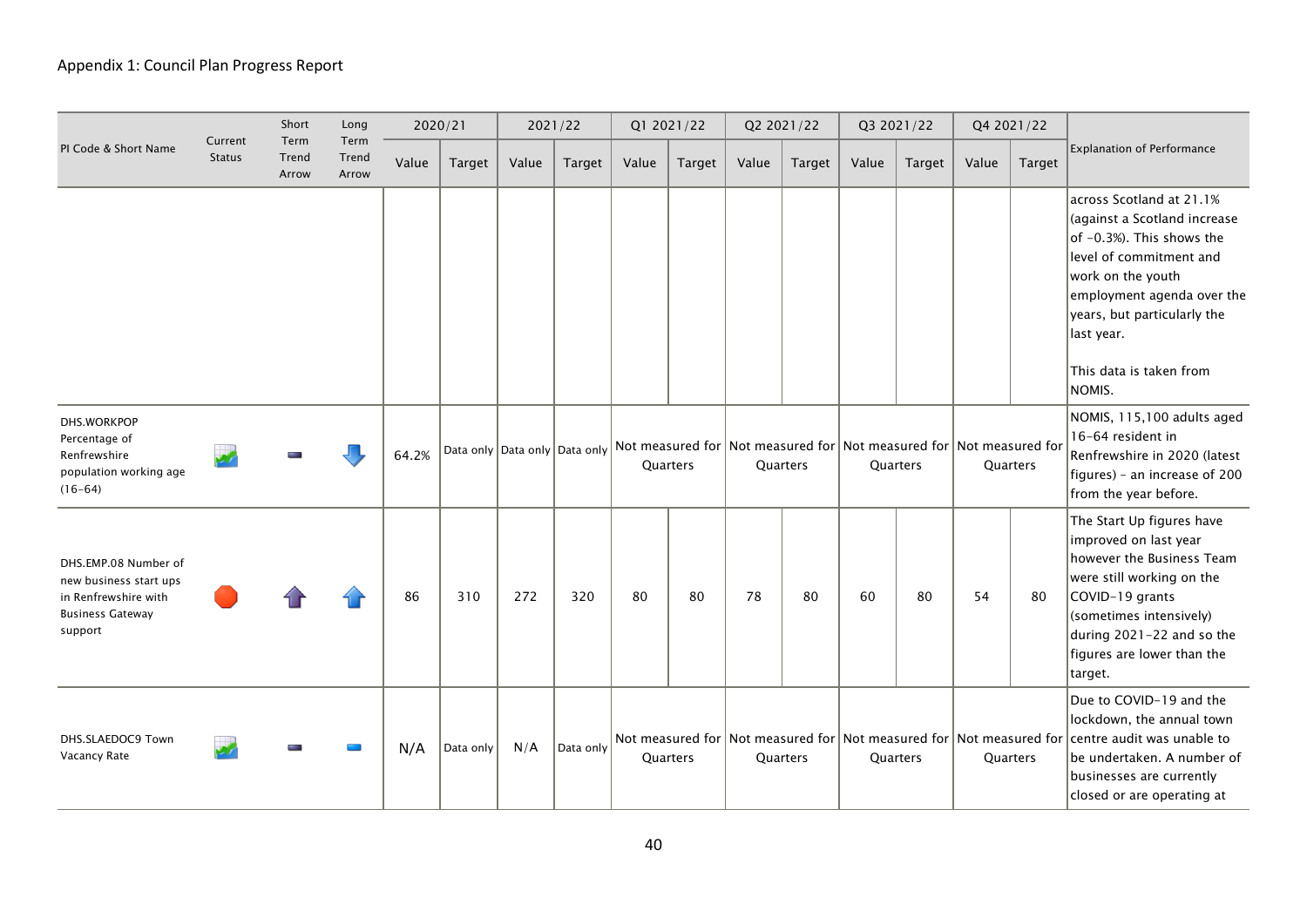Appendix 1: Council Plan Progress Report

| PI Code & Short Name | Current Status | Short Term Trend Arrow | Long Term Trend Arrow | 2020/21 | | 2021/22 | | Q1 2021/22 | | Q2 2021/22 | | Q3 2021/22 | | Q4 2021/22 | | Explanation of Performance |
|---|---|---|---|---|---|---|---|---|---|---|---|---|---|---|---|---|
| | | | | Value | Target | Value | Target | Value | Target | Value | Target | Value | Target | Value | Target | |
| | | | | | | | | | | | | | | | | across Scotland at 21.1% (against a Scotland increase of -0.3%). This shows the level of commitment and work on the youth employment agenda over the years, but particularly the last year.<br><br>This data is taken from NOMIS. |
| DHS.WORKPOP Percentage of Renfrewshire population working age (16-64) | | | | 64.2% | Data only | Data only | Data only | Not measured for Quarters | | Not measured for Quarters | | Not measured for Quarters | | Not measured for Quarters | | NOMIS, 115,100 adults aged 16-64 resident in Renfrewshire in 2020 (latest figures) - an increase of 200 from the year before. |
| DHS.EMP.08 Number of new business start ups in Renfrewshire with Business Gateway support | | | | 86 | 310 | 272 | 320 | 80 | 80 | 78 | 80 | 60 | 80 | 54 | 80 | The Start Up figures have improved on last year however the Business Team were still working on the COVID-19 grants (sometimes intensively) during 2021-22 and so the figures are lower than the target. |
| DHS.SLAEDOC9 Town Vacancy Rate | | | | N/A | Data only | N/A | Data only | Not measured for Quarters | | Not measured for Quarters | | Not measured for Quarters | | Not measured for Quarters | | Due to COVID-19 and the lockdown, the annual town centre audit was unable to be undertaken. A number of businesses are currently closed or are operating at |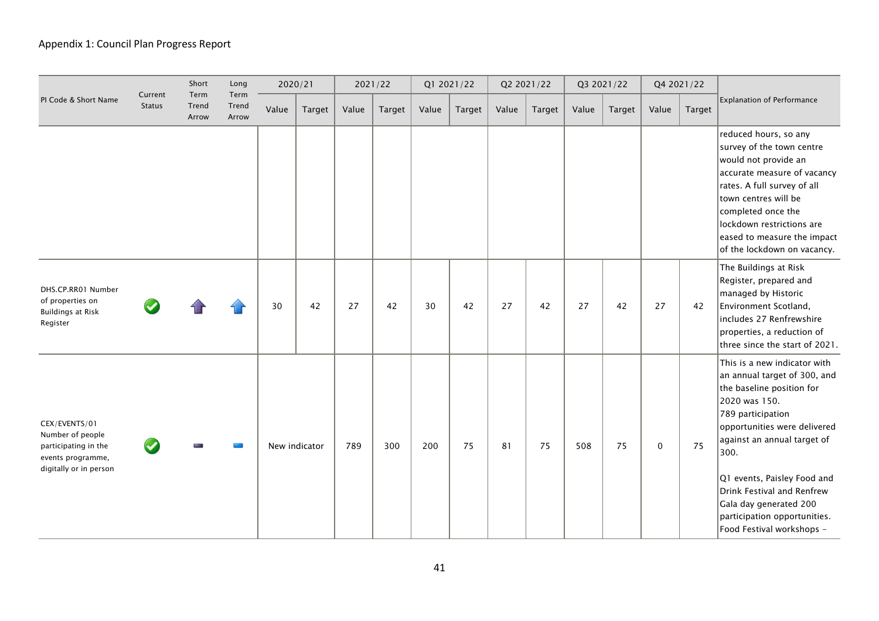Appendix 1: Council Plan Progress Report

| PI Code & Short Name | Current Status | Short Term Trend Arrow | Long Term Trend Arrow | 2020/21 | | 2021/22 | | Q1 2021/22 | | Q2 2021/22 | | Q3 2021/22 | | Q4 2021/22 | | Explanation of Performance |
|---|---|---|---|---|---|---|---|---|---|---|---|---|---|---|---|---|
| | | | | Value | Target | Value | Target | Value | Target | Value | Target | Value | Target | Value | Target | |
| | | | | | | | | | | | | | | | | reduced hours, so any survey of the town centre would not provide an accurate measure of vacancy rates. A full survey of all town centres will be completed once the lockdown restrictions are eased to measure the impact of the lockdown on vacancy. |
| DHS.CP.RR01 Number of properties on Buildings at Risk Register | | | | 30 | 42 | 27 | 42 | 30 | 42 | 27 | 42 | 27 | 42 | 27 | 42 | The Buildings at Risk Register, prepared and managed by Historic Environment Scotland, includes 27 Renfrewshire properties, a reduction of three since the start of 2021. |
| CEX/EVENTS/01 Number of people participating in the events programme, digitally or in person | | | | New indicator | | 789 | 300 | 200 | 75 | 81 | 75 | 508 | 75 | 0 | 75 | This is a new indicator with an annual target of 300, and the baseline position for 2020 was 150. 789 participation opportunities were delivered against an annual target of 300. Q1 events, Paisley Food and Drink Festival and Renfrew Gala day generated 200 participation opportunities. Food Festival workshops - |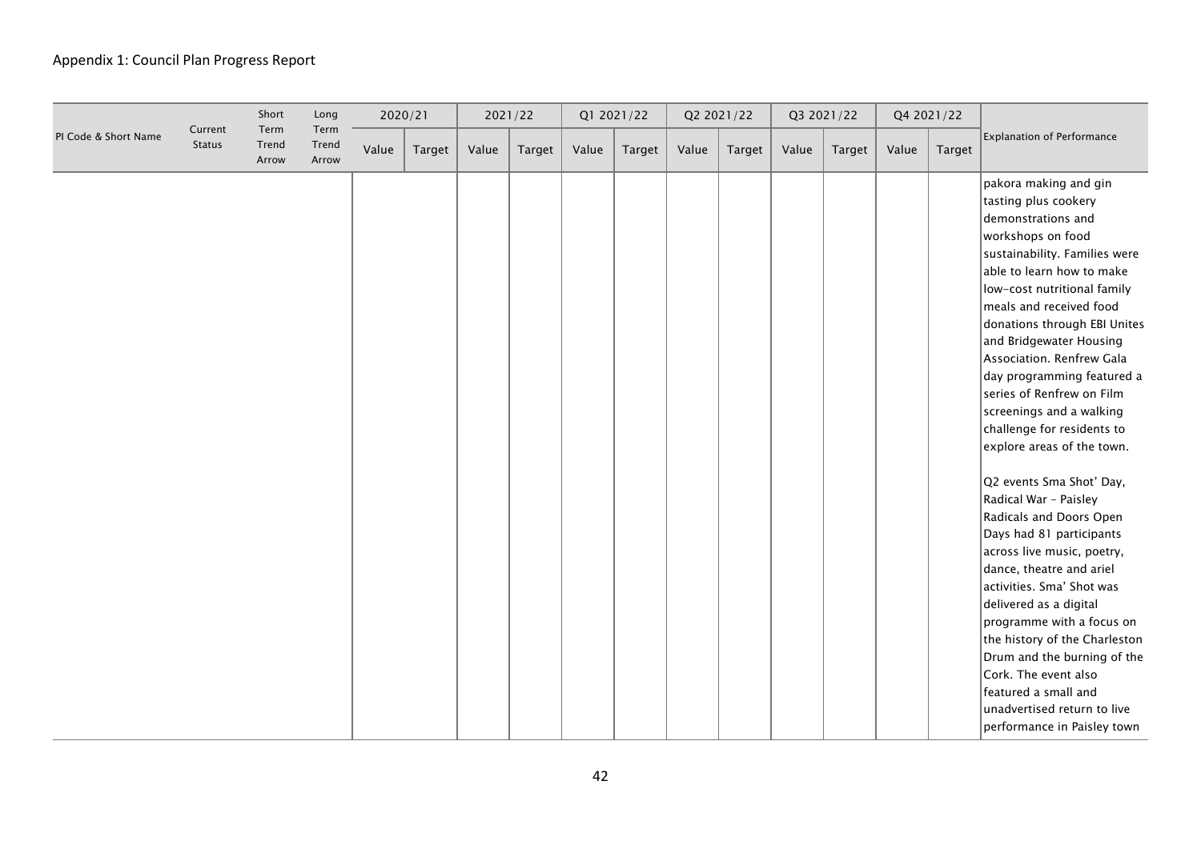Appendix 1: Council Plan Progress Report

| PI Code & Short Name | Current Status | Short Term Trend Arrow | Long Term Trend Arrow | 2020/21 | | 2021/22 | | Q1 2021/22 | | Q2 2021/22 | | Q3 2021/22 | | Q4 2021/22 | | Explanation of Performance |
|---|---|---|---|---|---|---|---|---|---|---|---|---|---|---|---|---|
| | | | | Value | Target | Value | Target | Value | Target | Value | Target | Value | Target | Value | Target | |
| | | | | | | | | | | | | | | | | pakora making and gin tasting plus cookery demonstrations and workshops on food sustainability. Families were able to learn how to make low-cost nutritional family meals and received food donations through EBI Unites and Bridgewater Housing Association. Renfrew Gala day programming featured a series of Renfrew on Film screenings and a walking challenge for residents to explore areas of the town.<br><br>Q2 events Sma Shot' Day, Radical War - Paisley Radicals and Doors Open Days had 81 participants across live music, poetry, dance, theatre and ariel activities. Sma' Shot was delivered as a digital programme with a focus on the history of the Charleston Drum and the burning of the Cork. The event also featured a small and unadvertised return to live performance in Paisley town |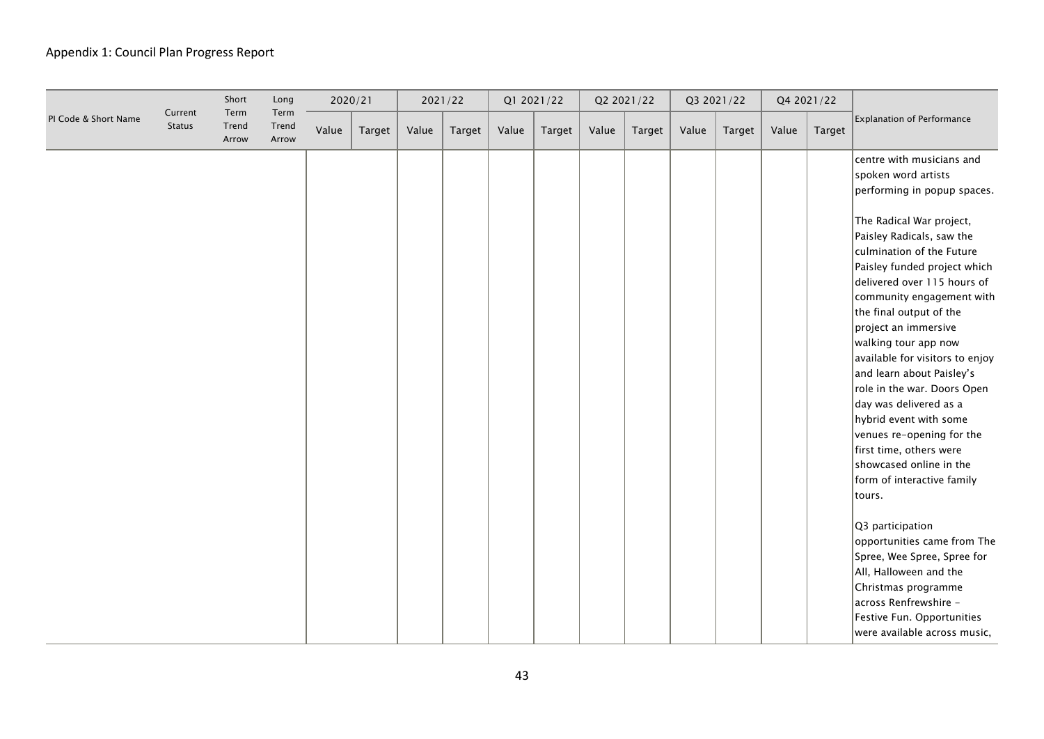Appendix 1: Council Plan Progress Report

| PI Code & Short Name | Current Status | Short Term Trend Arrow | Long Term Trend Arrow | 2020/21 | | 2021/22 | | Q1 2021/22 | | Q2 2021/22 | | Q3 2021/22 | | Q4 2021/22 | | Explanation of Performance |
|---|---|---|---|---|---|---|---|---|---|---|---|---|---|---|---|---|
| | | | | Value | Target | Value | Target | Value | Target | Value | Target | Value | Target | Value | Target | |
| | | | | | | | | | | | | | | | | centre with musicians and spoken word artists performing in popup spaces.<br><br>The Radical War project, Paisley Radicals, saw the culmination of the Future Paisley funded project which delivered over 115 hours of community engagement with the final output of the project an immersive walking tour app now available for visitors to enjoy and learn about Paisley's role in the war. Doors Open day was delivered as a hybrid event with some venues re-opening for the first time, others were showcased online in the form of interactive family tours.<br><br>Q3 participation opportunities came from The Spree, Wee Spree, Spree for All, Halloween and the Christmas programme across Renfrewshire - Festive Fun. Opportunities were available across music, |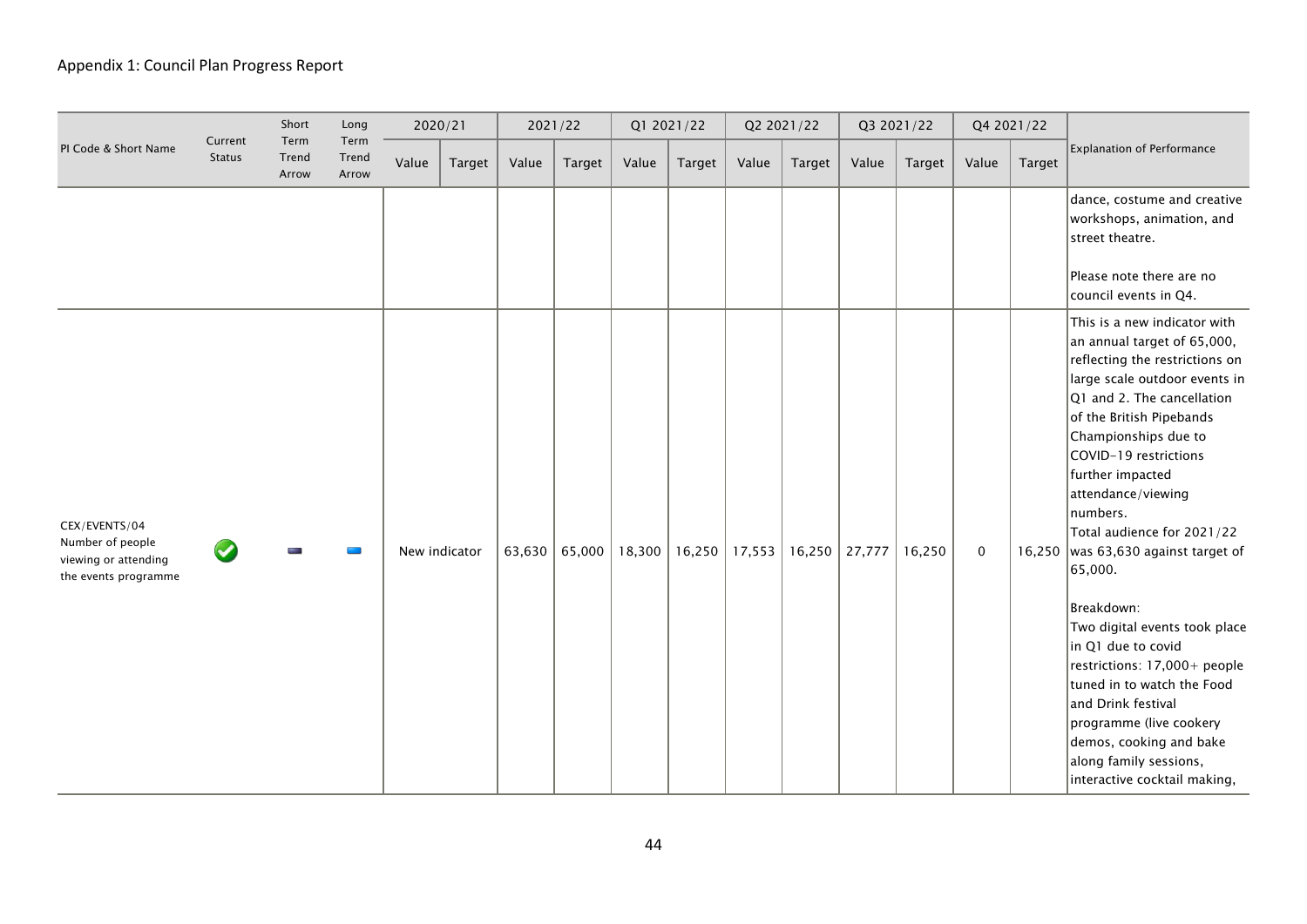Appendix 1: Council Plan Progress Report

| PI Code & Short Name | Current Status | Short Term Trend Arrow | Long Term Trend Arrow | 2020/21 | | 2021/22 | | Q1 2021/22 | | Q2 2021/22 | | Q3 2021/22 | | Q4 2021/22 | | Explanation of Performance |
|---|---|---|---|---|---|---|---|---|---|---|---|---|---|---|---|---|
| | | | | Value | Target | Value | Target | Value | Target | Value | Target | Value | Target | Value | Target | |
| | | | | | | | | | | | | | | | | dance, costume and creative workshops, animation, and street theatre.<br><br>Please note there are no council events in Q4. |
| CEX/EVENTS/04 Number of people viewing or attending the events programme | ✔ | | | New indicator | | 63,630 | 65,000 | 18,300 | 16,250 | 17,553 | 16,250 | 27,777 | 16,250 | 0 | 16,250 | This is a new indicator with an annual target of 65,000, reflecting the restrictions on large scale outdoor events in Q1 and 2. The cancellation of the British Pipebands Championships due to COVID-19 restrictions further impacted attendance/viewing numbers.<br>Total audience for 2021/22 was 63,630 against target of 65,000.<br><br>Breakdown:<br>Two digital events took place in Q1 due to covid restrictions: 17,000+ people tuned in to watch the Food and Drink festival programme (live cookery demos, cooking and bake along family sessions, interactive cocktail making, |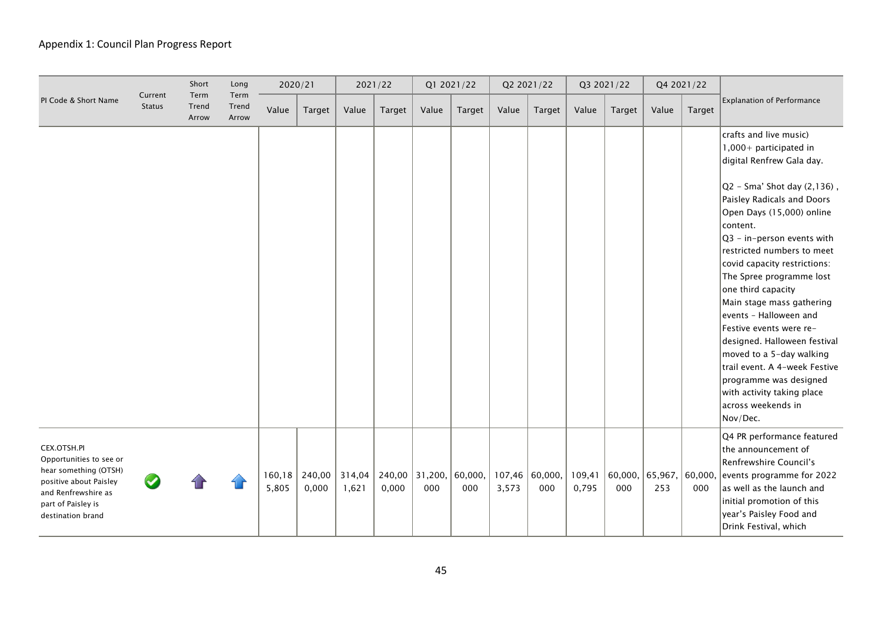Appendix 1: Council Plan Progress Report

| PI Code & Short Name | Current Status | Short Term Trend Arrow | Long Term Trend Arrow | 2020/21 | | 2021/22 | | Q1 2021/22 | | Q2 2021/22 | | Q3 2021/22 | | Q4 2021/22 | | Explanation of Performance |
|---|---|---|---|---|---|---|---|---|---|---|---|---|---|---|---|---|
| | | | | Value | Target | Value | Target | Value | Target | Value | Target | Value | Target | Value | Target | |
| | | | | | | | | | | | | | | | | crafts and live music) 1,000+ participated in digital Renfrew Gala day.<br><br>Q2 - Sma' Shot day (2,136) , Paisley Radicals and Doors Open Days (15,000) online content.<br>Q3 - in-person events with restricted numbers to meet covid capacity restrictions: The Spree programme lost one third capacity<br>Main stage mass gathering events - Halloween and Festive events were re-designed. Halloween festival moved to a 5-day walking trail event. A 4-week Festive programme was designed with activity taking place across weekends in Nov/Dec. |
| CEX.OTSH.PI Opportunities to see or hear something (OTSH) positive about Paisley and Renfrewshire as part of Paisley is destination brand | | | | 160,185,805 | 240,000,000 | 314,041,621 | 240,000,000 | 31,200,000 | 60,000,000 | 107,463,573 | 60,000,000 | 109,410,795 | 60,000,000 | 65,967,253 | 60,000,000 | Q4 PR performance featured the announcement of Renfrewshire Council's events programme for 2022 as well as the launch and initial promotion of this year's Paisley Food and Drink Festival, which |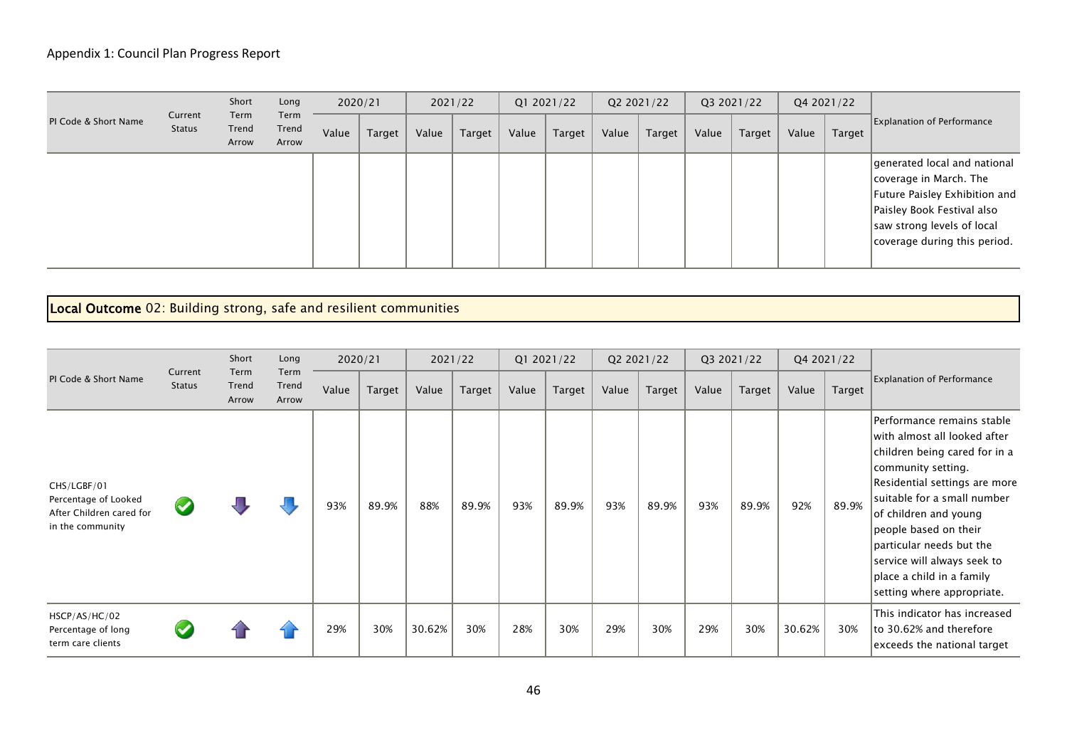Appendix 1: Council Plan Progress Report

| PI Code & Short Name | Current Status | Short Term Trend Arrow | Long Term Trend Arrow | 2020/21 | | 2021/22 | | Q1 2021/22 | | Q2 2021/22 | | Q3 2021/22 | | Q4 2021/22 | | Explanation of Performance |
|---|---|---|---|---|---|---|---|---|---|---|---|---|---|---|---|---|
| | | | | Value | Target | Value | Target | Value | Target | Value | Target | Value | Target | Value | Target | |
| | | | | | | | | | | | | | | | | generated local and national coverage in March. The Future Paisley Exhibition and Paisley Book Festival also saw strong levels of local coverage during this period. |

## Local Outcome 02: Building strong, safe and resilient communities

| PI Code & Short Name | Current Status | Short Term Trend Arrow | Long Term Trend Arrow | 2020/21 | | 2021/22 | | Q1 2021/22 | | Q2 2021/22 | | Q3 2021/22 | | Q4 2021/22 | | Explanation of Performance |
|---|---|---|---|---|---|---|---|---|---|---|---|---|---|---|---|---|
| | | | | Value | Target | Value | Target | Value | Target | Value | Target | Value | Target | Value | Target | |
| CHS/LGBF/01 Percentage of Looked After Children cared for in the community | ✓ | ⬇ | ⬇ | 93% | 89.9% | 88% | 89.9% | 93% | 89.9% | 93% | 89.9% | 93% | 89.9% | 92% | 89.9% | Performance remains stable with almost all looked after children being cared for in a community setting. Residential settings are more suitable for a small number of children and young people based on their particular needs but the service will always seek to place a child in a family setting where appropriate. |
| HSCP/AS/HC/02 Percentage of long term care clients | ✓ | ⬆ | ⬆ | 29% | 30% | 30.62% | 30% | 28% | 30% | 29% | 30% | 29% | 30% | 30.62% | 30% | This indicator has increased to 30.62% and therefore exceeds the national target |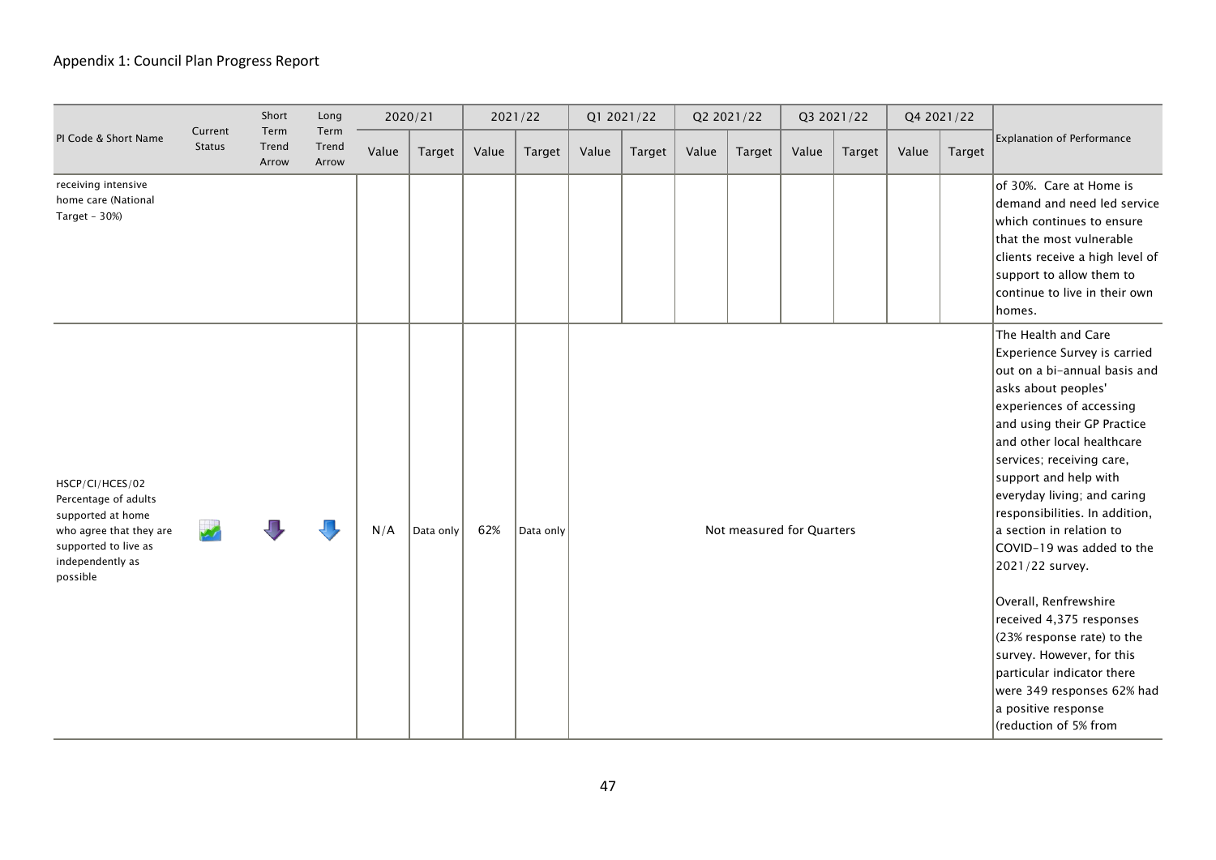Appendix 1: Council Plan Progress Report

| PI Code & Short Name | Current Status | Short Term Trend Arrow | Long Term Trend Arrow | 2020/21 | | 2021/22 | | Q1 2021/22 | | Q2 2021/22 | | Q3 2021/22 | | Q4 2021/22 | | Explanation of Performance |
|---|---|---|---|---|---|---|---|---|---|---|---|---|---|---|---|---|
| | | | | Value | Target | Value | Target | Value | Target | Value | Target | Value | Target | Value | Target | |
| receiving intensive home care (National Target - 30%) | | | | | | | | | | | | | | | | of 30%. Care at Home is demand and need led service which continues to ensure that the most vulnerable clients receive a high level of support to allow them to continue to live in their own homes. |
| HSCP/CI/HCES/02 Percentage of adults supported at home who agree that they are supported to live as independently as possible | | | | N/A | Data only | 62% | Data only | Not measured for Quarters | | | | | | | | The Health and Care Experience Survey is carried out on a bi-annual basis and asks about peoples' experiences of accessing and using their GP Practice and other local healthcare services; receiving care, support and help with everyday living; and caring responsibilities. In addition, a section in relation to COVID-19 was added to the 2021/22 survey.<br><br>Overall, Renfrewshire received 4,375 responses (23% response rate) to the survey. However, for this particular indicator there were 349 responses 62% had a positive response (reduction of 5% from |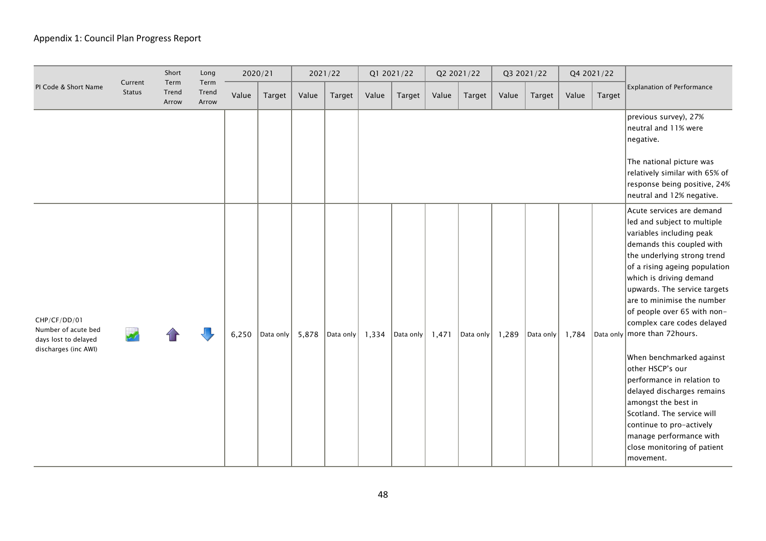Appendix 1: Council Plan Progress Report

| PI Code & Short Name | Current Status | Short Term Trend Arrow | Long Term Trend Arrow | 2020/21 | | 2021/22 | | Q1 2021/22 | | Q2 2021/22 | | Q3 2021/22 | | Q4 2021/22 | | Explanation of Performance |
|---|---|---|---|---|---|---|---|---|---|---|---|---|---|---|---|---|
| | | | | Value | Target | Value | Target | Value | Target | Value | Target | Value | Target | Value | Target | |
| | | | | | | | | | | | | | | | | previous survey), 27% neutral and 11% were negative.<br><br>The national picture was relatively similar with 65% of response being positive, 24% neutral and 12% negative. |
| CHP/CF/DD/01 Number of acute bed days lost to delayed discharges (inc AWI) | | | | 6,250 | Data only | 5,878 | Data only | 1,334 | Data only | 1,471 | Data only | 1,289 | Data only | 1,784 | Data only | Acute services are demand led and subject to multiple variables including peak demands this coupled with the underlying strong trend of a rising ageing population which is driving demand upwards. The service targets are to minimise the number of people over 65 with non-complex care codes delayed more than 72hours.<br><br>When benchmarked against other HSCP's our performance in relation to delayed discharges remains amongst the best in Scotland. The service will continue to pro-actively manage performance with close monitoring of patient movement. |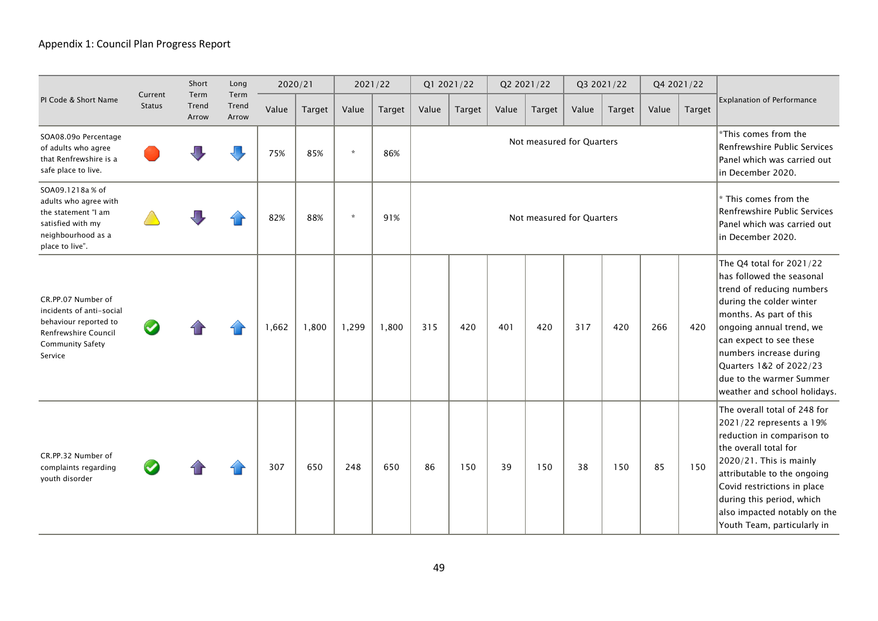Appendix 1: Council Plan Progress Report

| PI Code & Short Name | Current Status | Short Term Trend Arrow | Long Term Trend Arrow | 2020/21 | | 2021/22 | | Q1 2021/22 | | Q2 2021/22 | | Q3 2021/22 | | Q4 2021/22 | | Explanation of Performance |
|---|---|---|---|---|---|---|---|---|---|---|---|---|---|---|---|---|
| | | | | Value | Target | Value | Target | Value | Target | Value | Target | Value | Target | Value | Target | |
| SOA08.09o Percentage of adults who agree that Renfrewshire is a safe place to live. | | | | 75% | 85% | * | 86% | Not measured for Quarters | | | | | | | | *This comes from the Renfrewshire Public Services Panel which was carried out in December 2020. |
| SOA09.1218a % of adults who agree with the statement "I am satisfied with my neighbourhood as a place to live". | | | | 82% | 88% | * | 91% | Not measured for Quarters | | | | | | | | * This comes from the Renfrewshire Public Services Panel which was carried out in December 2020. |
| CR.PP.07 Number of incidents of anti-social behaviour reported to Renfrewshire Council Community Safety Service | | | | 1,662 | 1,800 | 1,299 | 1,800 | 315 | 420 | 401 | 420 | 317 | 420 | 266 | 420 | The Q4 total for 2021/22 has followed the seasonal trend of reducing numbers during the colder winter months. As part of this ongoing annual trend, we can expect to see these numbers increase during Quarters 1&2 of 2022/23 due to the warmer Summer weather and school holidays. |
| CR.PP.32 Number of complaints regarding youth disorder | | | | 307 | 650 | 248 | 650 | 86 | 150 | 39 | 150 | 38 | 150 | 85 | 150 | The overall total of 248 for 2021/22 represents a 19% reduction in comparison to the overall total for 2020/21. This is mainly attributable to the ongoing Covid restrictions in place during this period, which also impacted notably on the Youth Team, particularly in |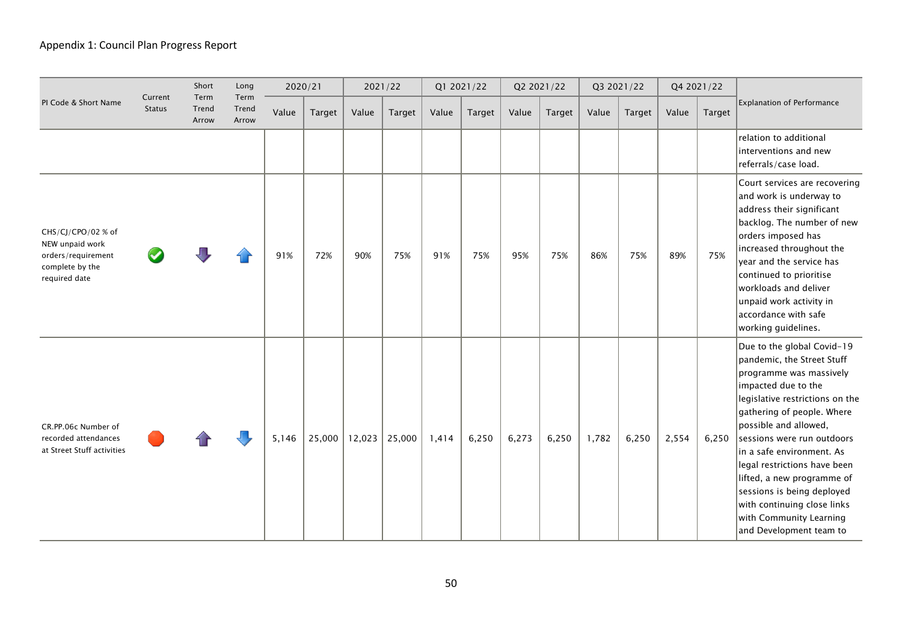Appendix 1: Council Plan Progress Report

| PI Code & Short Name | Current Status | Short Term Trend Arrow | Long Term Trend Arrow | 2020/21 | | 2021/22 | | Q1 2021/22 | | Q2 2021/22 | | Q3 2021/22 | | Q4 2021/22 | | Explanation of Performance |
|---|---|---|---|---|---|---|---|---|---|---|---|---|---|---|---|---|
| | | | | Value | Target | Value | Target | Value | Target | Value | Target | Value | Target | Value | Target | |
| | | | | | | | | | | | | | | | | relation to additional interventions and new referrals/case load. |
| CHS/CJ/CPO/02 % of NEW unpaid work orders/requirement complete by the required date | | | | 91% | 72% | 90% | 75% | 91% | 75% | 95% | 75% | 86% | 75% | 89% | 75% | Court services are recovering and work is underway to address their significant backlog. The number of new orders imposed has increased throughout the year and the service has continued to prioritise workloads and deliver unpaid work activity in accordance with safe working guidelines. |
| CR.PP.06c Number of recorded attendances at Street Stuff activities | | | | 5,146 | 25,000 | 12,023 | 25,000 | 1,414 | 6,250 | 6,273 | 6,250 | 1,782 | 6,250 | 2,554 | 6,250 | Due to the global Covid-19 pandemic, the Street Stuff programme was massively impacted due to the legislative restrictions on the gathering of people. Where possible and allowed, sessions were run outdoors in a safe environment. As legal restrictions have been lifted, a new programme of sessions is being deployed with continuing close links with Community Learning and Development team to |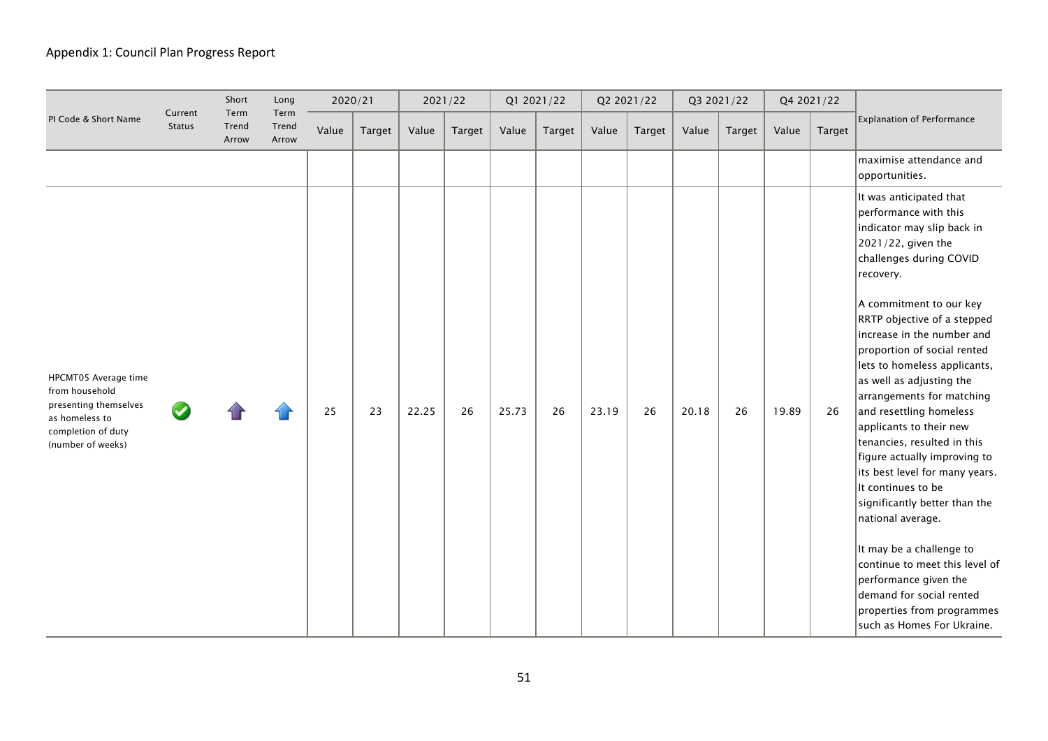Appendix 1: Council Plan Progress Report

| PI Code & Short Name | Current Status | Short Term Trend Arrow | Long Term Trend Arrow | 2020/21 | | 2021/22 | | Q1 2021/22 | | Q2 2021/22 | | Q3 2021/22 | | Q4 2021/22 | | Explanation of Performance |
|---|---|---|---|---|---|---|---|---|---|---|---|---|---|---|---|---|
| | | | | Value | Target | Value | Target | Value | Target | Value | Target | Value | Target | Value | Target | |
| | | | | | | | | | | | | | | | | maximise attendance and opportunities. |
| HPCMT05 Average time from household presenting themselves as homeless to completion of duty (number of weeks) | ✔ | ↑ | ↑ | 25 | 23 | 22.25 | 26 | 25.73 | 26 | 23.19 | 26 | 20.18 | 26 | 19.89 | 26 | It was anticipated that performance with this indicator may slip back in 2021/22, given the challenges during COVID recovery.<br><br>A commitment to our key RRTP objective of a stepped increase in the number and proportion of social rented lets to homeless applicants, as well as adjusting the arrangements for matching and resettling homeless applicants to their new tenancies, resulted in this figure actually improving to its best level for many years. It continues to be significantly better than the national average.<br><br>It may be a challenge to continue to meet this level of performance given the demand for social rented properties from programmes such as Homes For Ukraine. |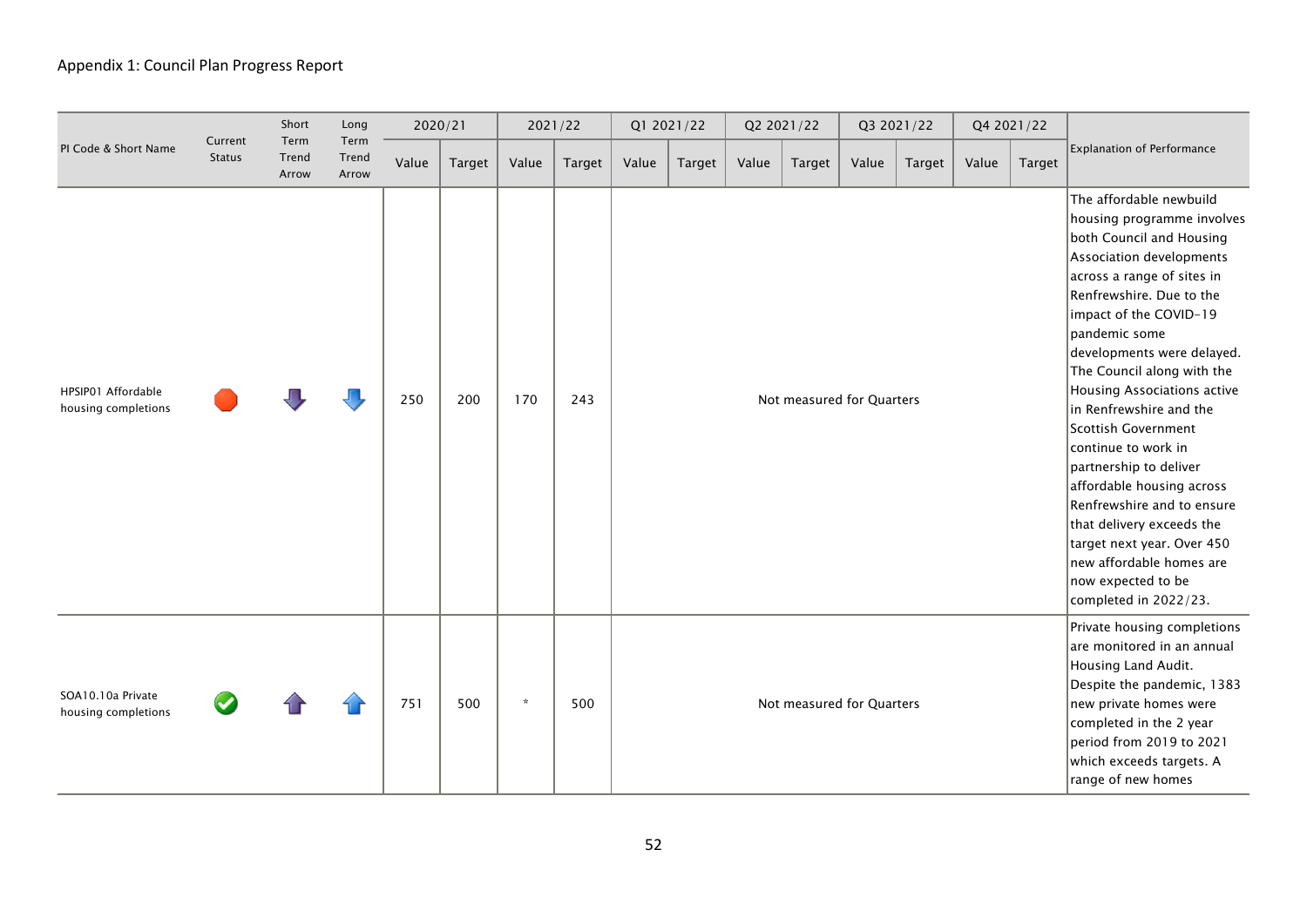Appendix 1: Council Plan Progress Report

| PI Code & Short Name | Current Status | Short Term Trend Arrow | Long Term Trend Arrow | 2020/21 | | 2021/22 | | Q1 2021/22 | | Q2 2021/22 | | Q3 2021/22 | | Q4 2021/22 | | Explanation of Performance |
|---|---|---|---|---|---|---|---|---|---|---|---|---|---|---|---|---|
| | | | | Value | Target | Value | Target | Value | Target | Value | Target | Value | Target | Value | Target | |
| HPSIP01 Affordable housing completions | | | | 250 | 200 | 170 | 243 | Not measured for Quarters | | | | | | | | The affordable newbuild housing programme involves both Council and Housing Association developments across a range of sites in Renfrewshire. Due to the impact of the COVID-19 pandemic some developments were delayed. The Council along with the Housing Associations active in Renfrewshire and the Scottish Government continue to work in partnership to deliver affordable housing across Renfrewshire and to ensure that delivery exceeds the target next year. Over 450 new affordable homes are now expected to be completed in 2022/23. |
| SOA10.10a Private housing completions | | | | 751 | 500 | * | 500 | Not measured for Quarters | | | | | | | | Private housing completions are monitored in an annual Housing Land Audit. Despite the pandemic, 1383 new private homes were completed in the 2 year period from 2019 to 2021 which exceeds targets. A range of new homes |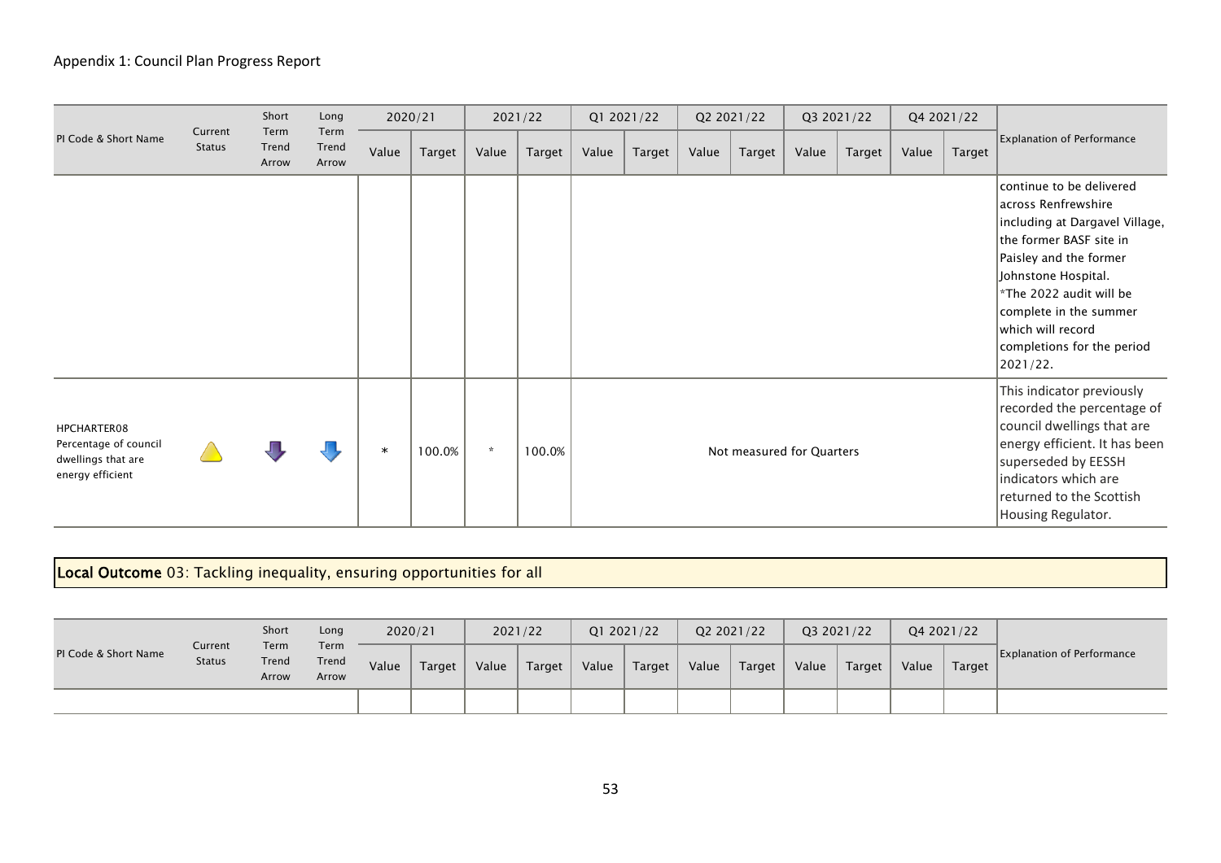Appendix 1: Council Plan Progress Report

| PI Code & Short Name | Current Status | Short Term Trend Arrow | Long Term Trend Arrow | 2020/21 | | 2021/22 | | Q1 2021/22 | | Q2 2021/22 | | Q3 2021/22 | | Q4 2021/22 | | Explanation of Performance |
|---|---|---|---|---|---|---|---|---|---|---|---|---|---|---|---|---|
| | | | | Value | Target | Value | Target | Value | Target | Value | Target | Value | Target | Value | Target | |
| | | | | | | | | | | | | | | | | continue to be delivered across Renfrewshire including at Dargavel Village, the former BASF site in Paisley and the former Johnstone Hospital. *The 2022 audit will be complete in the summer which will record completions for the period 2021/22. |
| HPCHARTER08 Percentage of council dwellings that are energy efficient | | | | * | 100.0% | * | 100.0% | Not measured for Quarters | | | | | | | | This indicator previously recorded the percentage of council dwellings that are energy efficient. It has been superseded by EESSH indicators which are returned to the Scottish Housing Regulator. |

**Local Outcome** 03: Tackling inequality, ensuring opportunities for all

| PI Code & Short Name | Current Status | Short Term Trend Arrow | Long Term Trend Arrow | 2020/21 | | 2021/22 | | Q1 2021/22 | | Q2 2021/22 | | Q3 2021/22 | | Q4 2021/22 | | Explanation of Performance |
|---|---|---|---|---|---|---|---|---|---|---|---|---|---|---|---|---|
| | | | | Value | Target | Value | Target | Value | Target | Value | Target | Value | Target | Value | Target | |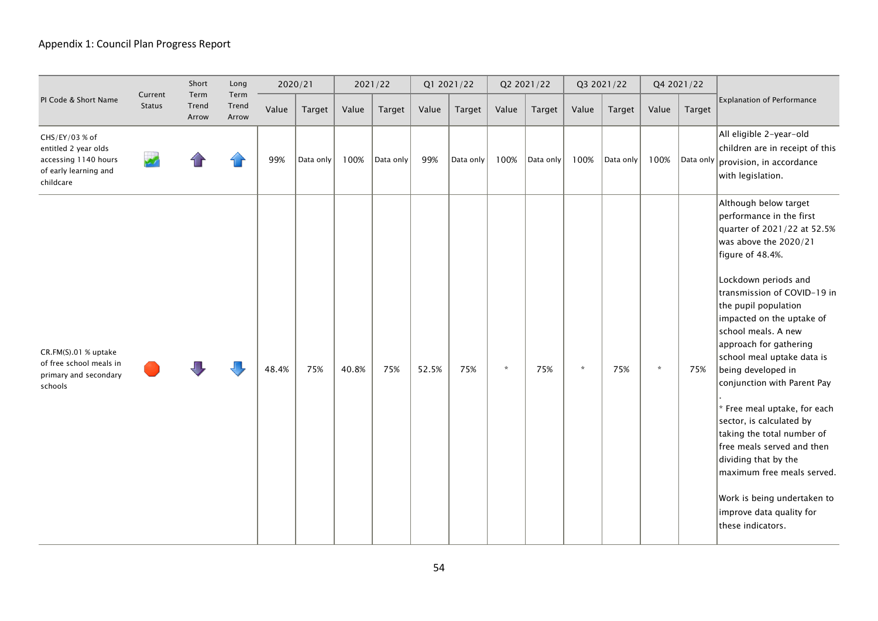Appendix 1: Council Plan Progress Report

| PI Code & Short Name | Current Status | Short Term Trend Arrow | Long Term Trend Arrow | 2020/21 | | 2021/22 | | Q1 2021/22 | | Q2 2021/22 | | Q3 2021/22 | | Q4 2021/22 | | Explanation of Performance |
|---|---|---|---|---|---|---|---|---|---|---|---|---|---|---|---|---|
| | | | | Value | Target | Value | Target | Value | Target | Value | Target | Value | Target | Value | Target | |
| CHS/EY/03 % of entitled 2 year olds accessing 1140 hours of early learning and childcare | | | | 99% | Data only | 100% | Data only | 99% | Data only | 100% | Data only | 100% | Data only | 100% | Data only | All eligible 2-year-old children are in receipt of this provision, in accordance with legislation. |
| CR.FM(S).01 % uptake of free school meals in primary and secondary schools | | | | 48.4% | 75% | 40.8% | 75% | 52.5% | 75% | * | 75% | * | 75% | * | 75% | Although below target performance in the first quarter of 2021/22 at 52.5% was above the 2020/21 figure of 48.4%. <br><br> Lockdown periods and transmission of COVID-19 in the pupil population impacted on the uptake of school meals. A new approach for gathering school meal uptake data is being developed in conjunction with Parent Pay . <br><br> * Free meal uptake, for each sector, is calculated by taking the total number of free meals served and then dividing that by the maximum free meals served. <br><br> Work is being undertaken to improve data quality for these indicators. |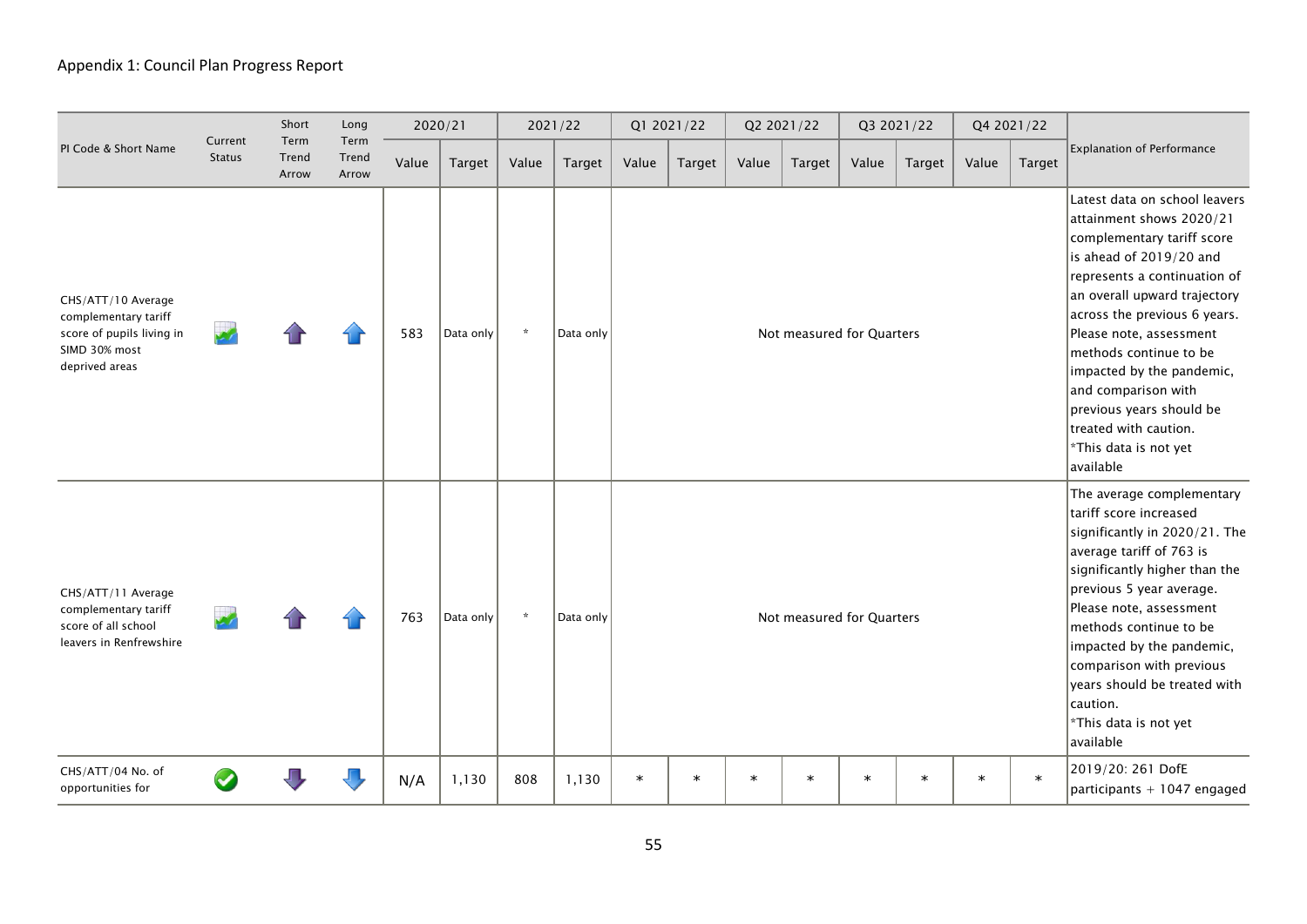Appendix 1: Council Plan Progress Report

| PI Code & Short Name | Current Status | Short Term Trend Arrow | Long Term Trend Arrow | 2020/21 | | 2021/22 | | Q1 2021/22 | | Q2 2021/22 | | Q3 2021/22 | | Q4 2021/22 | | Explanation of Performance |
|---|---|---|---|---|---|---|---|---|---|---|---|---|---|---|---|---|
| | | | | Value | Target | Value | Target | Value | Target | Value | Target | Value | Target | Value | Target | |
| CHS/ATT/10 Average complementary tariff score of pupils living in SIMD 30% most deprived areas | | | | 583 | Data only | * | Data only | Not measured for Quarters | | | | | | | | Latest data on school leavers attainment shows 2020/21 complementary tariff score is ahead of 2019/20 and represents a continuation of an overall upward trajectory across the previous 6 years. Please note, assessment methods continue to be impacted by the pandemic, and comparison with previous years should be treated with caution. *This data is not yet available |
| CHS/ATT/11 Average complementary tariff score of all school leavers in Renfrewshire | | | | 763 | Data only | * | Data only | Not measured for Quarters | | | | | | | | The average complementary tariff score increased significantly in 2020/21. The average tariff of 763 is significantly higher than the previous 5 year average. Please note, assessment methods continue to be impacted by the pandemic, comparison with previous years should be treated with caution. *This data is not yet available |
| CHS/ATT/04 No. of opportunities for | | | | N/A | 1,130 | 808 | 1,130 | * | * | * | * | * | * | * | * | 2019/20: 261 DofE participants + 1047 engaged |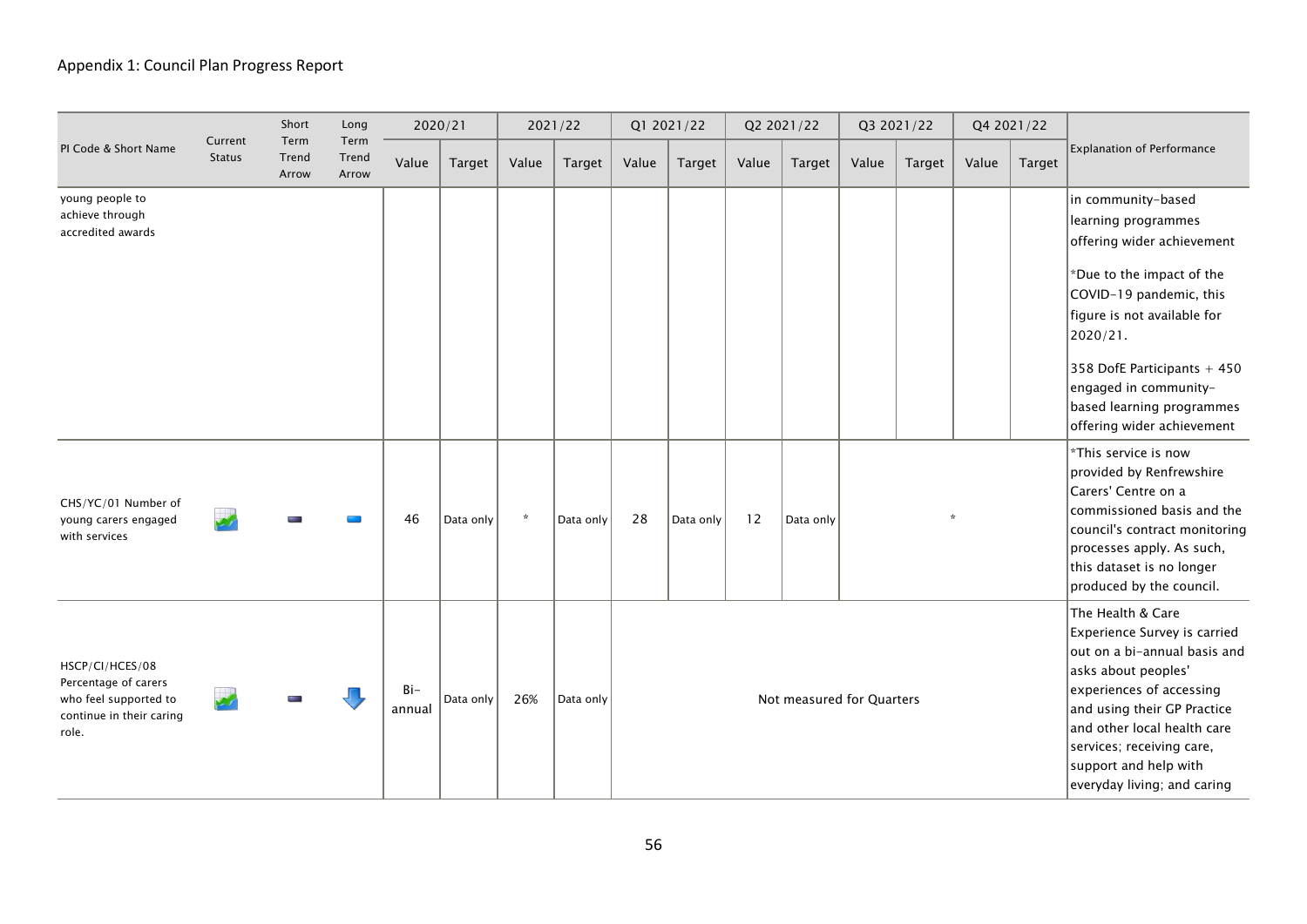Appendix 1: Council Plan Progress Report

| PI Code & Short Name | Current Status | Short Term Trend Arrow | Long Term Trend Arrow | 2020/21 | | 2021/22 | | Q1 2021/22 | | Q2 2021/22 | | Q3 2021/22 | | Q4 2021/22 | | Explanation of Performance |
|---|---|---|---|---|---|---|---|---|---|---|---|---|---|---|---|---|
| | | | | Value | Target | Value | Target | Value | Target | Value | Target | Value | Target | Value | Target | |
| young people to achieve through accredited awards | | | | | | | | | | | | | | | | in community-based learning programmes offering wider achievement<br><br>*Due to the impact of the COVID-19 pandemic, this figure is not available for 2020/21.<br><br>358 DofE Participants + 450 engaged in community-based learning programmes offering wider achievement |
| CHS/YC/01 Number of young carers engaged with services | | | | 46 | Data only | * | Data only | 28 | Data only | 12 | Data only | * | | | | *This service is now provided by Renfrewshire Carers' Centre on a commissioned basis and the council's contract monitoring processes apply. As such, this dataset is no longer produced by the council. |
| HSCP/CI/HCES/08 Percentage of carers who feel supported to continue in their caring role. | | | | Bi-annual | Data only | 26% | Data only | Not measured for Quarters | | | | | | | | The Health & Care Experience Survey is carried out on a bi-annual basis and asks about peoples' experiences of accessing and using their GP Practice and other local health care services; receiving care, support and help with everyday living; and caring |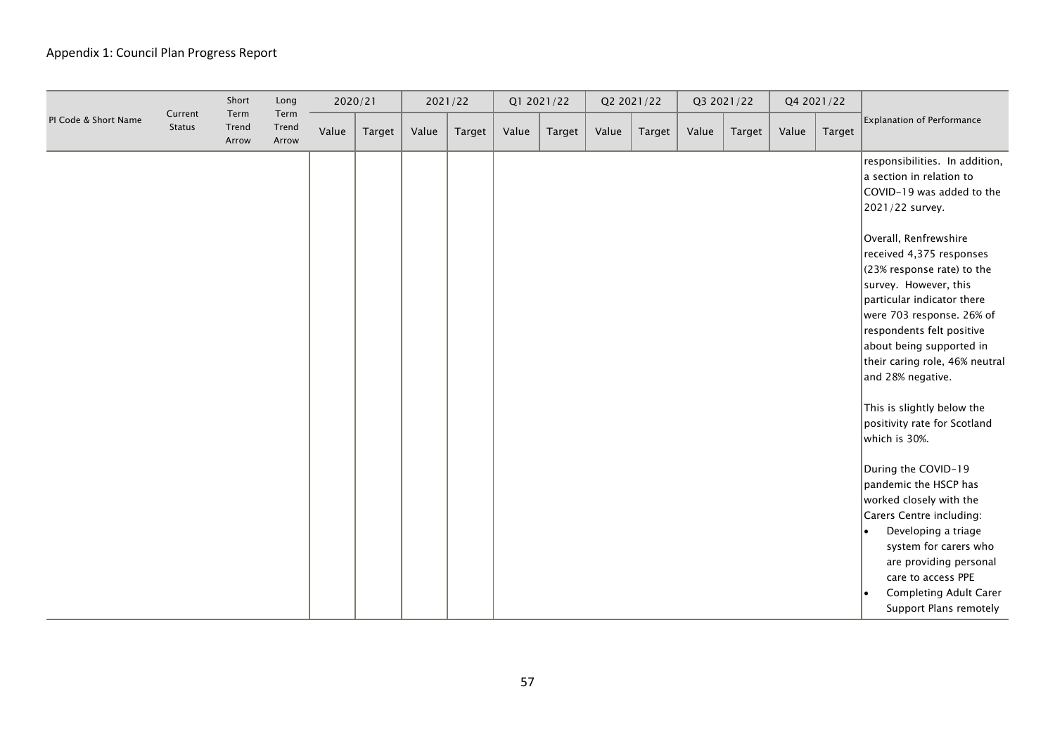## Appendix 1: Council Plan Progress Report

| PI Code & Short Name | Current Status | Short Term Trend Arrow | Long Term Trend Arrow | 2020/21 | | 2021/22 | | Q1 2021/22 | | Q2 2021/22 | | Q3 2021/22 | | Q4 2021/22 | | Explanation of Performance |
|---|---|---|---|---|---|---|---|---|---|---|---|---|---|---|---|---|
| | | | | Value | Target | Value | Target | Value | Target | Value | Target | Value | Target | Value | Target | |
| | | | | | | | | | | | | | | | | responsibilities. In addition, a section in relation to COVID-19 was added to the 2021/22 survey.<br><br>Overall, Renfrewshire received 4,375 responses (23% response rate) to the survey. However, this particular indicator there were 703 response. 26% of respondents felt positive about being supported in their caring role, 46% neutral and 28% negative.<br><br>This is slightly below the positivity rate for Scotland which is 30%.<br><br>During the COVID-19 pandemic the HSCP has worked closely with the Carers Centre including:<br>• Developing a triage system for carers who are providing personal care to access PPE<br>• Completing Adult Carer Support Plans remotely |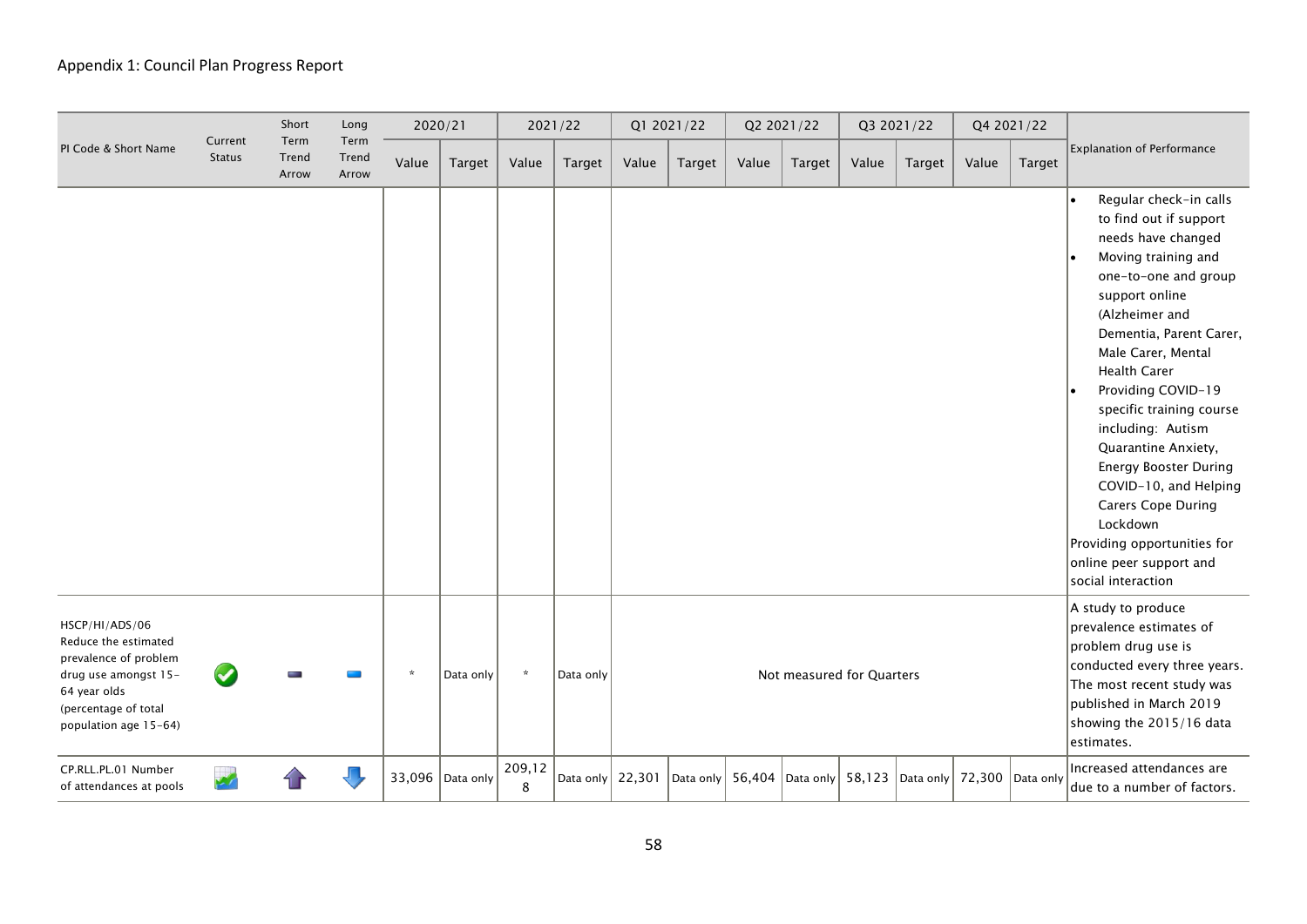Appendix 1: Council Plan Progress Report

| PI Code & Short Name | Current Status | Short Term Trend Arrow | Long Term Trend Arrow | 2020/21 | | 2021/22 | | Q1 2021/22 | | Q2 2021/22 | | Q3 2021/22 | | Q4 2021/22 | | Explanation of Performance |
|---|---|---|---|---|---|---|---|---|---|---|---|---|---|---|---|---|
| | | | | Value | Target | Value | Target | Value | Target | Value | Target | Value | Target | Value | Target | |
| | | | | | | | | | | | | | | | | • Regular check-in calls to find out if support needs have changed<br>• Moving training and one-to-one and group support online (Alzheimer and Dementia, Parent Carer, Male Carer, Mental Health Carer<br>• Providing COVID-19 specific training course including: Autism Quarantine Anxiety, Energy Booster During COVID-10, and Helping Carers Cope During Lockdown<br>Providing opportunities for online peer support and social interaction |
| HSCP/HI/ADS/06 Reduce the estimated prevalence of problem drug use amongst 15-64 year olds (percentage of total population age 15-64) | | | | * | Data only | * | Data only | Not measured for Quarters | | | | | | | | A study to produce prevalence estimates of problem drug use is conducted every three years. The most recent study was published in March 2019 showing the 2015/16 data estimates. |
| CP.RLL.PL.01 Number of attendances at pools | | | | 33,096 | Data only | 209,128 | Data only | 22,301 | Data only | 56,404 | Data only | 58,123 | Data only | 72,300 | Data only | Increased attendances are due to a number of factors. |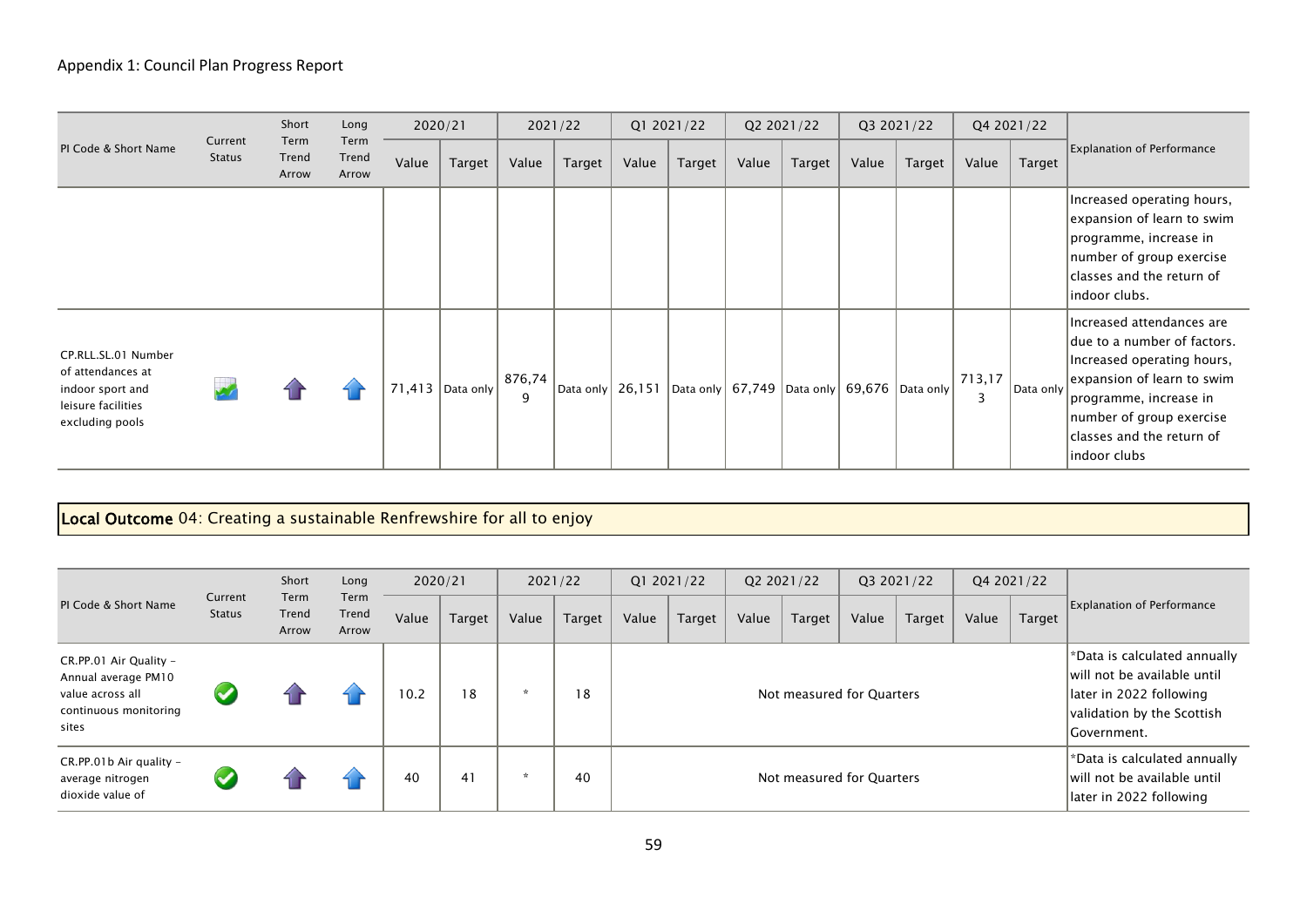Appendix 1: Council Plan Progress Report

| PI Code & Short Name | Current Status | Short Term Trend Arrow | Long Term Trend Arrow | 2020/21 | | 2021/22 | | Q1 2021/22 | | Q2 2021/22 | | Q3 2021/22 | | Q4 2021/22 | | Explanation of Performance |
|---|---|---|---|---|---|---|---|---|---|---|---|---|---|---|---|---|
| | | | | Value | Target | Value | Target | Value | Target | Value | Target | Value | Target | Value | Target | |
| | | | | | | | | | | | | | | | | Increased operating hours, expansion of learn to swim programme, increase in number of group exercise classes and the return of indoor clubs. |
| CP.RLL.SL.01 Number of attendances at indoor sport and leisure facilities excluding pools | | | | 71,413 | Data only | 876,749 | Data only | 26,151 | Data only | 67,749 | Data only | 69,676 | Data only | 713,173 | Data only | Increased attendances are due to a number of factors. Increased operating hours, expansion of learn to swim programme, increase in number of group exercise classes and the return of indoor clubs |

**Local Outcome** 04: Creating a sustainable Renfrewshire for all to enjoy

| PI Code & Short Name | Current Status | Short Term Trend Arrow | Long Term Trend Arrow | 2020/21 | | 2021/22 | | Q1 2021/22 | | Q2 2021/22 | | Q3 2021/22 | | Q4 2021/22 | | Explanation of Performance |
|---|---|---|---|---|---|---|---|---|---|---|---|---|---|---|---|---|
| | | | | Value | Target | Value | Target | Value | Target | Value | Target | Value | Target | Value | Target | |
| CR.PP.01 Air Quality - Annual average PM10 value across all continuous monitoring sites | | | | 10.2 | 18 | * | 18 | Not measured for Quarters | | | | | | | | *Data is calculated annually will not be available until later in 2022 following validation by the Scottish Government. |
| CR.PP.01b Air quality - average nitrogen dioxide value of | | | | 40 | 41 | * | 40 | Not measured for Quarters | | | | | | | | *Data is calculated annually will not be available until later in 2022 following |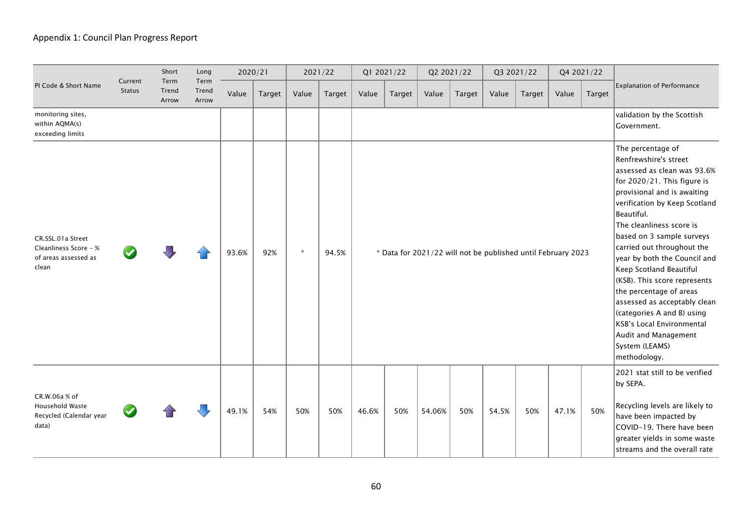Appendix 1: Council Plan Progress Report

| PI Code & Short Name | Current Status | Short Term Trend Arrow | Long Term Trend Arrow | 2020/21 | | 2021/22 | | Q1 2021/22 | | Q2 2021/22 | | Q3 2021/22 | | Q4 2021/22 | | Explanation of Performance |
|---|---|---|---|---|---|---|---|---|---|---|---|---|---|---|---|---|
| | | | | Value | Target | Value | Target | Value | Target | Value | Target | Value | Target | Value | Target | |
| monitoring sites, within AQMA(s) exceeding limits | | | | | | | | | | | | | | | | validation by the Scottish Government. |
| CR.SSL.01a Street Cleanliness Score - % of areas assessed as clean | | | | 93.6% | 92% | * | 94.5% | * Data for 2021/22 will not be published until February 2023 | | | | | | | | The percentage of Renfrewshire's street assessed as clean was 93.6% for 2020/21. This figure is provisional and is awaiting verification by Keep Scotland Beautiful.<br>The cleanliness score is based on 3 sample surveys carried out throughout the year by both the Council and Keep Scotland Beautiful (KSB). This score represents the percentage of areas assessed as acceptably clean (categories A and B) using KSB's Local Environmental Audit and Management System (LEAMS) methodology. |
| CR.W.06a % of Household Waste Recycled (Calendar year data) | | | | 49.1% | 54% | 50% | 50% | 46.6% | 50% | 54.06% | 50% | 54.5% | 50% | 47.1% | 50% | 2021 stat still to be verified by SEPA.<br><br>Recycling levels are likely to have been impacted by COVID-19. There have been greater yields in some waste streams and the overall rate |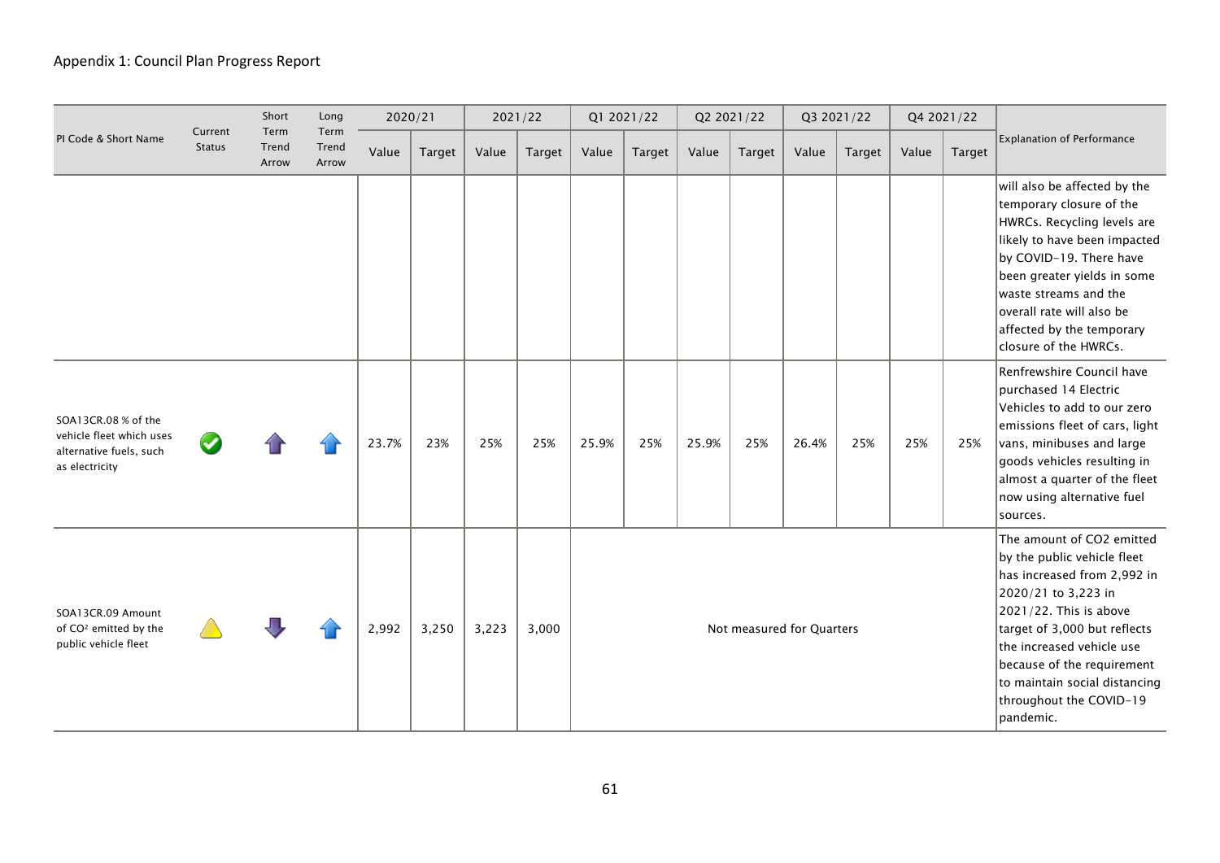Appendix 1: Council Plan Progress Report

| PI Code & Short Name | Current Status | Short Term Trend Arrow | Long Term Trend Arrow | 2020/21 | | 2021/22 | | Q1 2021/22 | | Q2 2021/22 | | Q3 2021/22 | | Q4 2021/22 | | Explanation of Performance |
|---|---|---|---|---|---|---|---|---|---|---|---|---|---|---|---|---|
| | | | | Value | Target | Value | Target | Value | Target | Value | Target | Value | Target | Value | Target | |
| | | | | | | | | | | | | | | | | will also be affected by the temporary closure of the HWRCs. Recycling levels are likely to have been impacted by COVID-19. There have been greater yields in some waste streams and the overall rate will also be affected by the temporary closure of the HWRCs. |
| SOA13CR.08 % of the vehicle fleet which uses alternative fuels, such as electricity | | | | 23.7% | 23% | 25% | 25% | 25.9% | 25% | 25.9% | 25% | 26.4% | 25% | 25% | 25% | Renfrewshire Council have purchased 14 Electric Vehicles to add to our zero emissions fleet of cars, light vans, minibuses and large goods vehicles resulting in almost a quarter of the fleet now using alternative fuel sources. |
| SOA13CR.09 Amount of $CO^2$ emitted by the public vehicle fleet | | | | 2,992 | 3,250 | 3,223 | 3,000 | Not measured for Quarters | | | | | | | | The amount of CO2 emitted by the public vehicle fleet has increased from 2,992 in 2020/21 to 3,223 in 2021/22. This is above target of 3,000 but reflects the increased vehicle use because of the requirement to maintain social distancing throughout the COVID-19 pandemic. |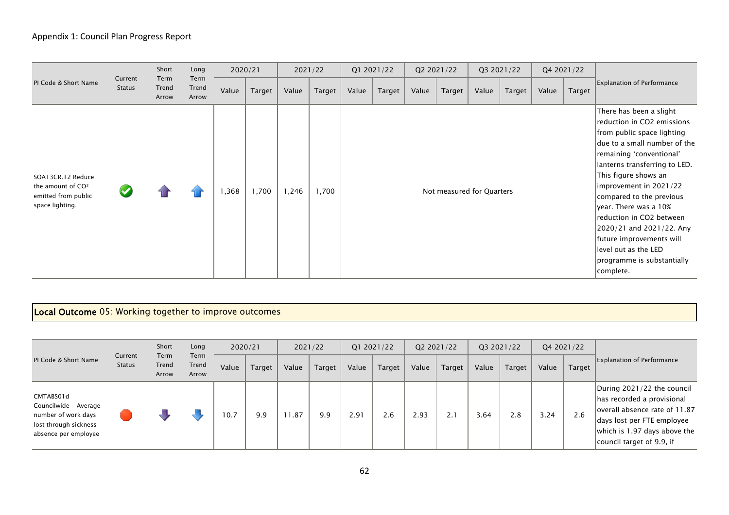Appendix 1: Council Plan Progress Report

| PI Code & Short Name | Current Status | Short Term Trend Arrow | Long Term Trend Arrow | 2020/21 | | 2021/22 | | Q1 2021/22 | | Q2 2021/22 | | Q3 2021/22 | | Q4 2021/22 | | Explanation of Performance |
|---|---|---|---|---|---|---|---|---|---|---|---|---|---|---|---|---|
| | | | | Value | Target | Value | Target | Value | Target | Value | Target | Value | Target | Value | Target | |
| SOA13CR.12 Reduce the amount of $CO^2$ emitted from public space lighting. | | | | 1,368 | 1,700 | 1,246 | 1,700 | Not measured for Quarters | | | | | | | | There has been a slight reduction in CO2 emissions from public space lighting due to a small number of the remaining 'conventional' lanterns transferring to LED. This figure shows an improvement in 2021/22 compared to the previous year. There was a 10% reduction in CO2 between 2020/21 and 2021/22. Any future improvements will level out as the LED programme is substantially complete. |

## **Local Outcome** 05: Working together to improve outcomes

| PI Code & Short Name | Current Status | Short Term Trend Arrow | Long Term Trend Arrow | 2020/21 | | 2021/22 | | Q1 2021/22 | | Q2 2021/22 | | Q3 2021/22 | | Q4 2021/22 | | Explanation of Performance |
|---|---|---|---|---|---|---|---|---|---|---|---|---|---|---|---|---|
| | | | | Value | Target | Value | Target | Value | Target | Value | Target | Value | Target | Value | Target | |
| CMTABS01d Councilwide - Average number of work days lost through sickness absence per employee | | | | 10.7 | 9.9 | 11.87 | 9.9 | 2.91 | 2.6 | 2.93 | 2.1 | 3.64 | 2.8 | 3.24 | 2.6 | During 2021/22 the council has recorded a provisional overall absence rate of 11.87 days lost per FTE employee which is 1.97 days above the council target of 9.9, if |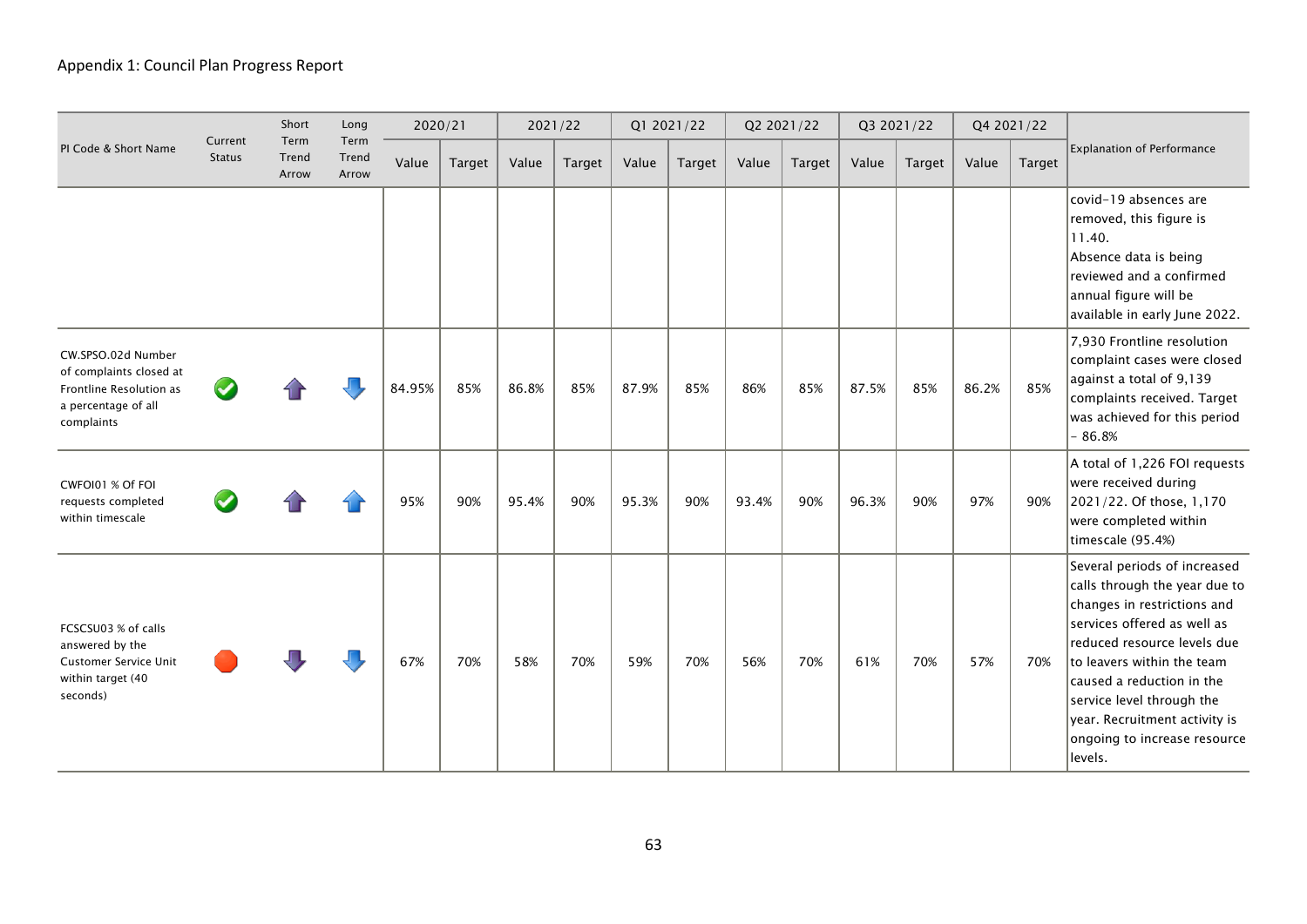Appendix 1: Council Plan Progress Report

| PI Code & Short Name | Current Status | Short Term Trend Arrow | Long Term Trend Arrow | 2020/21 | | 2021/22 | | Q1 2021/22 | | Q2 2021/22 | | Q3 2021/22 | | Q4 2021/22 | | Explanation of Performance |
|---|---|---|---|---|---|---|---|---|---|---|---|---|---|---|---|---|
| | | | | Value | Target | Value | Target | Value | Target | Value | Target | Value | Target | Value | Target | |
| | | | | | | | | | | | | | | | | covid-19 absences are removed, this figure is 11.40. Absence data is being reviewed and a confirmed annual figure will be available in early June 2022. |
| CW.SPSO.02d Number of complaints closed at Frontline Resolution as a percentage of all complaints | | | | 84.95% | 85% | 86.8% | 85% | 87.9% | 85% | 86% | 85% | 87.5% | 85% | 86.2% | 85% | 7,930 Frontline resolution complaint cases were closed against a total of 9,139 complaints received. Target was achieved for this period - 86.8% |
| CWFOI01 % Of FOI requests completed within timescale | | | | 95% | 90% | 95.4% | 90% | 95.3% | 90% | 93.4% | 90% | 96.3% | 90% | 97% | 90% | A total of 1,226 FOI requests were received during 2021/22. Of those, 1,170 were completed within timescale (95.4%) |
| FCSCSU03 % of calls answered by the Customer Service Unit within target (40 seconds) | | | | 67% | 70% | 58% | 70% | 59% | 70% | 56% | 70% | 61% | 70% | 57% | 70% | Several periods of increased calls through the year due to changes in restrictions and services offered as well as reduced resource levels due to leavers within the team caused a reduction in the service level through the year. Recruitment activity is ongoing to increase resource levels. |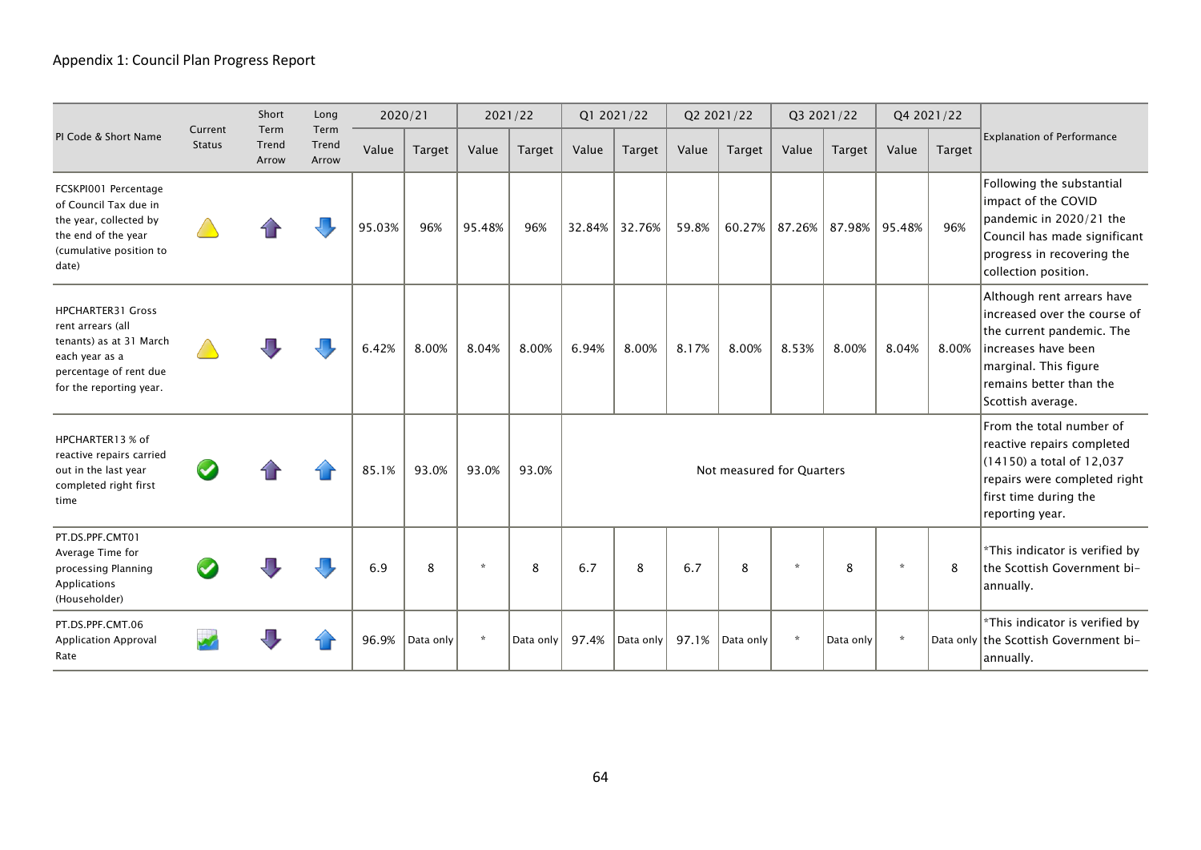Appendix 1: Council Plan Progress Report

| PI Code & Short Name | Current Status | Short Term Trend Arrow | Long Term Trend Arrow | 2020/21 | | 2021/22 | | Q1 2021/22 | | Q2 2021/22 | | Q3 2021/22 | | Q4 2021/22 | | Explanation of Performance |
|---|---|---|---|---|---|---|---|---|---|---|---|---|---|---|---|---|
| | | | | Value | Target | Value | Target | Value | Target | Value | Target | Value | Target | Value | Target | |
| FCSKPI001 Percentage of Council Tax due in the year, collected by the end of the year (cumulative position to date) | | | | 95.03% | 96% | 95.48% | 96% | 32.84% | 32.76% | 59.8% | 60.27% | 87.26% | 87.98% | 95.48% | 96% | Following the substantial impact of the COVID pandemic in 2020/21 the Council has made significant progress in recovering the collection position. |
| HPCHARTER31 Gross rent arrears (all tenants) as at 31 March each year as a percentage of rent due for the reporting year. | | | | 6.42% | 8.00% | 8.04% | 8.00% | 6.94% | 8.00% | 8.17% | 8.00% | 8.53% | 8.00% | 8.04% | 8.00% | Although rent arrears have increased over the course of the current pandemic. The increases have been marginal. This figure remains better than the Scottish average. |
| HPCHARTER13 % of reactive repairs carried out in the last year completed right first time | | | | 85.1% | 93.0% | 93.0% | 93.0% | Not measured for Quarters | | | | | | | | From the total number of reactive repairs completed (14150) a total of 12,037 repairs were completed right first time during the reporting year. |
| PT.DS.PPF.CMT01 Average Time for processing Planning Applications (Householder) | | | | 6.9 | 8 | * | 8 | 6.7 | 8 | 6.7 | 8 | * | 8 | * | 8 | *This indicator is verified by the Scottish Government bi-annually. |
| PT.DS.PPF.CMT.06 Application Approval Rate | | | | 96.9% | Data only | * | Data only | 97.4% | Data only | 97.1% | Data only | * | Data only | * | Data only | *This indicator is verified by the Scottish Government bi-annually. |